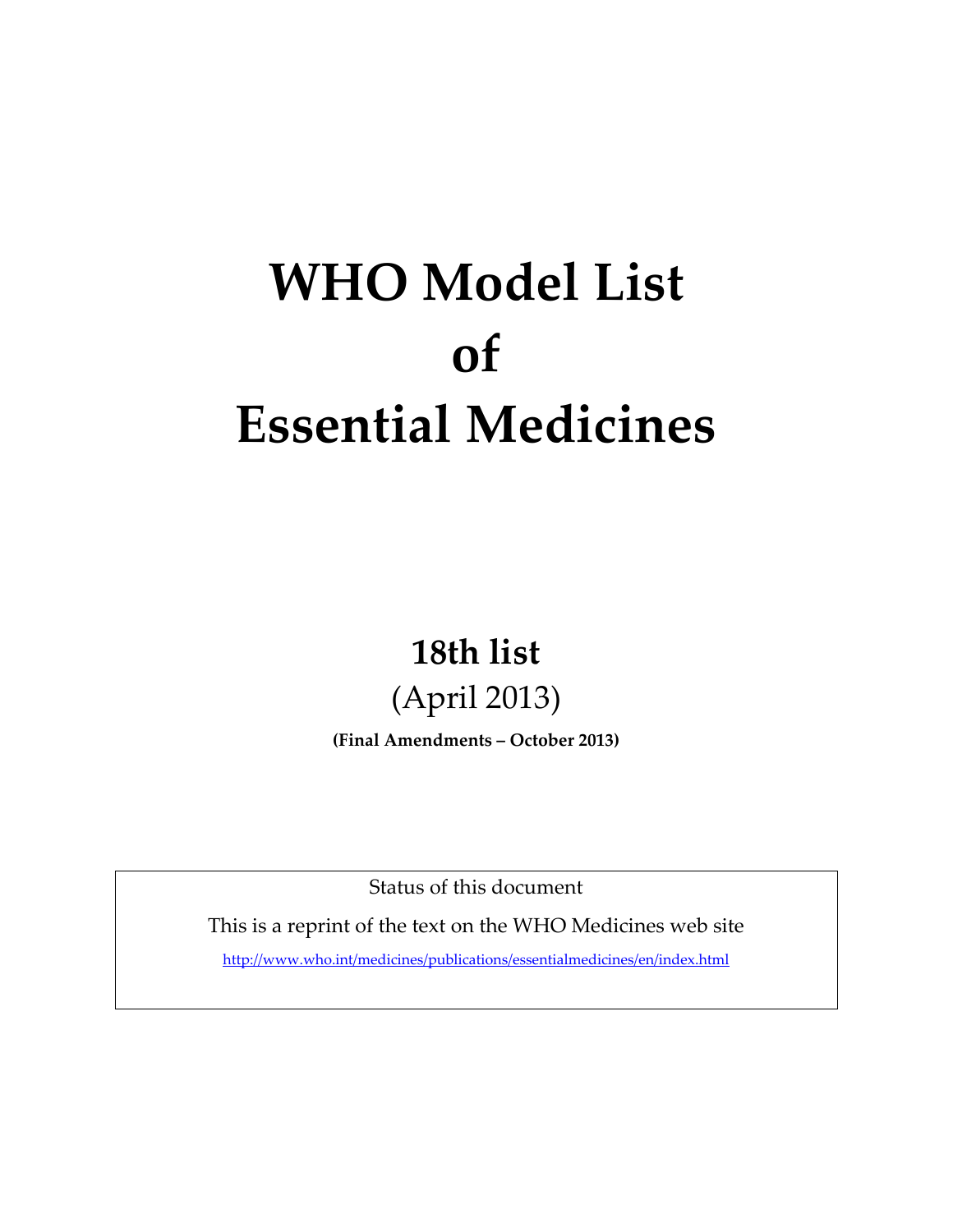# WHO Model List of Essential Medicines

## 18th list

(April 2013)

**(Final Amendments – October 2013)**

Status of this document

This is a reprint of the text on the WHO Medicines web site

http://www.who.int/medicines/publications/essentialmedicines/en/index.html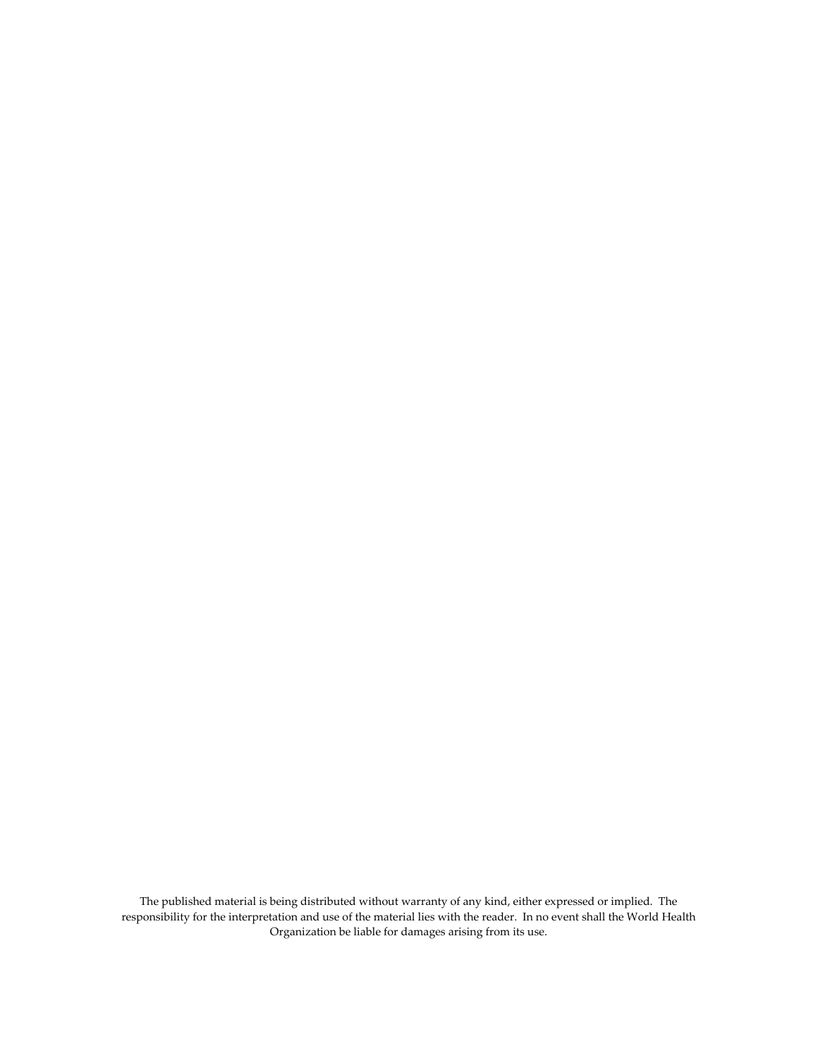The published material is being distributed without warranty of any kind, either expressed or implied. The responsibility for the interpretation and use of the material lies with the reader. In no event shall the World Health Organization be liable for damages arising from its use.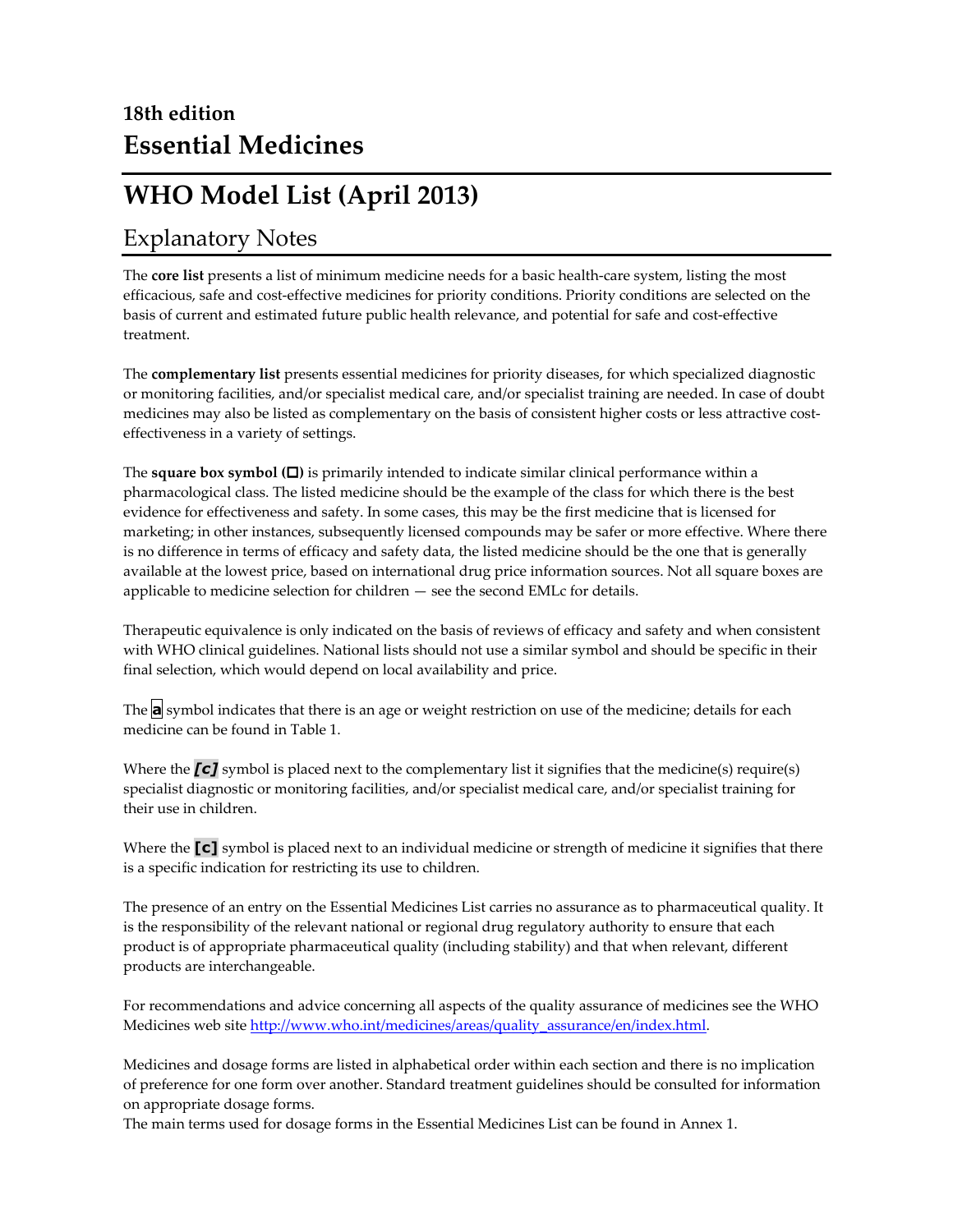**18th edition**

# Essential Medicines

## WHO Model List (April 2013)

### Explanatory Notes

The **core list** presents a list of minimum medicine needs for a basic health-care system, listing the most efficacious, safe and cost-effective medicines for priority conditions. Priority conditions are selected on the basis of current and estimated future public health relevance, and potential for safe and cost-effective treatment.

The **complementary list** presents essential medicines for priority diseases, for which specialized diagnostic or monitoring facilities, and/or specialist medical care, and/or specialist training are needed. In case of doubt medicines may also be listed as complementary on the basis of consistent higher costs or less attractive cost-effectiveness in a variety of settings.

The **square box symbol (□)** is primarily intended to indicate similar clinical performance within a pharmacological class. The listed medicine should be the example of the class for which there is the best evidence for effectiveness and safety. In some cases, this may be the first medicine that is licensed for marketing; in other instances, subsequently licensed compounds may be safer or more effective. Where there is no difference in terms of efficacy and safety data, the listed medicine should be the one that is generally available at the lowest price, based on international drug price information sources. Not all square boxes are applicable to medicine selection for children — see the second EMLc for details.

Therapeutic equivalence is only indicated on the basis of reviews of efficacy and safety and when consistent with WHO clinical guidelines. National lists should not use a similar symbol and should be specific in their final selection, which would depend on local availability and price.

The **a** symbol indicates that there is an age or weight restriction on use of the medicine; details for each medicine can be found in Table 1.

Where the ***[c]*** symbol is placed next to the complementary list it signifies that the medicine(s) require(s) specialist diagnostic or monitoring facilities, and/or specialist medical care, and/or specialist training for their use in children.

Where the **[c]** symbol is placed next to an individual medicine or strength of medicine it signifies that there is a specific indication for restricting its use to children.

The presence of an entry on the Essential Medicines List carries no assurance as to pharmaceutical quality. It is the responsibility of the relevant national or regional drug regulatory authority to ensure that each product is of appropriate pharmaceutical quality (including stability) and that when relevant, different products are interchangeable.

For recommendations and advice concerning all aspects of the quality assurance of medicines see the WHO Medicines web site http://www.who.int/medicines/areas/quality_assurance/en/index.html.

Medicines and dosage forms are listed in alphabetical order within each section and there is no implication of preference for one form over another. Standard treatment guidelines should be consulted for information on appropriate dosage forms.
The main terms used for dosage forms in the Essential Medicines List can be found in Annex 1.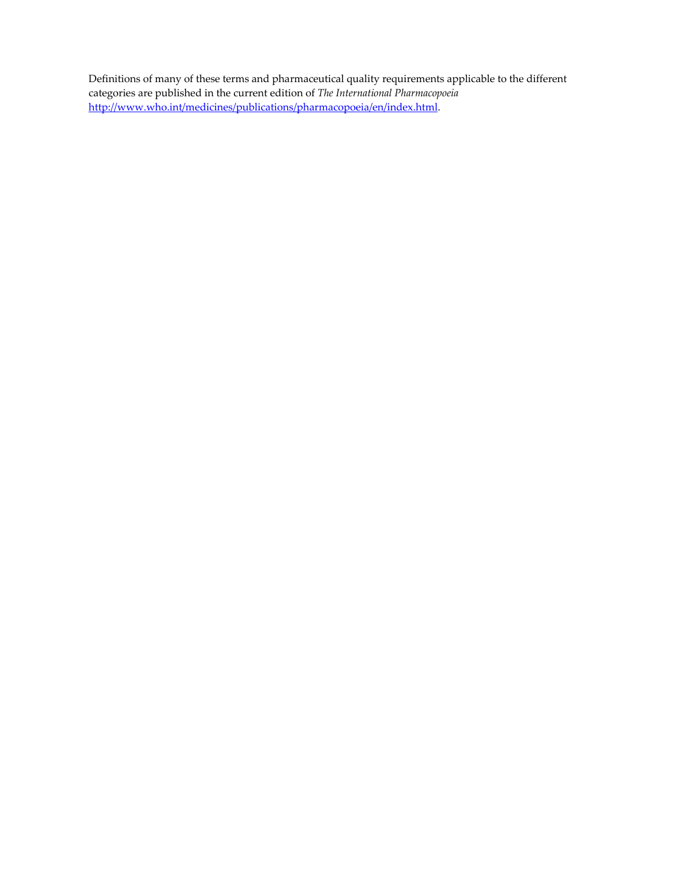Definitions of many of these terms and pharmaceutical quality requirements applicable to the different categories are published in the current edition of *The International Pharmacopoeia* [http://www.who.int/medicines/publications/pharmacopoeia/en/index.html](http://www.who.int/medicines/publications/pharmacopoeia/en/index.html).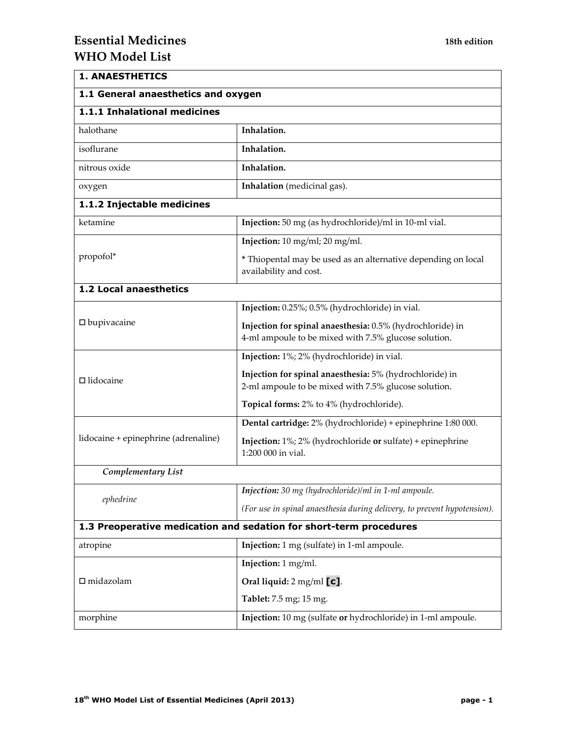# Essential Medicines
# WHO Model List

18th edition

| 1. ANAESTHETICS | |
|---|---|
| **1.1 General anaesthetics and oxygen** | |
| **1.1.1 Inhalational medicines** | |
| halothane | **Inhalation.** |
| isoflurane | **Inhalation.** |
| nitrous oxide | **Inhalation.** |
| oxygen | **Inhalation** (medicinal gas). |
| **1.1.2 Injectable medicines** | |
| ketamine | **Injection:** 50 mg (as hydrochloride)/ml in 10-ml vial. |
| propofol* | **Injection:** 10 mg/ml; 20 mg/ml.<br>* Thiopental may be used as an alternative depending on local availability and cost. |
| **1.2 Local anaesthetics** | |
| □ bupivacaine | **Injection:** 0.25%; 0.5% (hydrochloride) in vial.<br>**Injection for spinal anaesthesia:** 0.5% (hydrochloride) in 4-ml ampoule to be mixed with 7.5% glucose solution. |
| □ lidocaine | **Injection:** 1%; 2% (hydrochloride) in vial.<br>**Injection for spinal anaesthesia:** 5% (hydrochloride) in 2-ml ampoule to be mixed with 7.5% glucose solution.<br>**Topical forms:** 2% to 4% (hydrochloride). |
| lidocaine + epinephrine (adrenaline) | **Dental cartridge:** 2% (hydrochloride) + epinephrine 1:80 000.<br>**Injection:** 1%; 2% (hydrochloride **or** sulfate) + epinephrine 1:200 000 in vial. |
| *Complementary List* | |
| *ephedrine* | ***Injection:** 30 mg (hydrochloride)/ml in 1-ml ampoule.*<br>*(For use in spinal anaesthesia during delivery, to prevent hypotension).* |
| **1.3 Preoperative medication and sedation for short-term procedures** | |
| atropine | **Injection:** 1 mg (sulfate) in 1-ml ampoule. |
| □ midazolam | **Injection:** 1 mg/ml.<br>**Oral liquid:** 2 mg/ml **[c]**.<br>**Tablet:** 7.5 mg; 15 mg. |
| morphine | **Injection:** 10 mg (sulfate **or** hydrochloride) in 1-ml ampoule. |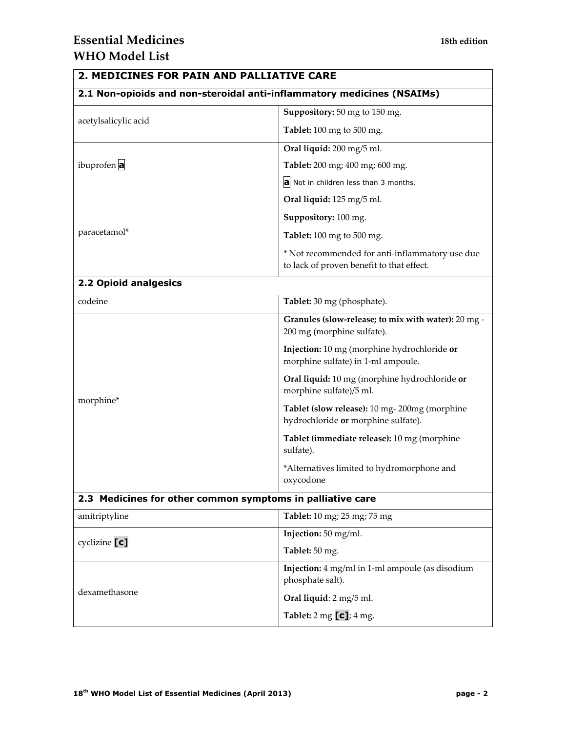## 2. MEDICINES FOR PAIN AND PALLIATIVE CARE

### 2.1 Non-opioids and non-steroidal anti-inflammatory medicines (NSAIMs)

| Medicine | Formulations |
|---|---|
| acetylsalicylic acid | **Suppository:** 50 mg to 150 mg.<br>**Tablet:** 100 mg to 500 mg. |
| ibuprofen **a** | **Oral liquid:** 200 mg/5 ml.<br>**Tablet:** 200 mg; 400 mg; 600 mg.<br>**a** Not in children less than 3 months. |
| paracetamol* | **Oral liquid:** 125 mg/5 ml.<br>**Suppository:** 100 mg.<br>**Tablet:** 100 mg to 500 mg.<br>* Not recommended for anti-inflammatory use due to lack of proven benefit to that effect. |

### 2.2 Opioid analgesics

| Medicine | Formulations |
|---|---|
| codeine | **Tablet:** 30 mg (phosphate). |
| morphine* | **Granules (slow-release; to mix with water):** 20 mg - 200 mg (morphine sulfate).<br>**Injection:** 10 mg (morphine hydrochloride **or** morphine sulfate) in 1-ml ampoule.<br>**Oral liquid:** 10 mg (morphine hydrochloride **or** morphine sulfate)/5 ml.<br>**Tablet (slow release):** 10 mg- 200mg (morphine hydrochloride **or** morphine sulfate).<br>**Tablet (immediate release):** 10 mg (morphine sulfate).<br>*Alternatives limited to hydromorphone and oxycodone |

### 2.3 Medicines for other common symptoms in palliative care

| Medicine | Formulations |
|---|---|
| amitriptyline | **Tablet:** 10 mg; 25 mg; 75 mg |
| cyclizine **[c]** | **Injection:** 50 mg/ml.<br>**Tablet:** 50 mg. |
| dexamethasone | **Injection:** 4 mg/ml in 1-ml ampoule (as disodium phosphate salt).<br>**Oral liquid**: 2 mg/5 ml.<br>**Tablet:** 2 mg **[c]**; 4 mg. |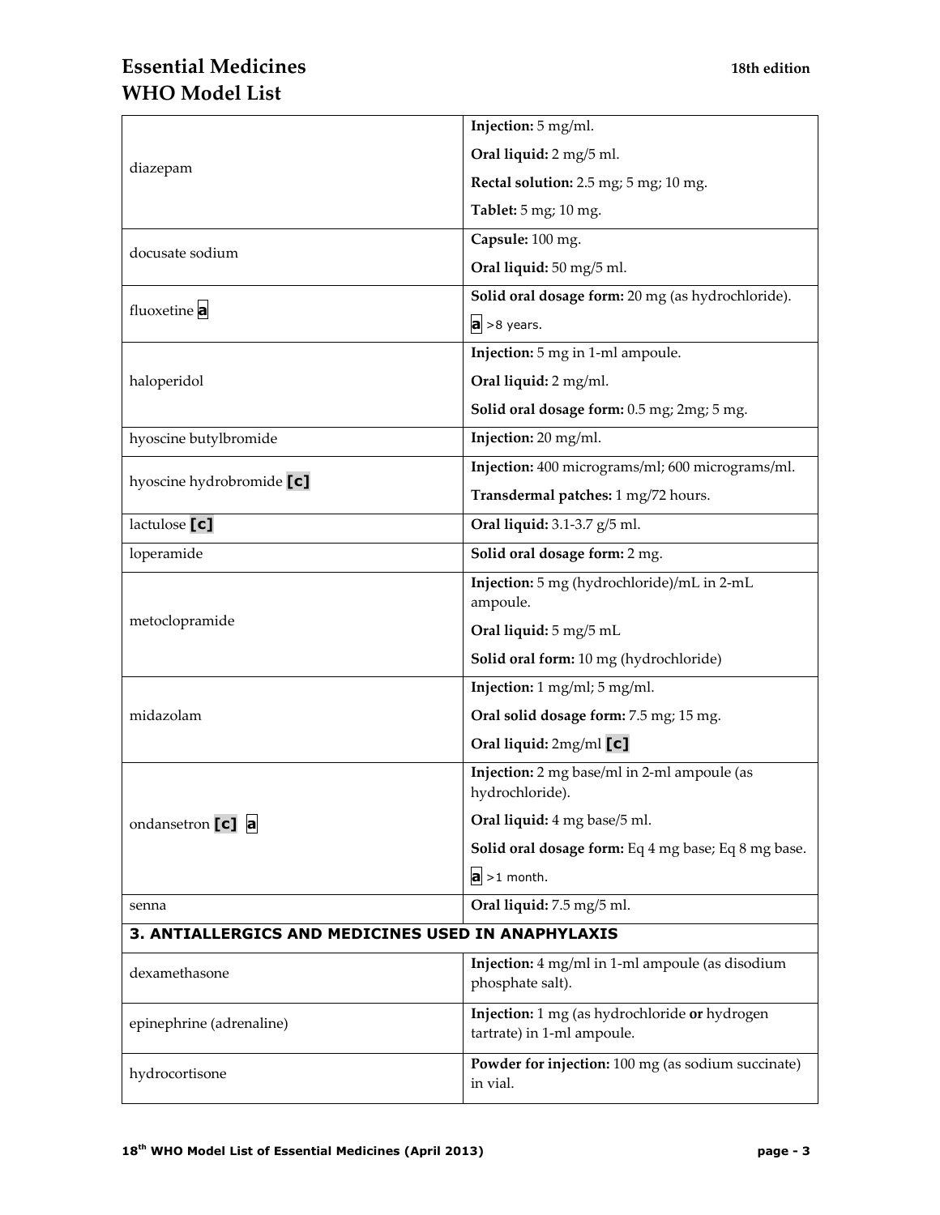| | |
|---|---|
| diazepam | **Injection:** 5 mg/ml.<br>**Oral liquid:** 2 mg/5 ml.<br>**Rectal solution:** 2.5 mg; 5 mg; 10 mg.<br>**Tablet:** 5 mg; 10 mg. |
| docusate sodium | **Capsule:** 100 mg.<br>**Oral liquid:** 50 mg/5 ml. |
| fluoxetine **a** | **Solid oral dosage form:** 20 mg (as hydrochloride).<br>**a** >8 years. |
| haloperidol | **Injection:** 5 mg in 1-ml ampoule.<br>**Oral liquid:** 2 mg/ml.<br>**Solid oral dosage form:** 0.5 mg; 2mg; 5 mg. |
| hyoscine butylbromide | **Injection:** 20 mg/ml. |
| hyoscine hydrobromide **[c]** | **Injection:** 400 micrograms/ml; 600 micrograms/ml.<br>**Transdermal patches:** 1 mg/72 hours. |
| lactulose **[c]** | **Oral liquid:** 3.1-3.7 g/5 ml. |
| loperamide | **Solid oral dosage form:** 2 mg. |
| metoclopramide | **Injection:** 5 mg (hydrochloride)/mL in 2-mL ampoule.<br>**Oral liquid:** 5 mg/5 mL<br>**Solid oral form:** 10 mg (hydrochloride) |
| midazolam | **Injection:** 1 mg/ml; 5 mg/ml.<br>**Oral solid dosage form:** 7.5 mg; 15 mg.<br>**Oral liquid:** 2mg/ml **[c]** |
| ondansetron **[c]** **a** | **Injection:** 2 mg base/ml in 2-ml ampoule (as hydrochloride).<br>**Oral liquid:** 4 mg base/5 ml.<br>**Solid oral dosage form:** Eq 4 mg base; Eq 8 mg base.<br>**a** >1 month. |
| senna | **Oral liquid:** 7.5 mg/5 ml. |
| **3. ANTIALLERGICS AND MEDICINES USED IN ANAPHYLAXIS** | |
| dexamethasone | **Injection:** 4 mg/ml in 1-ml ampoule (as disodium phosphate salt). |
| epinephrine (adrenaline) | **Injection:** 1 mg (as hydrochloride **or** hydrogen tartrate) in 1-ml ampoule. |
| hydrocortisone | **Powder for injection:** 100 mg (as sodium succinate) in vial. |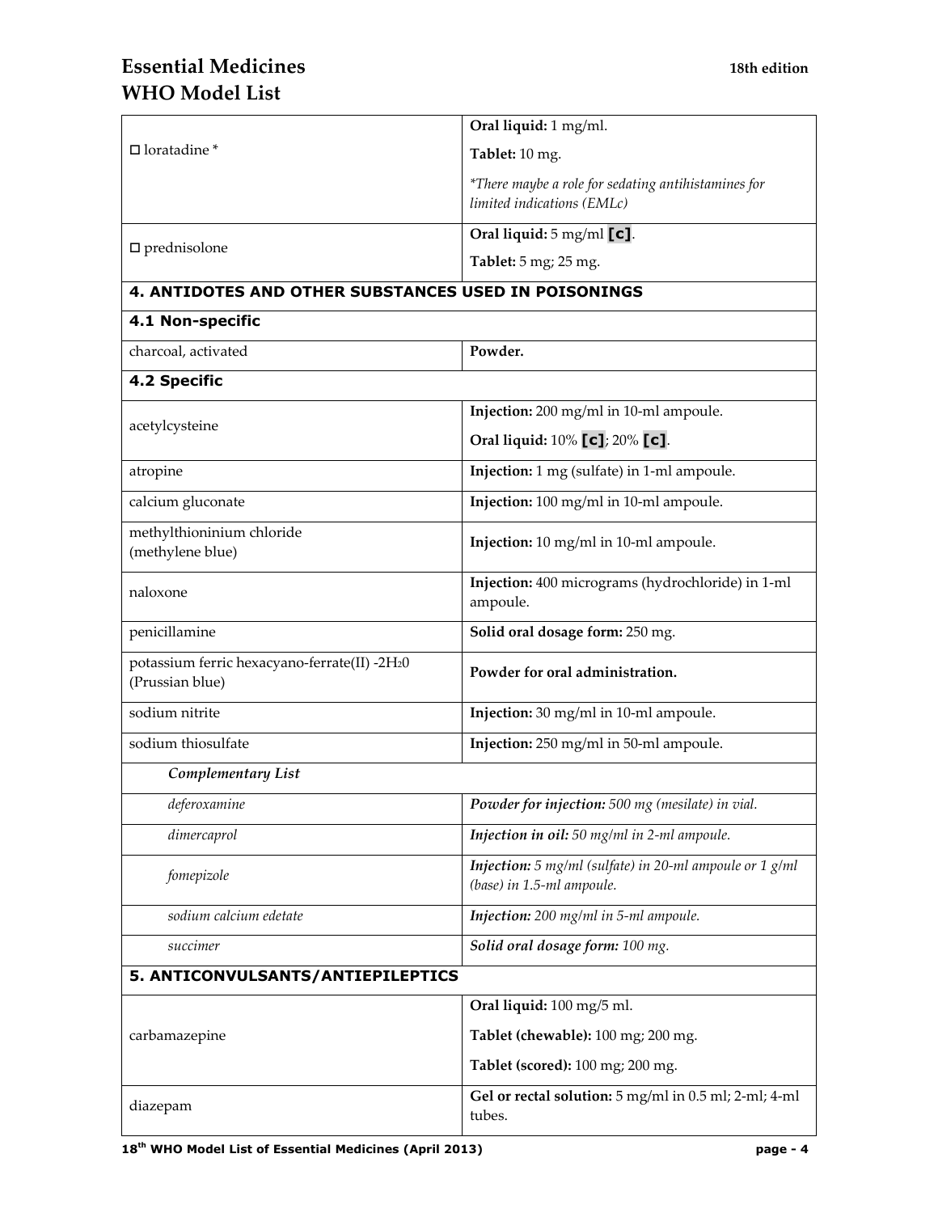| | |
|---|---|
| □ loratadine * | **Oral liquid:** 1 mg/ml.<br>**Tablet:** 10 mg.<br>*\*There maybe a role for sedating antihistamines for limited indications (EMLc)* |
| □ prednisolone | **Oral liquid:** 5 mg/ml **[c]**.<br>**Tablet:** 5 mg; 25 mg. |
| **4. ANTIDOTES AND OTHER SUBSTANCES USED IN POISONINGS** | |
| **4.1 Non-specific** | |
| charcoal, activated | **Powder.** |
| **4.2 Specific** | |
| acetylcysteine | **Injection:** 200 mg/ml in 10-ml ampoule.<br>**Oral liquid:** 10% **[c]**; 20% **[c]**. |
| atropine | **Injection:** 1 mg (sulfate) in 1-ml ampoule. |
| calcium gluconate | **Injection:** 100 mg/ml in 10-ml ampoule. |
| methylthioninium chloride (methylene blue) | **Injection:** 10 mg/ml in 10-ml ampoule. |
| naloxone | **Injection:** 400 micrograms (hydrochloride) in 1-ml ampoule. |
| penicillamine | **Solid oral dosage form:** 250 mg. |
| potassium ferric hexacyano-ferrate(II) -$2H_20$ (Prussian blue) | **Powder for oral administration.** |
| sodium nitrite | **Injection:** 30 mg/ml in 10-ml ampoule. |
| sodium thiosulfate | **Injection:** 250 mg/ml in 50-ml ampoule. |
| ***Complementary List*** | |
| *deferoxamine* | ***Powder for injection:*** *500 mg (mesilate) in vial.* |
| *dimercaprol* | ***Injection in oil:*** *50 mg/ml in 2-ml ampoule.* |
| *fomepizole* | ***Injection:*** *5 mg/ml (sulfate) in 20-ml ampoule or 1 g/ml (base) in 1.5-ml ampoule.* |
| *sodium calcium edetate* | ***Injection:*** *200 mg/ml in 5-ml ampoule.* |
| *succimer* | ***Solid oral dosage form:*** *100 mg.* |
| **5. ANTICONVULSANTS/ANTIEPILEPTICS** | |
| carbamazepine | **Oral liquid:** 100 mg/5 ml.<br>**Tablet (chewable):** 100 mg; 200 mg.<br>**Tablet (scored):** 100 mg; 200 mg. |
| diazepam | **Gel or rectal solution:** 5 mg/ml in 0.5 ml; 2-ml; 4-ml tubes. |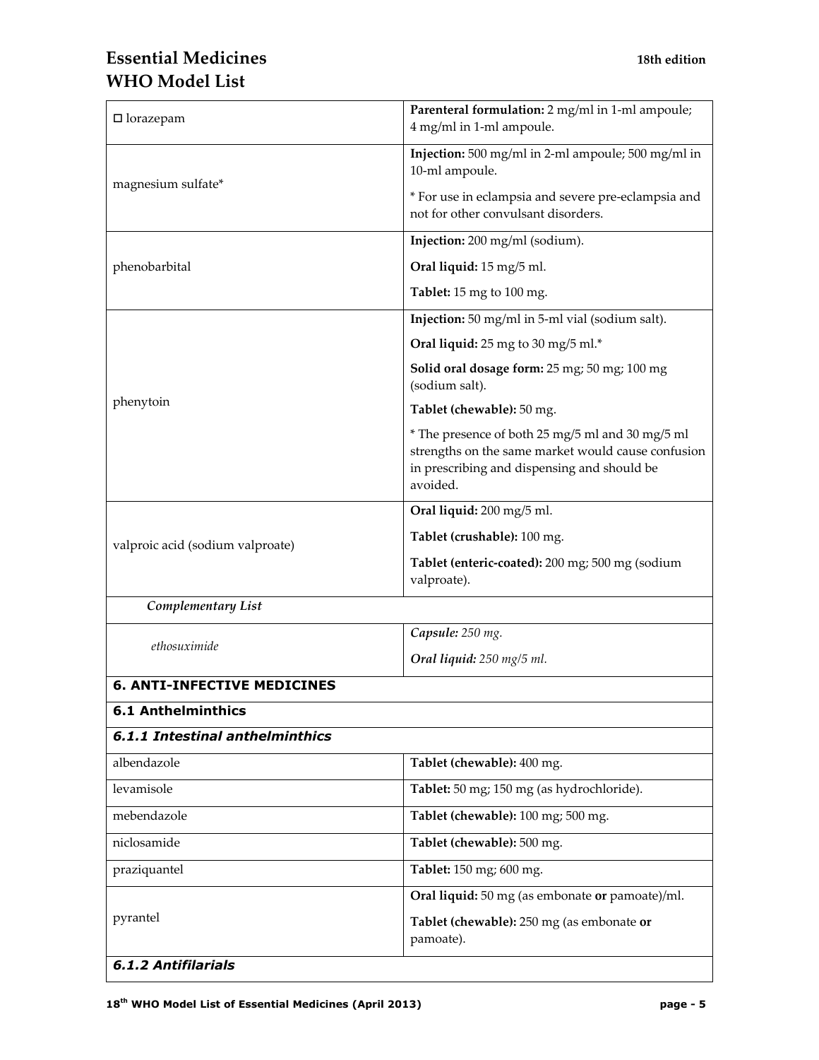| | |
|---|---|
| □ lorazepam | **Parenteral formulation:** 2 mg/ml in 1-ml ampoule; 4 mg/ml in 1-ml ampoule. |
| magnesium sulfate* | **Injection:** 500 mg/ml in 2-ml ampoule; 500 mg/ml in 10-ml ampoule.<br><br>* For use in eclampsia and severe pre-eclampsia and not for other convulsant disorders. |
| phenobarbital | **Injection:** 200 mg/ml (sodium).<br><br>**Oral liquid:** 15 mg/5 ml.<br><br>**Tablet:** 15 mg to 100 mg. |
| phenytoin | **Injection:** 50 mg/ml in 5-ml vial (sodium salt).<br><br>**Oral liquid:** 25 mg to 30 mg/5 ml.*<br><br>**Solid oral dosage form:** 25 mg; 50 mg; 100 mg (sodium salt).<br><br>**Tablet (chewable):** 50 mg.<br><br>* The presence of both 25 mg/5 ml and 30 mg/5 ml strengths on the same market would cause confusion in prescribing and dispensing and should be avoided. |
| valproic acid (sodium valproate) | **Oral liquid:** 200 mg/5 ml.<br><br>**Tablet (crushable):** 100 mg.<br><br>**Tablet (enteric-coated):** 200 mg; 500 mg (sodium valproate). |
| ***Complementary List*** | |
| *ethosuximide* | ***Capsule:*** *250 mg.*<br><br>***Oral liquid:*** *250 mg/5 ml.* |
| **6. ANTI-INFECTIVE MEDICINES** | |
| **6.1 Anthelminthics** | |
| ***6.1.1 Intestinal anthelminthics*** | |
| albendazole | **Tablet (chewable):** 400 mg. |
| levamisole | **Tablet:** 50 mg; 150 mg (as hydrochloride). |
| mebendazole | **Tablet (chewable):** 100 mg; 500 mg. |
| niclosamide | **Tablet (chewable):** 500 mg. |
| praziquantel | **Tablet:** 150 mg; 600 mg. |
| pyrantel | **Oral liquid:** 50 mg (as embonate **or** pamoate)/ml.<br><br>**Tablet (chewable):** 250 mg (as embonate **or** pamoate). |
| ***6.1.2 Antifilarials*** | |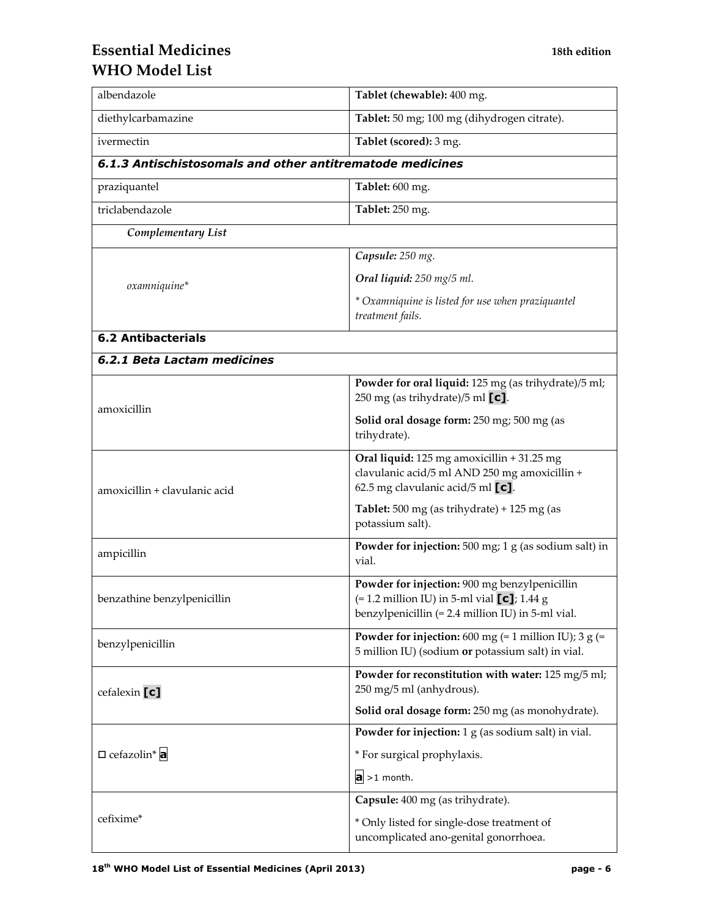| | |
|---|---|
| albendazole | **Tablet (chewable):** 400 mg. |
| diethylcarbamazine | **Tablet:** 50 mg; 100 mg (dihydrogen citrate). |
| ivermectin | **Tablet (scored):** 3 mg. |
| ***6.1.3 Antischistosomals and other antitrematode medicines*** | |
| praziquantel | **Tablet:** 600 mg. |
| triclabendazole | **Tablet:** 250 mg. |
| ***Complementary List*** | |
| *oxamniquine** | ***Capsule:*** *250 mg.*<br><br>***Oral liquid:*** *250 mg/5 ml.*<br><br>** Oxamniquine is listed for use when praziquantel treatment fails.* |
| **6.2 Antibacterials** | |
| ***6.2.1 Beta Lactam medicines*** | |
| amoxicillin | **Powder for oral liquid:** 125 mg (as trihydrate)/5 ml; 250 mg (as trihydrate)/5 ml **[c]**.<br><br>**Solid oral dosage form:** 250 mg; 500 mg (as trihydrate). |
| amoxicillin + clavulanic acid | **Oral liquid:** 125 mg amoxicillin + 31.25 mg clavulanic acid/5 ml AND 250 mg amoxicillin + 62.5 mg clavulanic acid/5 ml **[c]**.<br><br>**Tablet:** 500 mg (as trihydrate) + 125 mg (as potassium salt). |
| ampicillin | **Powder for injection:** 500 mg; 1 g (as sodium salt) in vial. |
| benzathine benzylpenicillin | **Powder for injection:** 900 mg benzylpenicillin (= 1.2 million IU) in 5-ml vial **[c]**; 1.44 g benzylpenicillin (= 2.4 million IU) in 5-ml vial. |
| benzylpenicillin | **Powder for injection:** 600 mg (= 1 million IU); 3 g (= 5 million IU) (sodium **or** potassium salt) in vial. |
| cefalexin **[c]** | **Powder for reconstitution with water:** 125 mg/5 ml; 250 mg/5 ml (anhydrous).<br><br>**Solid oral dosage form:** 250 mg (as monohydrate). |
| □ cefazolin* **a** | **Powder for injection:** 1 g (as sodium salt) in vial.<br><br>* For surgical prophylaxis.<br><br>**a** >1 month. |
| cefixime* | **Capsule:** 400 mg (as trihydrate).<br><br>* Only listed for single-dose treatment of uncomplicated ano-genital gonorrhoea. |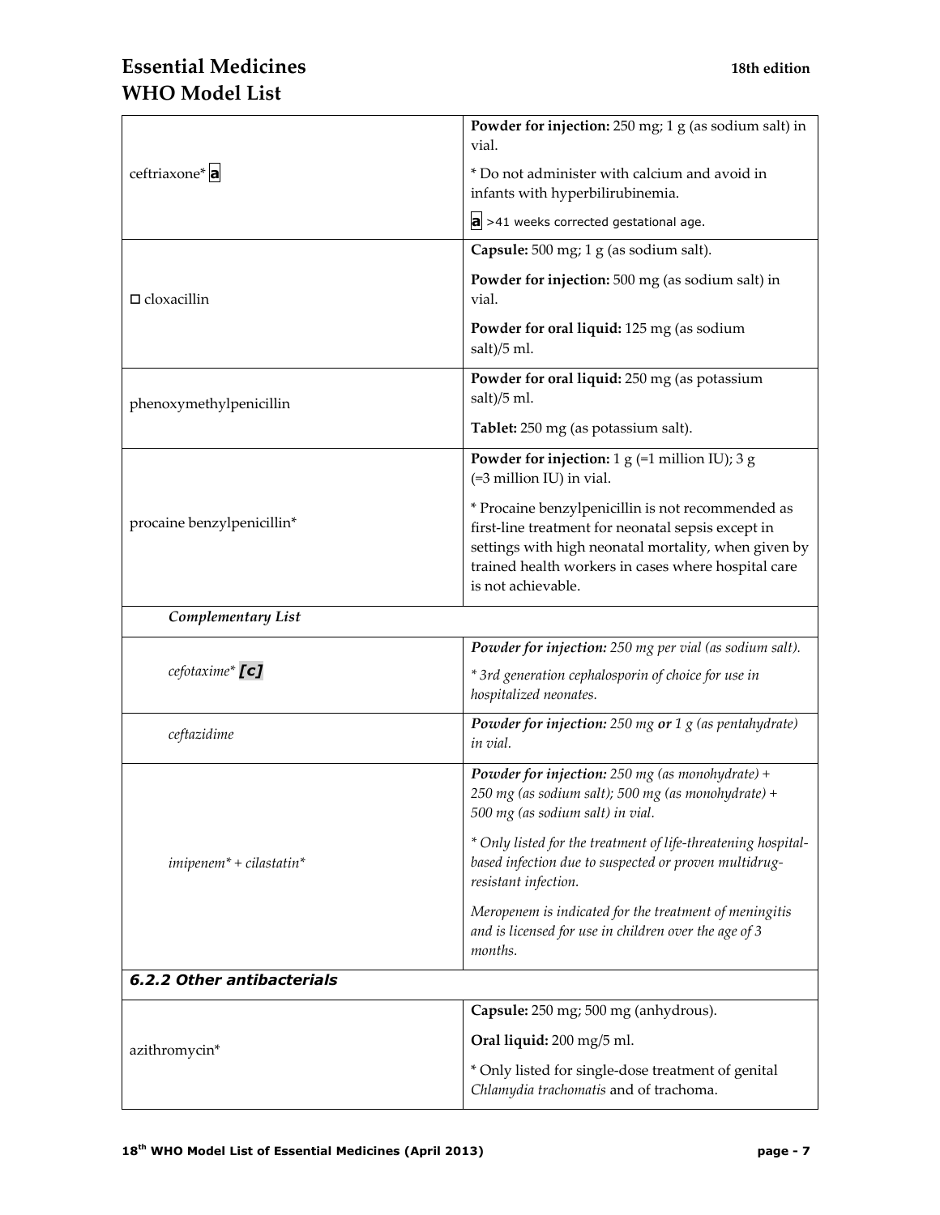| | |
|---|---|
| ceftriaxone* **a** | **Powder for injection:** 250 mg; 1 g (as sodium salt) in vial.<br><br>* Do not administer with calcium and avoid in infants with hyperbilirubinemia.<br><br>**a** >41 weeks corrected gestational age. |
| □ cloxacillin | **Capsule:** 500 mg; 1 g (as sodium salt).<br><br>**Powder for injection:** 500 mg (as sodium salt) in vial.<br><br>**Powder for oral liquid:** 125 mg (as sodium salt)/5 ml. |
| phenoxymethylpenicillin | **Powder for oral liquid:** 250 mg (as potassium salt)/5 ml.<br><br>**Tablet:** 250 mg (as potassium salt). |
| procaine benzylpenicillin* | **Powder for injection:** 1 g (=1 million IU); 3 g (=3 million IU) in vial.<br><br>* Procaine benzylpenicillin is not recommended as first-line treatment for neonatal sepsis except in settings with high neonatal mortality, when given by trained health workers in cases where hospital care is not achievable. |
| ***Complementary List*** | |
| *cefotaxime** ***[c]*** | ***Powder for injection:*** *250 mg per vial (as sodium salt).*<br><br>** 3rd generation cephalosporin of choice for use in hospitalized neonates.* |
| *ceftazidime* | ***Powder for injection:*** *250 mg* ***or*** *1 g (as pentahydrate) in vial.* |
| *imipenem* + cilastatin** | ***Powder for injection:*** *250 mg (as monohydrate) + 250 mg (as sodium salt); 500 mg (as monohydrate) + 500 mg (as sodium salt) in vial.*<br><br>** Only listed for the treatment of life-threatening hospital-based infection due to suspected or proven multidrug-resistant infection.*<br><br>*Meropenem is indicated for the treatment of meningitis and is licensed for use in children over the age of 3 months.* |
| ***6.2.2 Other antibacterials*** | |
| azithromycin* | **Capsule:** 250 mg; 500 mg (anhydrous).<br><br>**Oral liquid:** 200 mg/5 ml.<br><br>* Only listed for single-dose treatment of genital *Chlamydia trachomatis* and of trachoma. |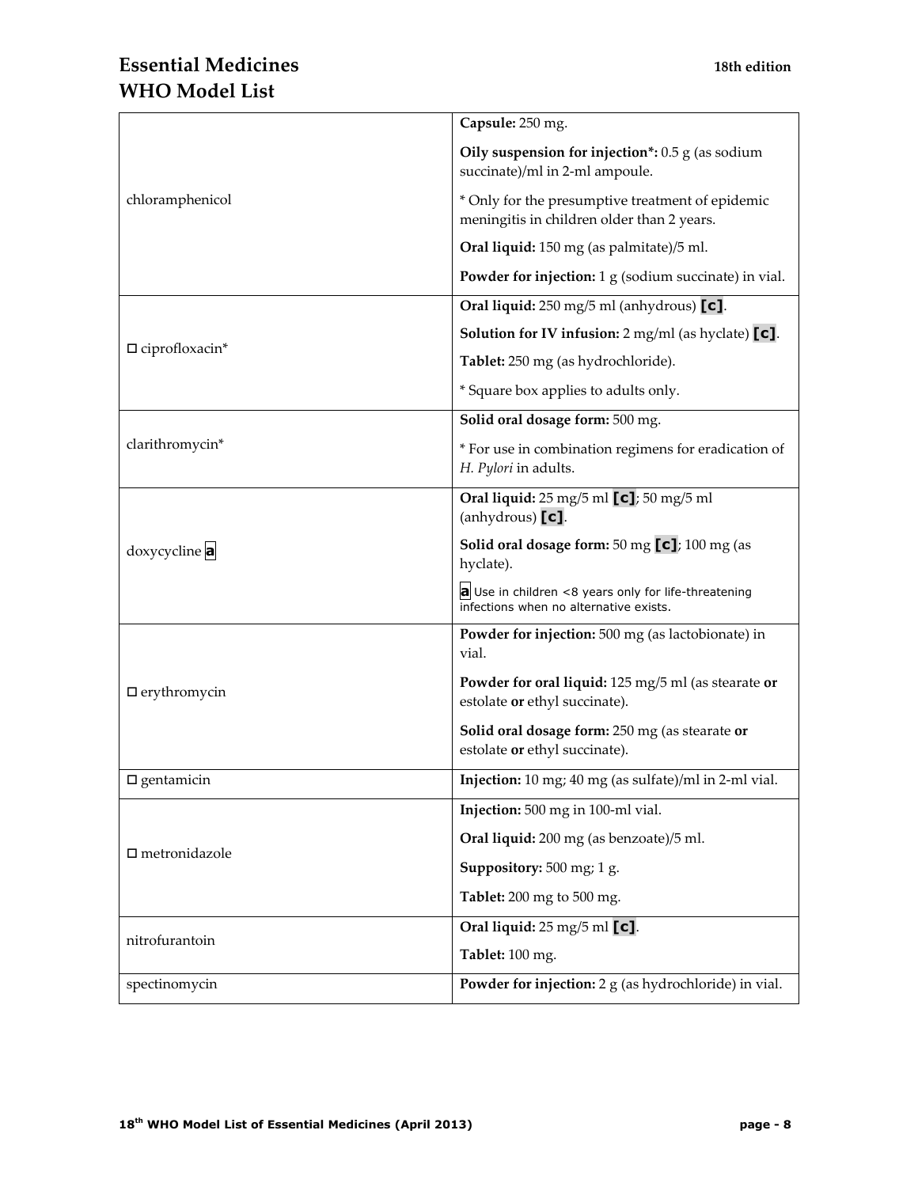| | |
|---|---|
| chloramphenicol | **Capsule:** 250 mg.<br>**Oily suspension for injection*:** 0.5 g (as sodium succinate)/ml in 2-ml ampoule.<br>* Only for the presumptive treatment of epidemic meningitis in children older than 2 years.<br>**Oral liquid:** 150 mg (as palmitate)/5 ml.<br>**Powder for injection:** 1 g (sodium succinate) in vial. |
| □ ciprofloxacin* | **Oral liquid:** 250 mg/5 ml (anhydrous) **[c]**.<br>**Solution for IV infusion:** 2 mg/ml (as hyclate) **[c]**.<br>**Tablet:** 250 mg (as hydrochloride).<br>* Square box applies to adults only. |
| clarithromycin* | **Solid oral dosage form:** 500 mg.<br>* For use in combination regimens for eradication of *H. Pylori* in adults. |
| doxycycline **a** | **Oral liquid:** 25 mg/5 ml **[c]**; 50 mg/5 ml (anhydrous) **[c]**.<br>**Solid oral dosage form:** 50 mg **[c]**; 100 mg (as hyclate).<br>**a** Use in children <8 years only for life-threatening infections when no alternative exists. |
| □ erythromycin | **Powder for injection:** 500 mg (as lactobionate) in vial.<br>**Powder for oral liquid:** 125 mg/5 ml (as stearate **or** estolate **or** ethyl succinate).<br>**Solid oral dosage form:** 250 mg (as stearate **or** estolate **or** ethyl succinate). |
| □ gentamicin | **Injection:** 10 mg; 40 mg (as sulfate)/ml in 2-ml vial. |
| □ metronidazole | **Injection:** 500 mg in 100-ml vial.<br>**Oral liquid:** 200 mg (as benzoate)/5 ml.<br>**Suppository:** 500 mg; 1 g.<br>**Tablet:** 200 mg to 500 mg. |
| nitrofurantoin | **Oral liquid:** 25 mg/5 ml **[c]**.<br>**Tablet:** 100 mg. |
| spectinomycin | **Powder for injection:** 2 g (as hydrochloride) in vial. |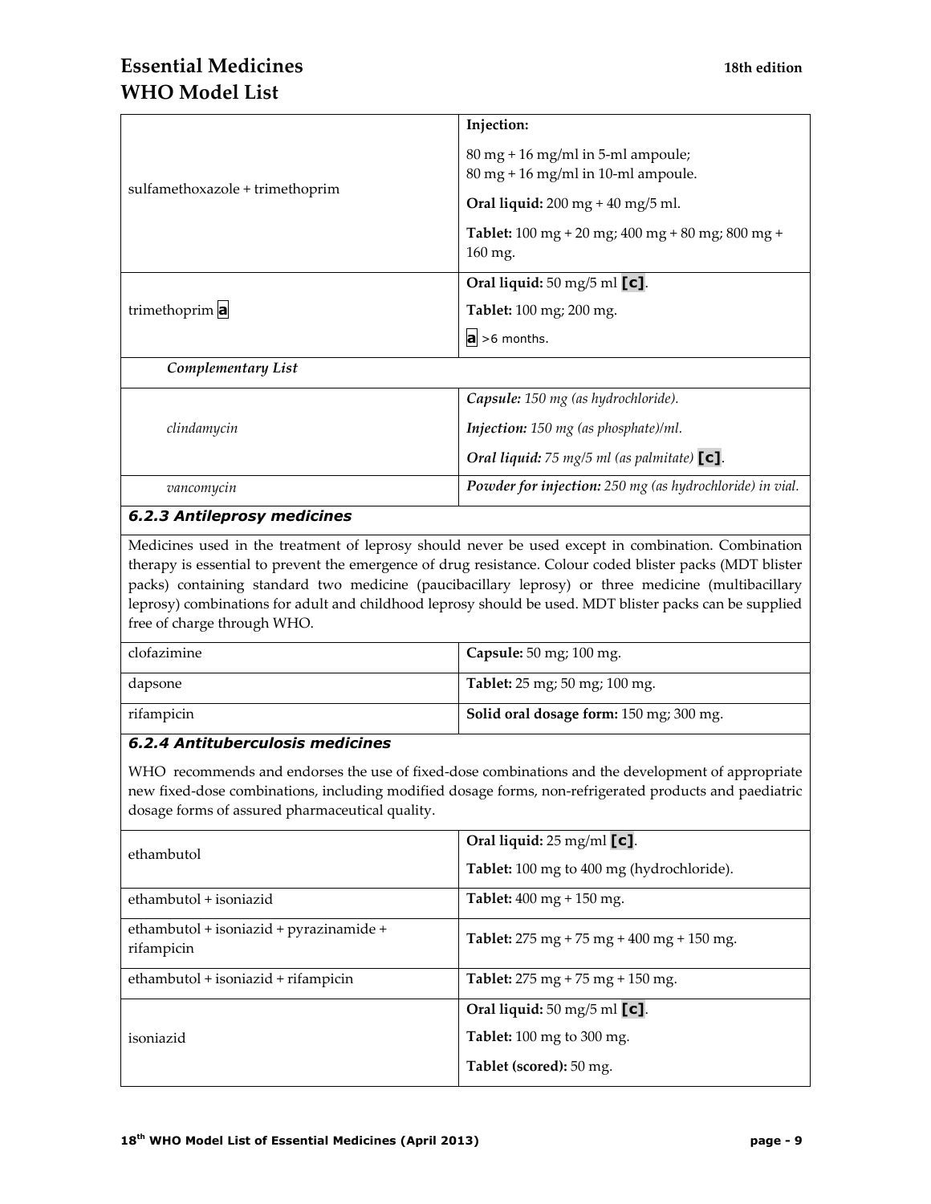| | |
|---|---|
| sulfamethoxazole + trimethoprim | **Injection:** <br> 80 mg + 16 mg/ml in 5-ml ampoule; <br> 80 mg + 16 mg/ml in 10-ml ampoule. <br> **Oral liquid:** 200 mg + 40 mg/5 ml. <br> **Tablet:** 100 mg + 20 mg; 400 mg + 80 mg; 800 mg + 160 mg. |
| trimethoprim **a** | **Oral liquid:** 50 mg/5 ml **[c]**. <br> **Tablet:** 100 mg; 200 mg. <br> **a** >6 months. |
| ***Complementary List*** | |
| *clindamycin* | ***Capsule:*** *150 mg (as hydrochloride).* <br> ***Injection:*** *150 mg (as phosphate)/ml.* <br> ***Oral liquid:*** *75 mg/5 ml (as palmitate)* **[c]**. |
| *vancomycin* | ***Powder for injection:*** *250 mg (as hydrochloride) in vial.* |

### *6.2.3 Antileprosy medicines*

Medicines used in the treatment of leprosy should never be used except in combination. Combination therapy is essential to prevent the emergence of drug resistance. Colour coded blister packs (MDT blister packs) containing standard two medicine (paucibacillary leprosy) or three medicine (multibacillary leprosy) combinations for adult and childhood leprosy should be used. MDT blister packs can be supplied free of charge through WHO.

| | |
|---|---|
| clofazimine | **Capsule:** 50 mg; 100 mg. |
| dapsone | **Tablet:** 25 mg; 50 mg; 100 mg. |
| rifampicin | **Solid oral dosage form:** 150 mg; 300 mg. |

### *6.2.4 Antituberculosis medicines*

WHO recommends and endorses the use of fixed-dose combinations and the development of appropriate new fixed-dose combinations, including modified dosage forms, non-refrigerated products and paediatric dosage forms of assured pharmaceutical quality.

| | |
|---|---|
| ethambutol | **Oral liquid:** 25 mg/ml **[c]**. <br> **Tablet:** 100 mg to 400 mg (hydrochloride). |
| ethambutol + isoniazid | **Tablet:** 400 mg + 150 mg. |
| ethambutol + isoniazid + pyrazinamide + rifampicin | **Tablet:** 275 mg + 75 mg + 400 mg + 150 mg. |
| ethambutol + isoniazid + rifampicin | **Tablet:** 275 mg + 75 mg + 150 mg. |
| isoniazid | **Oral liquid:** 50 mg/5 ml **[c]**. <br> **Tablet:** 100 mg to 300 mg. <br> **Tablet (scored):** 50 mg. |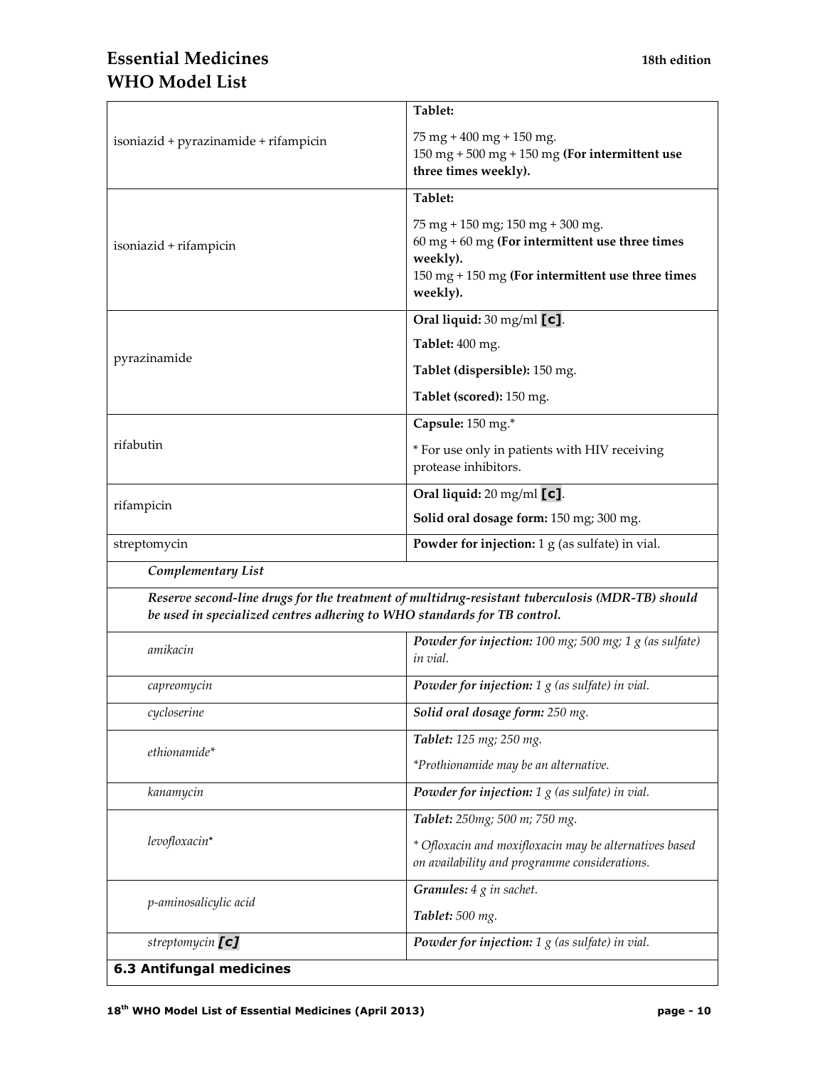| | |
|---|---|
| isoniazid + pyrazinamide + rifampicin | **Tablet:**<br>75 mg + 400 mg + 150 mg.<br>150 mg + 500 mg + 150 mg **(For intermittent use three times weekly).** |
| isoniazid + rifampicin | **Tablet:**<br>75 mg + 150 mg; 150 mg + 300 mg.<br>60 mg + 60 mg **(For intermittent use three times weekly).**<br>150 mg + 150 mg **(For intermittent use three times weekly).** |
| pyrazinamide | **Oral liquid:** 30 mg/ml **[c]**.<br>**Tablet:** 400 mg.<br>**Tablet (dispersible):** 150 mg.<br>**Tablet (scored):** 150 mg. |
| rifabutin | **Capsule:** 150 mg.*<br>* For use only in patients with HIV receiving protease inhibitors. |
| rifampicin | **Oral liquid:** 20 mg/ml **[c]**.<br>**Solid oral dosage form:** 150 mg; 300 mg. |
| streptomycin | **Powder for injection:** 1 g (as sulfate) in vial. |
| ***Complementary List*** | |
| ***Reserve second-line drugs for the treatment of multidrug-resistant tuberculosis (MDR-TB) should be used in specialized centres adhering to WHO standards for TB control.*** | |
| *amikacin* | ***Powder for injection:*** *100 mg; 500 mg; 1 g (as sulfate) in vial.* |
| *capreomycin* | ***Powder for injection:*** *1 g (as sulfate) in vial.* |
| *cycloserine* | ***Solid oral dosage form:*** *250 mg.* |
| *ethionamide** | ***Tablet:*** *125 mg; 250 mg.*<br>**Prothionamide may be an alternative.* |
| *kanamycin* | ***Powder for injection:*** *1 g (as sulfate) in vial.* |
| *levofloxacin** | ***Tablet:*** *250mg; 500 m; 750 mg.*<br>** Ofloxacin and moxifloxacin may be alternatives based on availability and programme considerations.* |
| *p-aminosalicylic acid* | ***Granules:*** *4 g in sachet.*<br>***Tablet:*** *500 mg.* |
| *streptomycin* ***[c]*** | ***Powder for injection:*** *1 g (as sulfate) in vial.* |

### 6.3 Antifungal medicines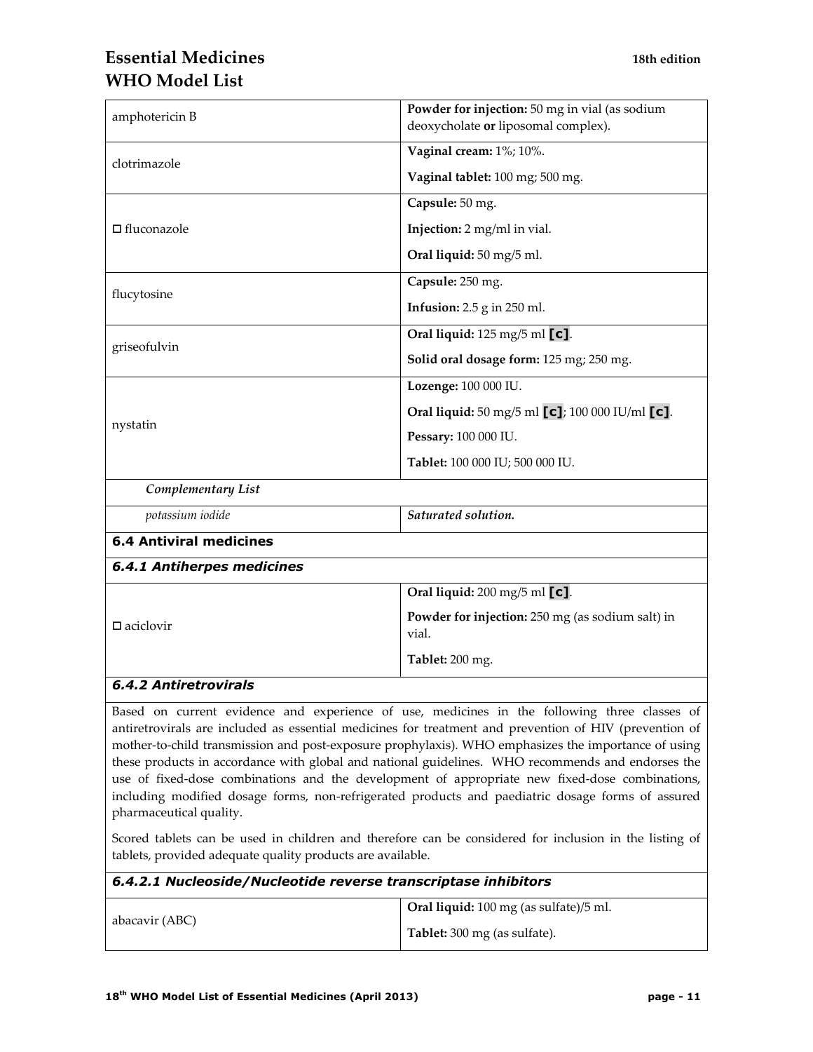| | |
|---|---|
| amphotericin B | **Powder for injection:** 50 mg in vial (as sodium deoxycholate **or** liposomal complex). |
| clotrimazole | **Vaginal cream:** 1%; 10%.<br>**Vaginal tablet:** 100 mg; 500 mg. |
| □ fluconazole | **Capsule:** 50 mg.<br>**Injection:** 2 mg/ml in vial.<br>**Oral liquid:** 50 mg/5 ml. |
| flucytosine | **Capsule:** 250 mg.<br>**Infusion:** 2.5 g in 250 ml. |
| griseofulvin | **Oral liquid:** 125 mg/5 ml **[c]**.<br>**Solid oral dosage form:** 125 mg; 250 mg. |
| nystatin | **Lozenge:** 100 000 IU.<br>**Oral liquid:** 50 mg/5 ml **[c]**; 100 000 IU/ml **[c]**.<br>**Pessary:** 100 000 IU.<br>**Tablet:** 100 000 IU; 500 000 IU. |
| ***Complementary List*** | |
| *potassium iodide* | ***Saturated solution.*** |

### 6.4 Antiviral medicines

#### *6.4.1 Antiherpes medicines*

| | |
|---|---|
| □ aciclovir | **Oral liquid:** 200 mg/5 ml **[c]**.<br>**Powder for injection:** 250 mg (as sodium salt) in vial.<br>**Tablet:** 200 mg. |

#### *6.4.2 Antiretrovirals*

Based on current evidence and experience of use, medicines in the following three classes of antiretrovirals are included as essential medicines for treatment and prevention of HIV (prevention of mother-to-child transmission and post-exposure prophylaxis). WHO emphasizes the importance of using these products in accordance with global and national guidelines. WHO recommends and endorses the use of fixed-dose combinations and the development of appropriate new fixed-dose combinations, including modified dosage forms, non-refrigerated products and paediatric dosage forms of assured pharmaceutical quality.

Scored tablets can be used in children and therefore can be considered for inclusion in the listing of tablets, provided adequate quality products are available.

##### *6.4.2.1 Nucleoside/Nucleotide reverse transcriptase inhibitors*

| | |
|---|---|
| abacavir (ABC) | **Oral liquid:** 100 mg (as sulfate)/5 ml.<br>**Tablet:** 300 mg (as sulfate). |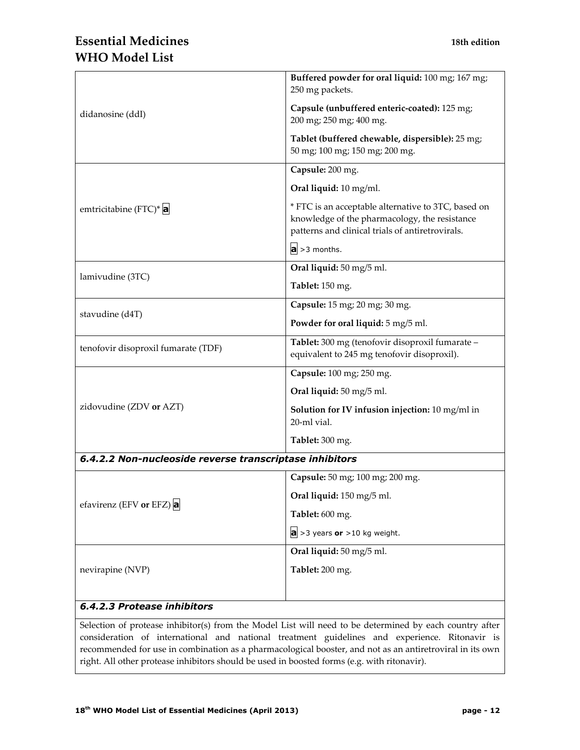| | |
|---|---|
| didanosine (ddI) | **Buffered powder for oral liquid:** 100 mg; 167 mg; 250 mg packets.<br><br>**Capsule (unbuffered enteric-coated):** 125 mg; 200 mg; 250 mg; 400 mg.<br><br>**Tablet (buffered chewable, dispersible):** 25 mg; 50 mg; 100 mg; 150 mg; 200 mg. |
| emtricitabine (FTC)* **a** | **Capsule:** 200 mg.<br><br>**Oral liquid:** 10 mg/ml.<br><br>* FTC is an acceptable alternative to 3TC, based on knowledge of the pharmacology, the resistance patterns and clinical trials of antiretrovirals.<br><br>**a** >3 months. |
| lamivudine (3TC) | **Oral liquid:** 50 mg/5 ml.<br><br>**Tablet:** 150 mg. |
| stavudine (d4T) | **Capsule:** 15 mg; 20 mg; 30 mg.<br><br>**Powder for oral liquid:** 5 mg/5 ml. |
| tenofovir disoproxil fumarate (TDF) | **Tablet:** 300 mg (tenofovir disoproxil fumarate – equivalent to 245 mg tenofovir disoproxil). |
| zidovudine (ZDV **or** AZT) | **Capsule:** 100 mg; 250 mg.<br><br>**Oral liquid:** 50 mg/5 ml.<br><br>**Solution for IV infusion injection:** 10 mg/ml in 20-ml vial.<br><br>**Tablet:** 300 mg. |
| ***6.4.2.2 Non-nucleoside reverse transcriptase inhibitors*** | |
| efavirenz (EFV **or** EFZ) **a** | **Capsule:** 50 mg; 100 mg; 200 mg.<br><br>**Oral liquid:** 150 mg/5 ml.<br><br>**Tablet:** 600 mg.<br><br>**a** >3 years **or** >10 kg weight. |
| nevirapine (NVP) | **Oral liquid:** 50 mg/5 ml.<br><br>**Tablet:** 200 mg. |
| ***6.4.2.3 Protease inhibitors*** | |
| Selection of protease inhibitor(s) from the Model List will need to be determined by each country after consideration of international and national treatment guidelines and experience. Ritonavir is recommended for use in combination as a pharmacological booster, and not as an antiretroviral in its own right. All other protease inhibitors should be used in boosted forms (e.g. with ritonavir). | |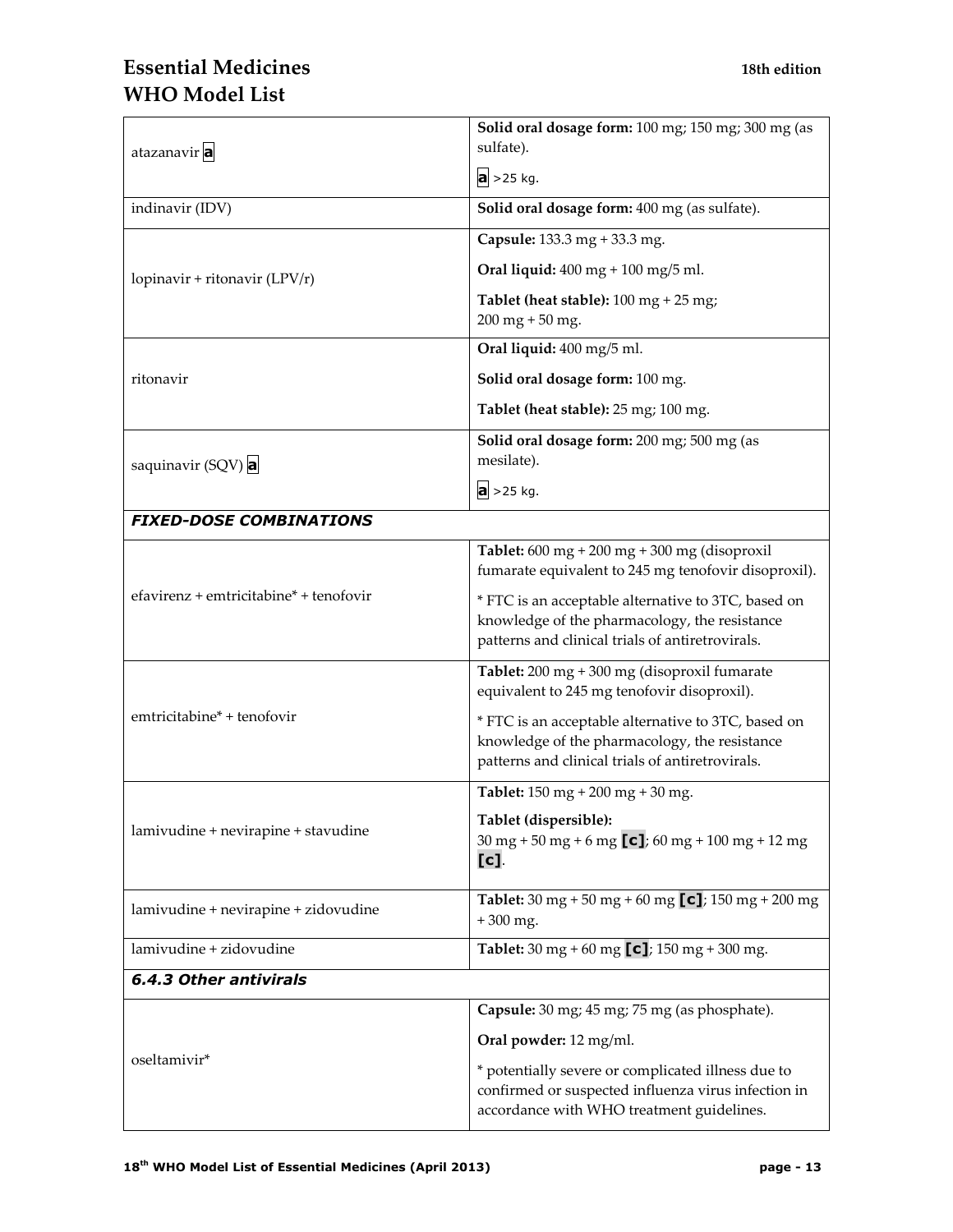| | |
|---|---|
| atazanavir **a** | **Solid oral dosage form:** 100 mg; 150 mg; 300 mg (as sulfate).<br><br>**a** >25 kg. |
| indinavir (IDV) | **Solid oral dosage form:** 400 mg (as sulfate). |
| lopinavir + ritonavir (LPV/r) | **Capsule:** 133.3 mg + 33.3 mg.<br><br>**Oral liquid:** 400 mg + 100 mg/5 ml.<br><br>**Tablet (heat stable):** 100 mg + 25 mg; 200 mg + 50 mg. |
| ritonavir | **Oral liquid:** 400 mg/5 ml.<br><br>**Solid oral dosage form:** 100 mg.<br><br>**Tablet (heat stable):** 25 mg; 100 mg. |
| saquinavir (SQV) **a** | **Solid oral dosage form:** 200 mg; 500 mg (as mesilate).<br><br>**a** >25 kg. |
| ***FIXED-DOSE COMBINATIONS*** | |
| efavirenz + emtricitabine* + tenofovir | **Tablet:** 600 mg + 200 mg + 300 mg (disoproxil fumarate equivalent to 245 mg tenofovir disoproxil).<br><br>* FTC is an acceptable alternative to 3TC, based on knowledge of the pharmacology, the resistance patterns and clinical trials of antiretrovirals. |
| emtricitabine* + tenofovir | **Tablet:** 200 mg + 300 mg (disoproxil fumarate equivalent to 245 mg tenofovir disoproxil).<br><br>* FTC is an acceptable alternative to 3TC, based on knowledge of the pharmacology, the resistance patterns and clinical trials of antiretrovirals. |
| lamivudine + nevirapine + stavudine | **Tablet:** 150 mg + 200 mg + 30 mg.<br><br>**Tablet (dispersible):**<br>30 mg + 50 mg + 6 mg **[c]**; 60 mg + 100 mg + 12 mg **[c]**. |
| lamivudine + nevirapine + zidovudine | **Tablet:** 30 mg + 50 mg + 60 mg **[c]**; 150 mg + 200 mg + 300 mg. |
| lamivudine + zidovudine | **Tablet:** 30 mg + 60 mg **[c]**; 150 mg + 300 mg. |
| ***6.4.3 Other antivirals*** | |
| oseltamivir* | **Capsule:** 30 mg; 45 mg; 75 mg (as phosphate).<br><br>**Oral powder:** 12 mg/ml.<br><br>* potentially severe or complicated illness due to confirmed or suspected influenza virus infection in accordance with WHO treatment guidelines. |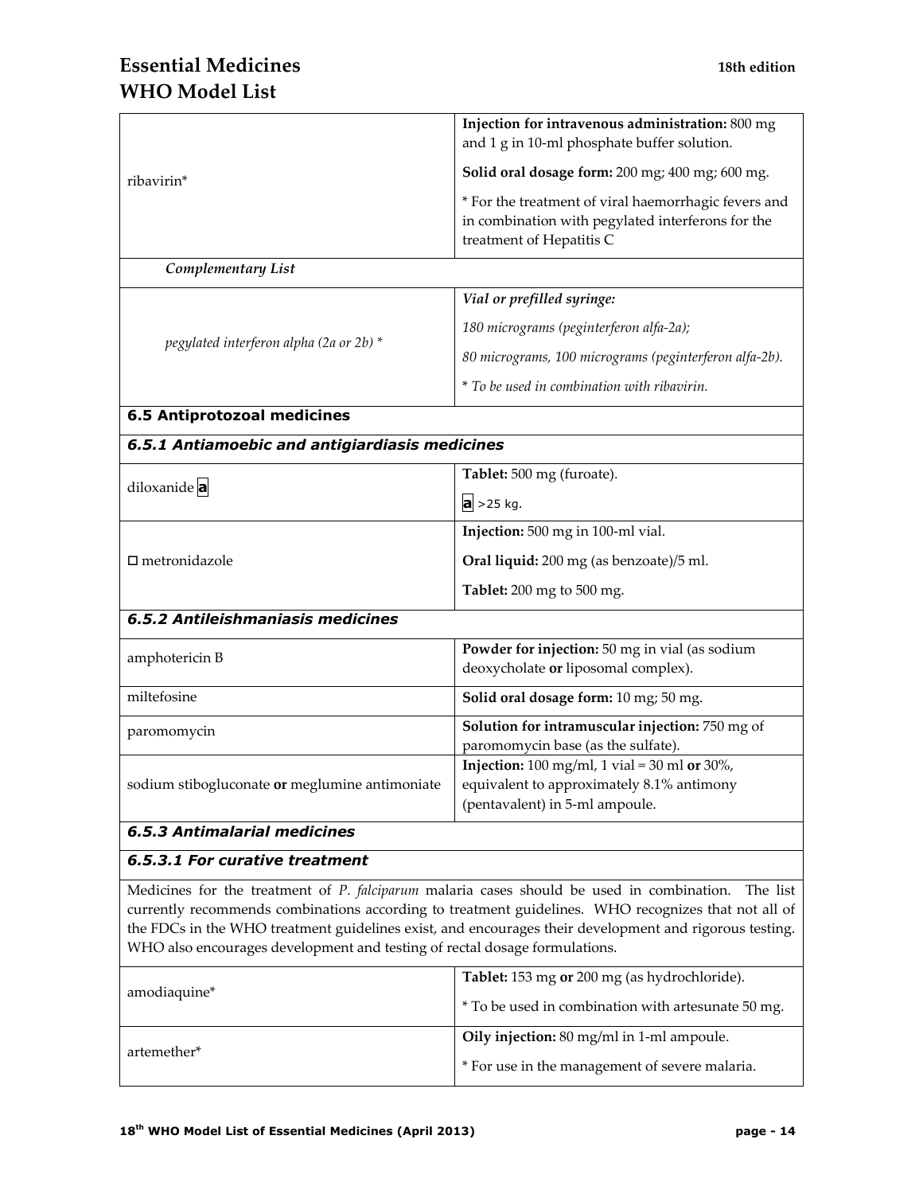| | |
|---|---|
| ribavirin* | **Injection for intravenous administration:** 800 mg and 1 g in 10-ml phosphate buffer solution.<br><br>**Solid oral dosage form:** 200 mg; 400 mg; 600 mg.<br><br>* For the treatment of viral haemorrhagic fevers and in combination with pegylated interferons for the treatment of Hepatitis C |
| ***Complementary List*** | |
| *pegylated interferon alpha (2a or 2b) ** | ***Vial or prefilled syringe:***<br><br>*180 micrograms (peginterferon alfa-2a);*<br><br>*80 micrograms, 100 micrograms (peginterferon alfa-2b).*<br><br>** To be used in combination with ribavirin.* |
| **6.5 Antiprotozoal medicines** | |
| ***6.5.1 Antiamoebic and antigiardiasis medicines*** | |
| diloxanide **a** | **Tablet:** 500 mg (furoate).<br><br>**a** >25 kg. |
| □ metronidazole | **Injection:** 500 mg in 100-ml vial.<br><br>**Oral liquid:** 200 mg (as benzoate)/5 ml.<br><br>**Tablet:** 200 mg to 500 mg. |
| ***6.5.2 Antileishmaniasis medicines*** | |
| amphotericin B | **Powder for injection:** 50 mg in vial (as sodium deoxycholate **or** liposomal complex). |
| miltefosine | **Solid oral dosage form:** 10 mg; 50 mg. |
| paromomycin | **Solution for intramuscular injection:** 750 mg of paromomycin base (as the sulfate). |
| sodium stibogluconate **or** meglumine antimoniate | **Injection:** 100 mg/ml, 1 vial = 30 ml **or** 30%, equivalent to approximately 8.1% antimony (pentavalent) in 5-ml ampoule. |
| ***6.5.3 Antimalarial medicines*** | |
| ***6.5.3.1 For curative treatment*** | |
| Medicines for the treatment of *P. falciparum* malaria cases should be used in combination. The list currently recommends combinations according to treatment guidelines. WHO recognizes that not all of the FDCs in the WHO treatment guidelines exist, and encourages their development and rigorous testing. WHO also encourages development and testing of rectal dosage formulations. | |
| amodiaquine* | **Tablet:** 153 mg **or** 200 mg (as hydrochloride).<br><br>* To be used in combination with artesunate 50 mg. |
| artemether* | **Oily injection:** 80 mg/ml in 1-ml ampoule.<br><br>* For use in the management of severe malaria. |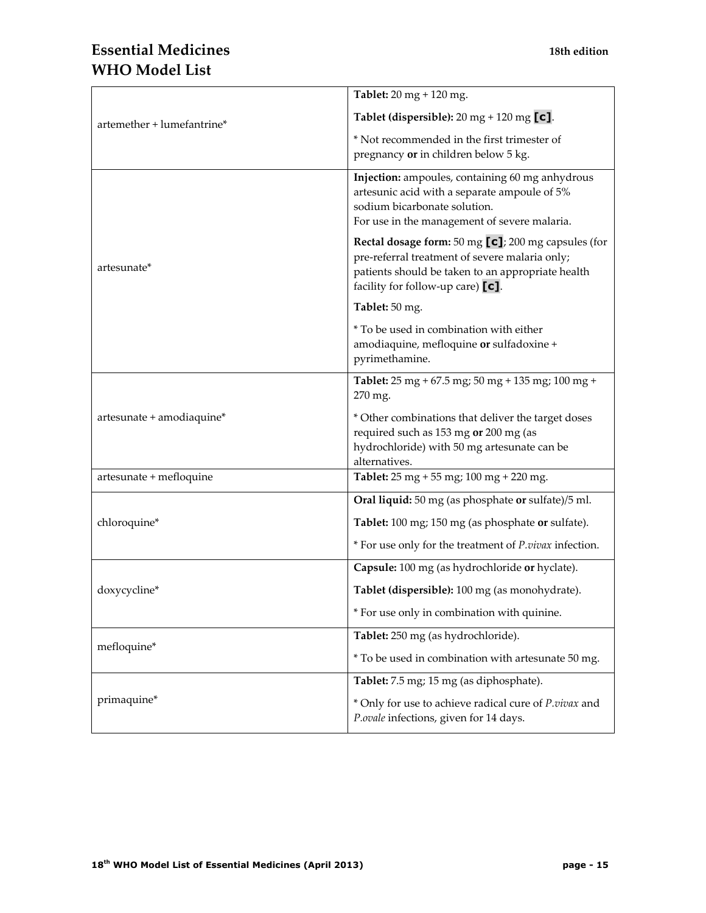| | |
|---|---|
| artemether + lumefantrine* | **Tablet:** 20 mg + 120 mg.<br><br>**Tablet (dispersible):** 20 mg + 120 mg **[c]**.<br><br>* Not recommended in the first trimester of pregnancy **or** in children below 5 kg. |
| artesunate* | **Injection:** ampoules, containing 60 mg anhydrous artesunic acid with a separate ampoule of 5% sodium bicarbonate solution.<br>For use in the management of severe malaria.<br><br>**Rectal dosage form:** 50 mg **[c]**; 200 mg capsules (for pre-referral treatment of severe malaria only; patients should be taken to an appropriate health facility for follow-up care) **[c]**.<br><br>**Tablet:** 50 mg.<br><br>* To be used in combination with either amodiaquine, mefloquine **or** sulfadoxine + pyrimethamine. |
| artesunate + amodiaquine* | **Tablet:** 25 mg + 67.5 mg; 50 mg + 135 mg; 100 mg + 270 mg.<br><br>* Other combinations that deliver the target doses required such as 153 mg **or** 200 mg (as hydrochloride) with 50 mg artesunate can be alternatives. |
| artesunate + mefloquine | **Tablet:** 25 mg + 55 mg; 100 mg + 220 mg. |
| chloroquine* | **Oral liquid:** 50 mg (as phosphate **or** sulfate)/5 ml.<br><br>**Tablet:** 100 mg; 150 mg (as phosphate **or** sulfate).<br><br>* For use only for the treatment of *P.vivax* infection. |
| doxycycline* | **Capsule:** 100 mg (as hydrochloride **or** hyclate).<br><br>**Tablet (dispersible):** 100 mg (as monohydrate).<br><br>* For use only in combination with quinine. |
| mefloquine* | **Tablet:** 250 mg (as hydrochloride).<br><br>* To be used in combination with artesunate 50 mg. |
| primaquine* | **Tablet:** 7.5 mg; 15 mg (as diphosphate).<br><br>* Only for use to achieve radical cure of *P.vivax* and *P.ovale* infections, given for 14 days. |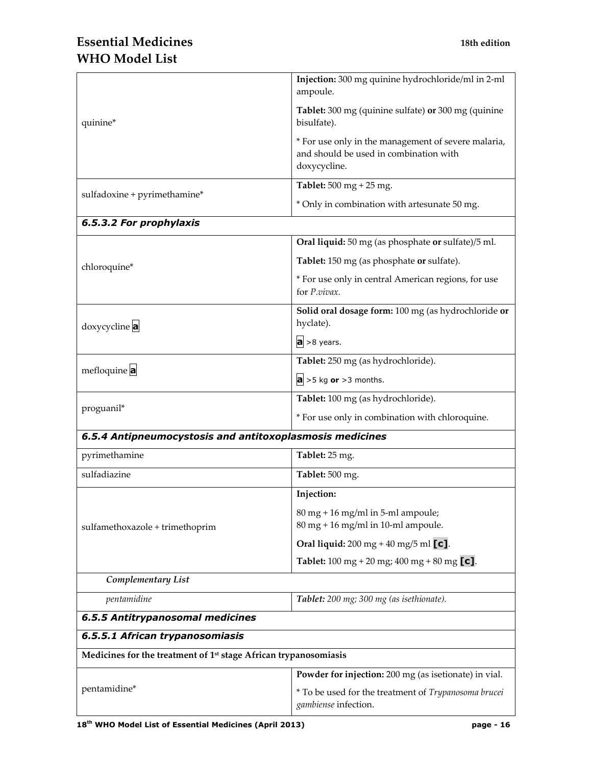| | |
|---|---|
| quinine* | **Injection:** 300 mg quinine hydrochloride/ml in 2-ml ampoule.<br><br>**Tablet:** 300 mg (quinine sulfate) **or** 300 mg (quinine bisulfate).<br><br>* For use only in the management of severe malaria, and should be used in combination with doxycycline. |
| sulfadoxine + pyrimethamine* | **Tablet:** 500 mg + 25 mg.<br><br>* Only in combination with artesunate 50 mg. |
| ***6.5.3.2 For prophylaxis*** | |
| chloroquine* | **Oral liquid:** 50 mg (as phosphate **or** sulfate)/5 ml.<br><br>**Tablet:** 150 mg (as phosphate **or** sulfate).<br><br>* For use only in central American regions, for use for *P.vivax.* |
| doxycycline **a** | **Solid oral dosage form:** 100 mg (as hydrochloride **or** hyclate).<br><br>**a** >8 years. |
| mefloquine **a** | **Tablet:** 250 mg (as hydrochloride).<br><br>**a** >5 kg **or** >3 months. |
| proguanil* | **Tablet:** 100 mg (as hydrochloride).<br><br>* For use only in combination with chloroquine. |
| ***6.5.4 Antipneumocystosis and antitoxoplasmosis medicines*** | |
| pyrimethamine | **Tablet:** 25 mg. |
| sulfadiazine | **Tablet:** 500 mg. |
| sulfamethoxazole + trimethoprim | **Injection:**<br><br>80 mg + 16 mg/ml in 5-ml ampoule;<br>80 mg + 16 mg/ml in 10-ml ampoule.<br><br>**Oral liquid:** 200 mg + 40 mg/5 ml **[c]**.<br><br>**Tablet:** 100 mg + 20 mg; 400 mg + 80 mg **[c]**. |
| *Complementary List* | |
| *pentamidine* | ***Tablet:*** *200 mg; 300 mg (as isethionate).* |
| ***6.5.5 Antitrypanosomal medicines*** | |
| ***6.5.5.1 African trypanosomiasis*** | |
| **Medicines for the treatment of 1st stage African trypanosomiasis** | |
| pentamidine* | **Powder for injection:** 200 mg (as isetionate) in vial.<br><br>* To be used for the treatment of *Trypanosoma brucei gambiense* infection. |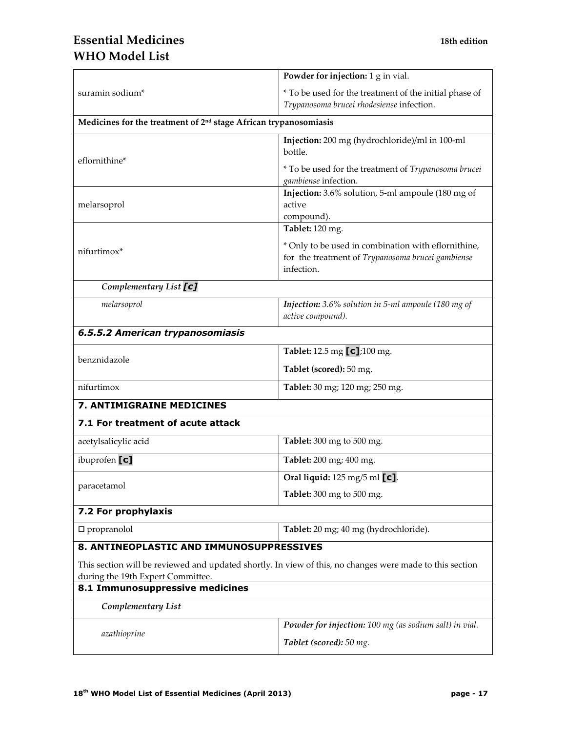| | |
|---|---|
| suramin sodium* | **Powder for injection:** 1 g in vial.<br>* To be used for the treatment of the initial phase of *Trypanosoma brucei rhodesiense* infection. |
| **Medicines for the treatment of 2nd stage African trypanosomiasis** | |
| eflornithine* | **Injection:** 200 mg (hydrochloride)/ml in 100-ml bottle.<br>* To be used for the treatment of *Trypanosoma brucei gambiense* infection. |
| melarsoprol | **Injection:** 3.6% solution, 5-ml ampoule (180 mg of active compound). |
| nifurtimox* | **Tablet:** 120 mg.<br>* Only to be used in combination with eflornithine, for the treatment of *Trypanosoma brucei gambiense* infection. |
| ***Complementary List [c]*** | |
| *melarsoprol* | ***Injection:*** *3.6% solution in 5-ml ampoule (180 mg of active compound).* |

### 6.5.5.2 American trypanosomiasis

| | |
|---|---|
| benznidazole | **Tablet:** 12.5 mg **[c]**;100 mg.<br>**Tablet (scored):** 50 mg. |
| nifurtimox | **Tablet:** 30 mg; 120 mg; 250 mg. |

## 7. ANTIMIGRAINE MEDICINES

### 7.1 For treatment of acute attack

| | |
|---|---|
| acetylsalicylic acid | **Tablet:** 300 mg to 500 mg. |
| ibuprofen **[c]** | **Tablet:** 200 mg; 400 mg. |
| paracetamol | **Oral liquid:** 125 mg/5 ml **[c]**.<br>**Tablet:** 300 mg to 500 mg. |

### 7.2 For prophylaxis

| | |
|---|---|
| □ propranolol | **Tablet:** 20 mg; 40 mg (hydrochloride). |

## 8. ANTINEOPLASTIC AND IMMUNOSUPPRESSIVES

This section will be reviewed and updated shortly. In view of this, no changes were made to this section during the 19th Expert Committee.

### 8.1 Immunosuppressive medicines

| | |
|---|---|
| ***Complementary List*** | |
| *azathioprine* | ***Powder for injection:*** *100 mg (as sodium salt) in vial.*<br>***Tablet (scored):*** *50 mg.* |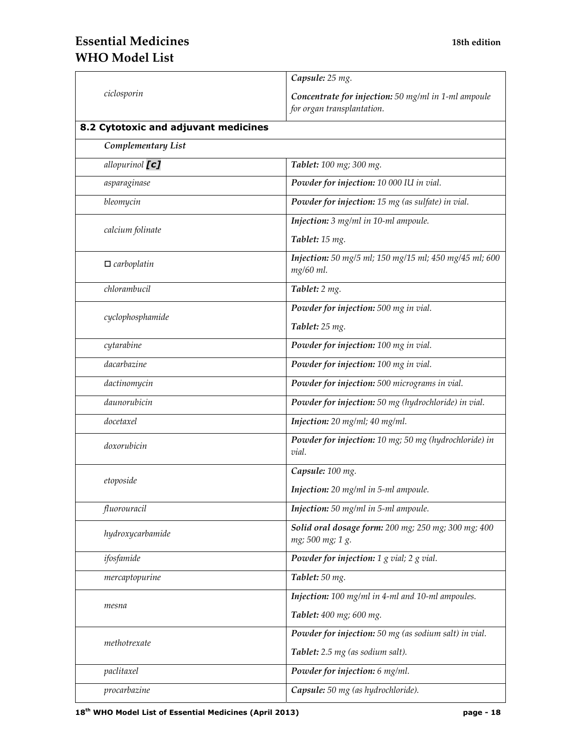| | |
|---|---|
| *ciclosporin* | ***Capsule:*** *25 mg.*<br><br>***Concentrate for injection:*** *50 mg/ml in 1-ml ampoule for organ transplantation.* |
| **8.2 Cytotoxic and adjuvant medicines** | |
| ***Complementary List*** | |
| *allopurinol* ***[c]*** | ***Tablet:*** *100 mg; 300 mg.* |
| *asparaginase* | ***Powder for injection:*** *10 000 IU in vial.* |
| *bleomycin* | ***Powder for injection:*** *15 mg (as sulfate) in vial.* |
| *calcium folinate* | ***Injection:*** *3 mg/ml in 10-ml ampoule.*<br><br>***Tablet:*** *15 mg.* |
| □ *carboplatin* | ***Injection:*** *50 mg/5 ml; 150 mg/15 ml; 450 mg/45 ml; 600 mg/60 ml.* |
| *chlorambucil* | ***Tablet:*** *2 mg.* |
| *cyclophosphamide* | ***Powder for injection:*** *500 mg in vial.*<br><br>***Tablet:*** *25 mg.* |
| *cytarabine* | ***Powder for injection:*** *100 mg in vial.* |
| *dacarbazine* | ***Powder for injection:*** *100 mg in vial.* |
| *dactinomycin* | ***Powder for injection:*** *500 micrograms in vial.* |
| *daunorubicin* | ***Powder for injection:*** *50 mg (hydrochloride) in vial.* |
| *docetaxel* | ***Injection:*** *20 mg/ml; 40 mg/ml.* |
| *doxorubicin* | ***Powder for injection:*** *10 mg; 50 mg (hydrochloride) in vial.* |
| *etoposide* | ***Capsule:*** *100 mg.*<br><br>***Injection:*** *20 mg/ml in 5-ml ampoule.* |
| *fluorouracil* | ***Injection:*** *50 mg/ml in 5-ml ampoule.* |
| *hydroxycarbamide* | ***Solid oral dosage form:*** *200 mg; 250 mg; 300 mg; 400 mg; 500 mg; 1 g.* |
| *ifosfamide* | ***Powder for injection:*** *1 g vial; 2 g vial.* |
| *mercaptopurine* | ***Tablet:*** *50 mg.* |
| *mesna* | ***Injection:*** *100 mg/ml in 4-ml and 10-ml ampoules.*<br><br>***Tablet:*** *400 mg; 600 mg.* |
| *methotrexate* | ***Powder for injection:*** *50 mg (as sodium salt) in vial.*<br><br>***Tablet:*** *2.5 mg (as sodium salt).* |
| *paclitaxel* | ***Powder for injection:*** *6 mg/ml.* |
| *procarbazine* | ***Capsule:*** *50 mg (as hydrochloride).* |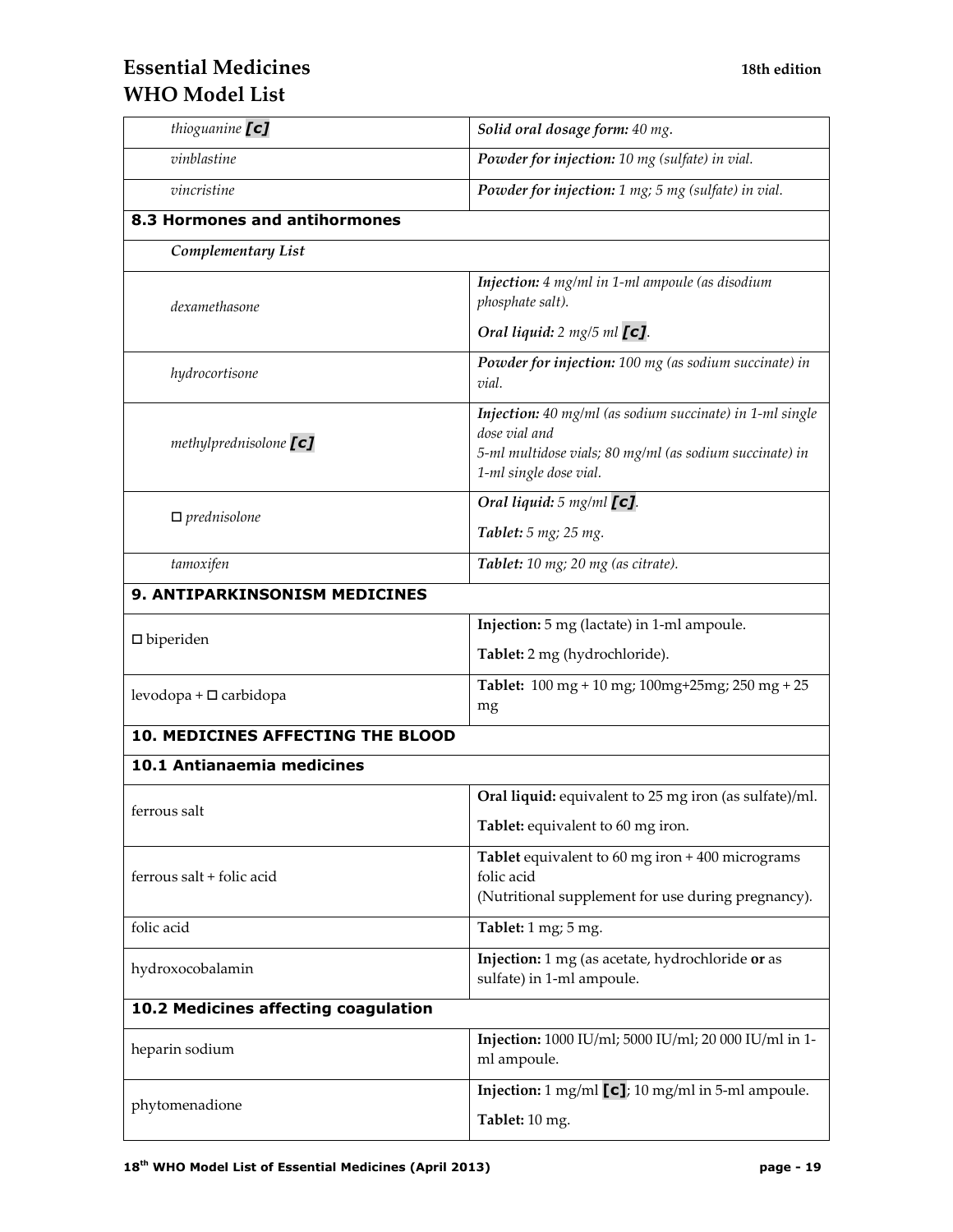| | |
|---|---|
| *thioguanine* ***[c]*** | ***Solid oral dosage form:*** *40 mg.* |
| *vinblastine* | ***Powder for injection:*** *10 mg (sulfate) in vial.* |
| *vincristine* | ***Powder for injection:*** *1 mg; 5 mg (sulfate) in vial.* |
| **8.3 Hormones and antihormones** | |
| ***Complementary List*** | |
| *dexamethasone* | ***Injection:*** *4 mg/ml in 1-ml ampoule (as disodium phosphate salt).*<br>***Oral liquid:*** *2 mg/5 ml* ***[c]****.* |
| *hydrocortisone* | ***Powder for injection:*** *100 mg (as sodium succinate) in vial.* |
| *methylprednisolone* ***[c]*** | ***Injection:*** *40 mg/ml (as sodium succinate) in 1-ml single dose vial and*<br>*5-ml multidose vials; 80 mg/ml (as sodium succinate) in 1-ml single dose vial.* |
| □ *prednisolone* | ***Oral liquid:*** *5 mg/ml* ***[c]****.*<br>***Tablet:*** *5 mg; 25 mg.* |
| *tamoxifen* | ***Tablet:*** *10 mg; 20 mg (as citrate).* |
| **9. ANTIPARKINSONISM MEDICINES** | |
| □ biperiden | **Injection:** 5 mg (lactate) in 1-ml ampoule.<br>**Tablet:** 2 mg (hydrochloride). |
| levodopa + □ carbidopa | **Tablet:** 100 mg + 10 mg; 100mg+25mg; 250 mg + 25 mg |
| **10. MEDICINES AFFECTING THE BLOOD** | |
| **10.1 Antianaemia medicines** | |
| ferrous salt | **Oral liquid:** equivalent to 25 mg iron (as sulfate)/ml.<br>**Tablet:** equivalent to 60 mg iron. |
| ferrous salt + folic acid | **Tablet** equivalent to 60 mg iron + 400 micrograms folic acid<br>(Nutritional supplement for use during pregnancy). |
| folic acid | **Tablet:** 1 mg; 5 mg. |
| hydroxocobalamin | **Injection:** 1 mg (as acetate, hydrochloride **or** as sulfate) in 1-ml ampoule. |
| **10.2 Medicines affecting coagulation** | |
| heparin sodium | **Injection:** 1000 IU/ml; 5000 IU/ml; 20 000 IU/ml in 1-ml ampoule. |
| phytomenadione | **Injection:** 1 mg/ml **[c]**; 10 mg/ml in 5-ml ampoule.<br>**Tablet:** 10 mg. |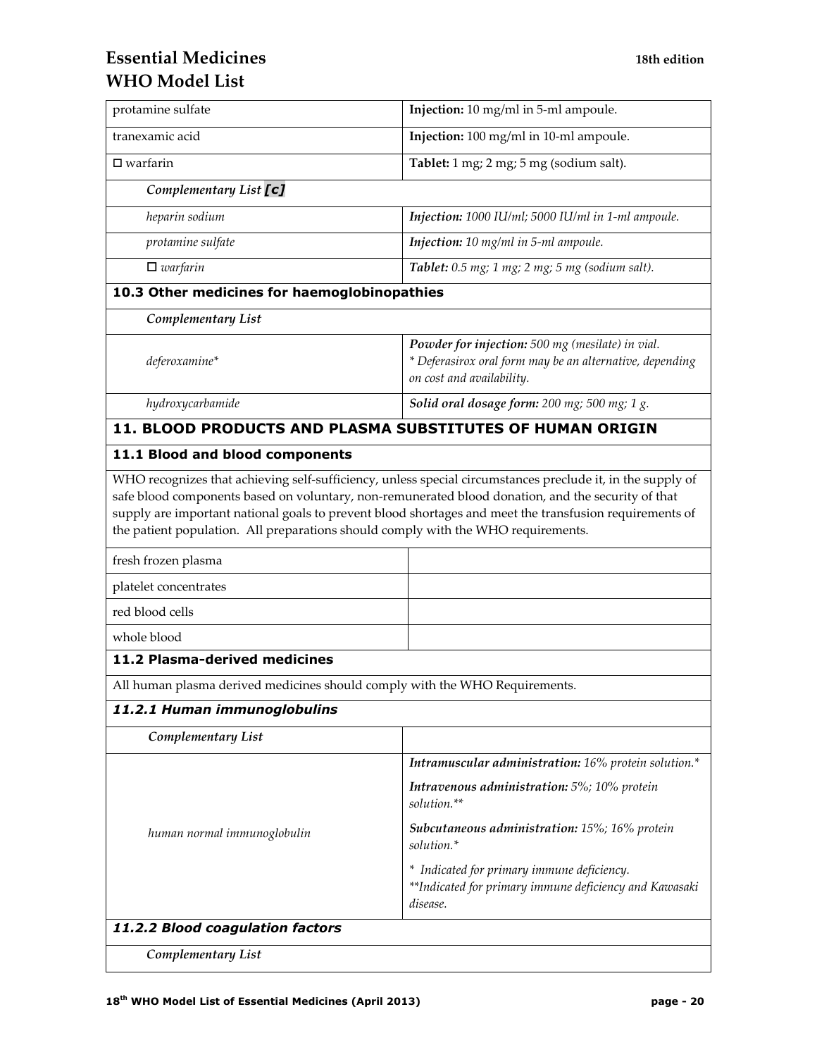| | |
|---|---|
| protamine sulfate | **Injection:** 10 mg/ml in 5-ml ampoule. |
| tranexamic acid | **Injection:** 100 mg/ml in 10-ml ampoule. |
| □ warfarin | **Tablet:** 1 mg; 2 mg; 5 mg (sodium salt). |
| *Complementary List [c]* | |
| *heparin sodium* | ***Injection:*** *1000 IU/ml; 5000 IU/ml in 1-ml ampoule.* |
| *protamine sulfate* | ***Injection:*** *10 mg/ml in 5-ml ampoule.* |
| □ *warfarin* | ***Tablet:*** *0.5 mg; 1 mg; 2 mg; 5 mg (sodium salt).* |

### 10.3 Other medicines for haemoglobinopathies

| | |
|---|---|
| *Complementary List* | |
| *deferoxamine** | ***Powder for injection:*** *500 mg (mesilate) in vial.*<br>*\* Deferasirox oral form may be an alternative, depending on cost and availability.* |
| *hydroxycarbamide* | ***Solid oral dosage form:*** *200 mg; 500 mg; 1 g.* |

## 11. BLOOD PRODUCTS AND PLASMA SUBSTITUTES OF HUMAN ORIGIN

### 11.1 Blood and blood components

WHO recognizes that achieving self-sufficiency, unless special circumstances preclude it, in the supply of safe blood components based on voluntary, non-remunerated blood donation, and the security of that supply are important national goals to prevent blood shortages and meet the transfusion requirements of the patient population. All preparations should comply with the WHO requirements.

| | |
|---|---|
| fresh frozen plasma | |
| platelet concentrates | |
| red blood cells | |
| whole blood | |

### 11.2 Plasma-derived medicines

All human plasma derived medicines should comply with the WHO Requirements.

#### *11.2.1 Human immunoglobulins*

| | |
|---|---|
| *Complementary List* | |
| *human normal immunoglobulin* | ***Intramuscular administration:*** *16% protein solution.**<br>***Intravenous administration:*** *5%; 10% protein solution.***<br>***Subcutaneous administration:*** *15%; 16% protein solution.**<br>*\* Indicated for primary immune deficiency.*<br>*\*\*Indicated for primary immune deficiency and Kawasaki disease.* |

#### *11.2.2 Blood coagulation factors*

*Complementary List*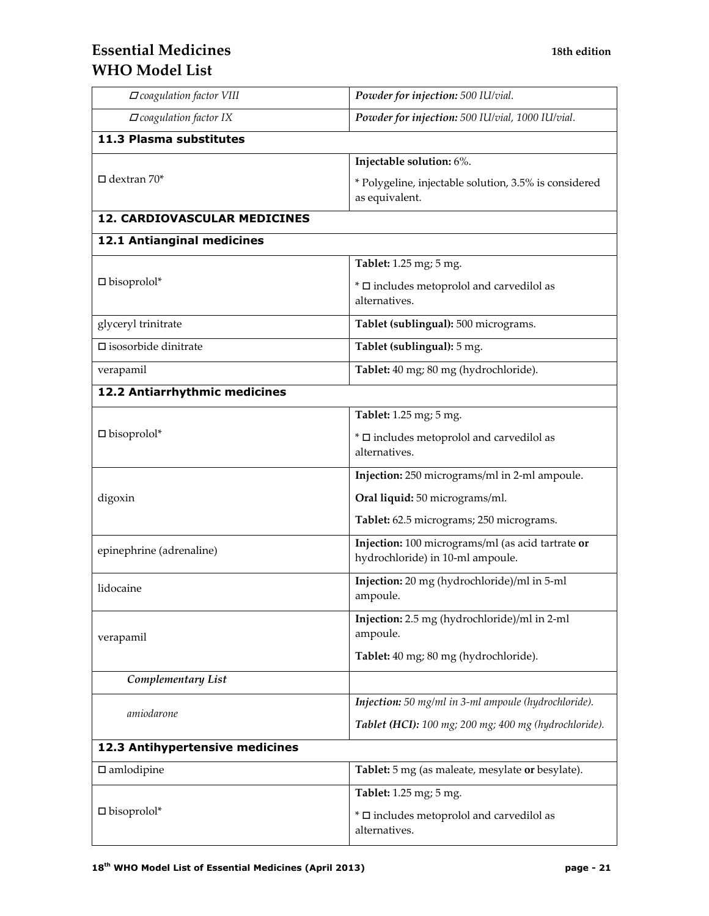| | |
|---|---|
| *□ coagulation factor VIII* | ***Powder for injection:*** *500 IU/vial.* |
| *□ coagulation factor IX* | ***Powder for injection:*** *500 IU/vial, 1000 IU/vial.* |
| **11.3 Plasma substitutes** | |
| □ dextran 70* | **Injectable solution:** 6%.<br><br>* Polygeline, injectable solution, 3.5% is considered as equivalent. |
| **12. CARDIOVASCULAR MEDICINES** | |
| **12.1 Antianginal medicines** | |
| □ bisoprolol* | **Tablet:** 1.25 mg; 5 mg.<br><br>* □ includes metoprolol and carvedilol as alternatives. |
| glyceryl trinitrate | **Tablet (sublingual):** 500 micrograms. |
| □ isosorbide dinitrate | **Tablet (sublingual):** 5 mg. |
| verapamil | **Tablet:** 40 mg; 80 mg (hydrochloride). |
| **12.2 Antiarrhythmic medicines** | |
| □ bisoprolol* | **Tablet:** 1.25 mg; 5 mg.<br><br>* □ includes metoprolol and carvedilol as alternatives. |
| digoxin | **Injection:** 250 micrograms/ml in 2-ml ampoule.<br><br>**Oral liquid:** 50 micrograms/ml.<br><br>**Tablet:** 62.5 micrograms; 250 micrograms. |
| epinephrine (adrenaline) | **Injection:** 100 micrograms/ml (as acid tartrate **or** hydrochloride) in 10-ml ampoule. |
| lidocaine | **Injection:** 20 mg (hydrochloride)/ml in 5-ml ampoule. |
| verapamil | **Injection:** 2.5 mg (hydrochloride)/ml in 2-ml ampoule.<br><br>**Tablet:** 40 mg; 80 mg (hydrochloride). |
| ***Complementary List*** | |
| *amiodarone* | ***Injection:*** *50 mg/ml in 3-ml ampoule (hydrochloride).*<br><br>***Tablet (HCl):*** *100 mg; 200 mg; 400 mg (hydrochloride).* |
| **12.3 Antihypertensive medicines** | |
| □ amlodipine | **Tablet:** 5 mg (as maleate, mesylate **or** besylate). |
| □ bisoprolol* | **Tablet:** 1.25 mg; 5 mg.<br><br>* □ includes metoprolol and carvedilol as alternatives. |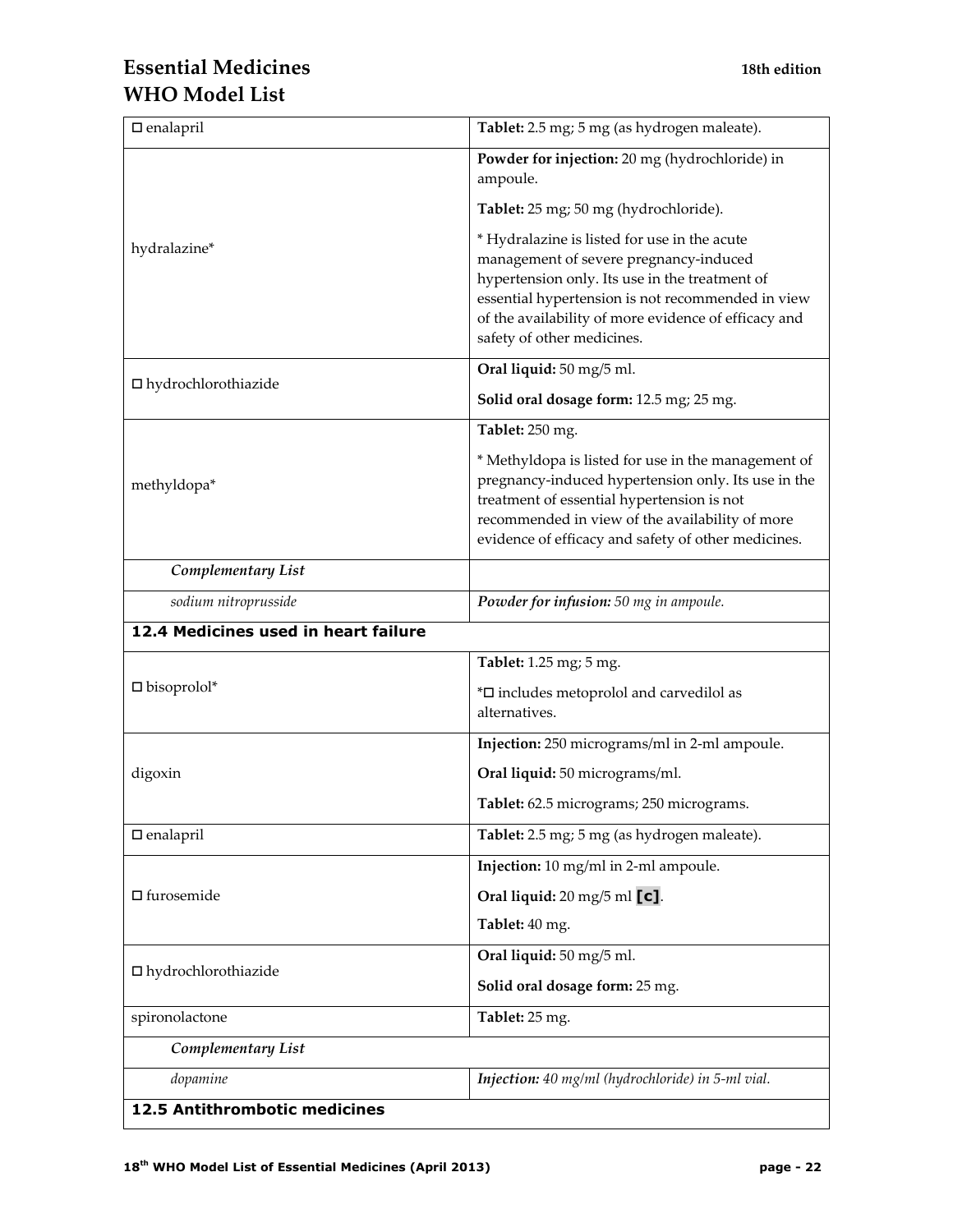| | |
|---|---|
| □ enalapril | **Tablet:** 2.5 mg; 5 mg (as hydrogen maleate). |
| hydralazine* | **Powder for injection:** 20 mg (hydrochloride) in ampoule.<br>**Tablet:** 25 mg; 50 mg (hydrochloride).<br>* Hydralazine is listed for use in the acute management of severe pregnancy-induced hypertension only. Its use in the treatment of essential hypertension is not recommended in view of the availability of more evidence of efficacy and safety of other medicines. |
| □ hydrochlorothiazide | **Oral liquid:** 50 mg/5 ml.<br>**Solid oral dosage form:** 12.5 mg; 25 mg. |
| methyldopa* | **Tablet:** 250 mg.<br>* Methyldopa is listed for use in the management of pregnancy-induced hypertension only. Its use in the treatment of essential hypertension is not recommended in view of the availability of more evidence of efficacy and safety of other medicines. |
| *Complementary List* | |
| *sodium nitroprusside* | ***Powder for infusion:*** *50 mg in ampoule.* |

### 12.4 Medicines used in heart failure

| | |
|---|---|
| □ bisoprolol* | **Tablet:** 1.25 mg; 5 mg.<br>*□ includes metoprolol and carvedilol as alternatives. |
| digoxin | **Injection:** 250 micrograms/ml in 2-ml ampoule.<br>**Oral liquid:** 50 micrograms/ml.<br>**Tablet:** 62.5 micrograms; 250 micrograms. |
| □ enalapril | **Tablet:** 2.5 mg; 5 mg (as hydrogen maleate). |
| □ furosemide | **Injection:** 10 mg/ml in 2-ml ampoule.<br>**Oral liquid:** 20 mg/5 ml **[c]**.<br>**Tablet:** 40 mg. |
| □ hydrochlorothiazide | **Oral liquid:** 50 mg/5 ml.<br>**Solid oral dosage form:** 25 mg. |
| spironolactone | **Tablet:** 25 mg. |
| *Complementary List* | |
| *dopamine* | ***Injection:*** *40 mg/ml (hydrochloride) in 5-ml vial.* |

### 12.5 Antithrombotic medicines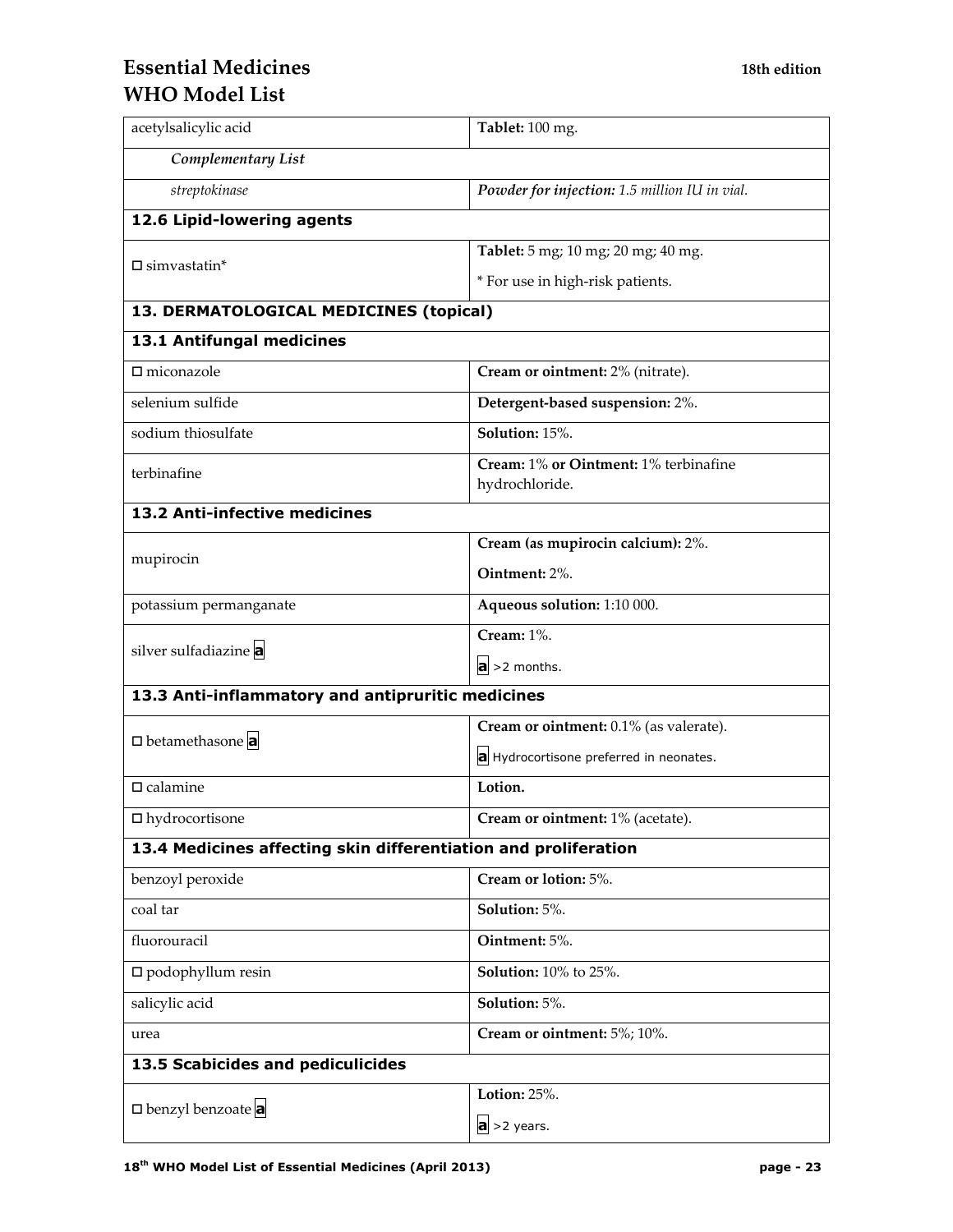| | |
|---|---|
| acetylsalicylic acid | **Tablet:** 100 mg. |
| *Complementary List* | |
| *streptokinase* | ***Powder for injection:*** *1.5 million IU in vial.* |
| **12.6 Lipid-lowering agents** | |
| □ simvastatin* | **Tablet:** 5 mg; 10 mg; 20 mg; 40 mg.<br>* For use in high-risk patients. |
| **13. DERMATOLOGICAL MEDICINES (topical)** | |
| **13.1 Antifungal medicines** | |
| □ miconazole | **Cream or ointment:** 2% (nitrate). |
| selenium sulfide | **Detergent-based suspension:** 2%. |
| sodium thiosulfate | **Solution:** 15%. |
| terbinafine | **Cream:** 1% **or Ointment:** 1% terbinafine hydrochloride. |
| **13.2 Anti-infective medicines** | |
| mupirocin | **Cream (as mupirocin calcium):** 2%.<br>**Ointment:** 2%. |
| potassium permanganate | **Aqueous solution:** 1:10 000. |
| silver sulfadiazine **a** | **Cream:** 1%.<br>**a** >2 months. |
| **13.3 Anti-inflammatory and antipruritic medicines** | |
| □ betamethasone **a** | **Cream or ointment:** 0.1% (as valerate).<br>**a** Hydrocortisone preferred in neonates. |
| □ calamine | **Lotion.** |
| □ hydrocortisone | **Cream or ointment:** 1% (acetate). |
| **13.4 Medicines affecting skin differentiation and proliferation** | |
| benzoyl peroxide | **Cream or lotion:** 5%. |
| coal tar | **Solution:** 5%. |
| fluorouracil | **Ointment:** 5%. |
| □ podophyllum resin | **Solution:** 10% to 25%. |
| salicylic acid | **Solution:** 5%. |
| urea | **Cream or ointment:** 5%; 10%. |
| **13.5 Scabicides and pediculicides** | |
| □ benzyl benzoate **a** | **Lotion:** 25%.<br>**a** >2 years. |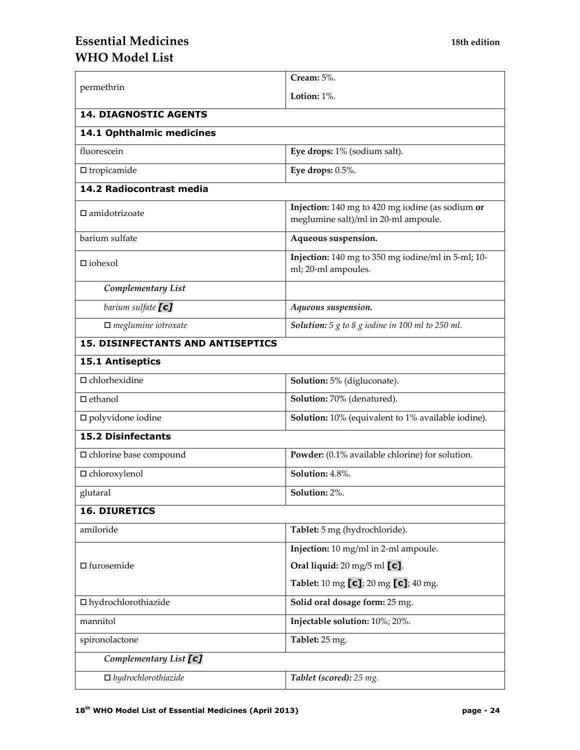| | |
|---|---|
| permethrin | **Cream:** 5%.<br>**Lotion:** 1%. |
| **14. DIAGNOSTIC AGENTS** | |
| **14.1 Ophthalmic medicines** | |
| fluorescein | **Eye drops:** 1% (sodium salt). |
| □ tropicamide | **Eye drops:** 0.5%. |
| **14.2 Radiocontrast media** | |
| □ amidotrizoate | **Injection:** 140 mg to 420 mg iodine (as sodium **or** meglumine salt)/ml in 20-ml ampoule. |
| barium sulfate | **Aqueous suspension.** |
| □ iohexol | **Injection:** 140 mg to 350 mg iodine/ml in 5-ml; 10-ml; 20-ml ampoules. |
| *Complementary List* | |
| *barium sulfate* **[c]** | ***Aqueous suspension.*** |
| □ *meglumine iotroxate* | ***Solution:*** *5 g to 8 g iodine in 100 ml to 250 ml.* |
| **15. DISINFECTANTS AND ANTISEPTICS** | |
| **15.1 Antiseptics** | |
| □ chlorhexidine | **Solution:** 5% (digluconate). |
| □ ethanol | **Solution:** 70% (denatured). |
| □ polyvidone iodine | **Solution:** 10% (equivalent to 1% available iodine). |
| **15.2 Disinfectants** | |
| □ chlorine base compound | **Powder:** (0.1% available chlorine) for solution. |
| □ chloroxylenol | **Solution:** 4.8%. |
| glutaral | **Solution:** 2%. |
| **16. DIURETICS** | |
| amiloride | **Tablet:** 5 mg (hydrochloride). |
| □ furosemide | **Injection:** 10 mg/ml in 2-ml ampoule.<br>**Oral liquid:** 20 mg/5 ml **[c]**.<br>**Tablet:** 10 mg **[c]**; 20 mg **[c]**; 40 mg. |
| □ hydrochlorothiazide | **Solid oral dosage form:** 25 mg. |
| mannitol | **Injectable solution:** 10%; 20%. |
| spironolactone | **Tablet:** 25 mg. |
| *Complementary List* **[c]** | |
| □ *hydrochlorothiazide* | ***Tablet (scored):*** *25 mg.* |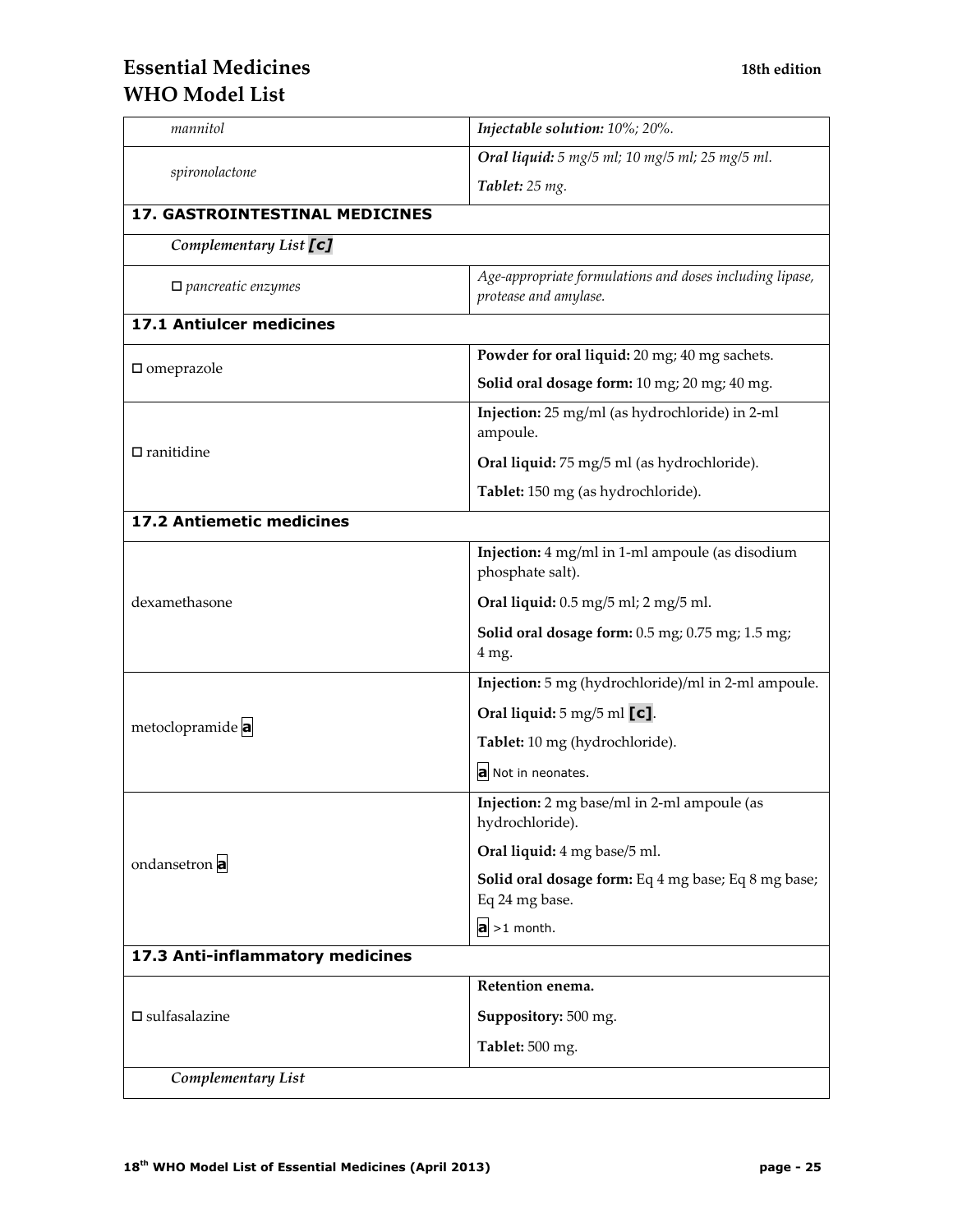| | |
|---|---|
| *mannitol* | ***Injectable solution:*** *10%; 20%.* |
| *spironolactone* | ***Oral liquid:*** *5 mg/5 ml; 10 mg/5 ml; 25 mg/5 ml.*<br>***Tablet:*** *25 mg.* |
| **17. GASTROINTESTINAL MEDICINES** | |
| ***Complementary List [c]*** | |
| □ *pancreatic enzymes* | *Age-appropriate formulations and doses including lipase, protease and amylase.* |
| **17.1 Antiulcer medicines** | |
| □ omeprazole | **Powder for oral liquid:** 20 mg; 40 mg sachets.<br>**Solid oral dosage form:** 10 mg; 20 mg; 40 mg. |
| □ ranitidine | **Injection:** 25 mg/ml (as hydrochloride) in 2-ml ampoule.<br>**Oral liquid:** 75 mg/5 ml (as hydrochloride).<br>**Tablet:** 150 mg (as hydrochloride). |
| **17.2 Antiemetic medicines** | |
| dexamethasone | **Injection:** 4 mg/ml in 1-ml ampoule (as disodium phosphate salt).<br>**Oral liquid:** 0.5 mg/5 ml; 2 mg/5 ml.<br>**Solid oral dosage form:** 0.5 mg; 0.75 mg; 1.5 mg; 4 mg. |
| metoclopramide **a** | **Injection:** 5 mg (hydrochloride)/ml in 2-ml ampoule.<br>**Oral liquid:** 5 mg/5 ml **[c]**.<br>**Tablet:** 10 mg (hydrochloride).<br>**a** Not in neonates. |
| ondansetron **a** | **Injection:** 2 mg base/ml in 2-ml ampoule (as hydrochloride).<br>**Oral liquid:** 4 mg base/5 ml.<br>**Solid oral dosage form:** Eq 4 mg base; Eq 8 mg base; Eq 24 mg base.<br>**a** >1 month. |
| **17.3 Anti-inflammatory medicines** | |
| □ sulfasalazine | **Retention enema.**<br>**Suppository:** 500 mg.<br>**Tablet:** 500 mg. |
| ***Complementary List*** | |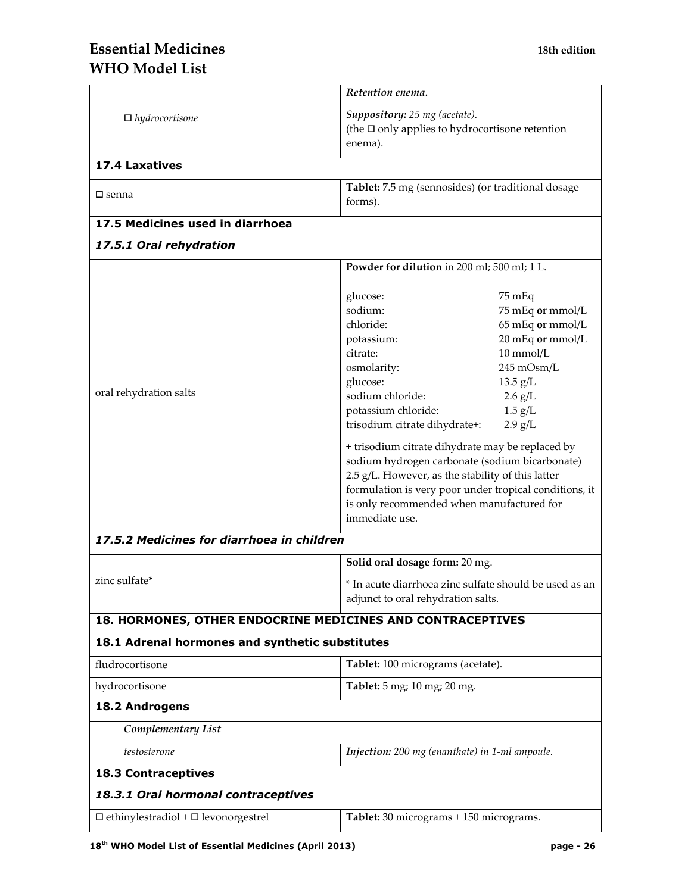| | |
|---|---|
| □ *hydrocortisone* | ***Retention enema.*** <br><br> ***Suppository:*** *25 mg (acetate).* <br> (the □ only applies to hydrocortisone retention enema). |
| **17.4 Laxatives** | |
| □ senna | **Tablet:** 7.5 mg (sennosides) (or traditional dosage forms). |
| **17.5 Medicines used in diarrhoea** | |
| ***17.5.1 Oral rehydration*** | |
| oral rehydration salts | **Powder for dilution** in 200 ml; 500 ml; 1 L. <br><br> glucose: 75 mEq <br> sodium: 75 mEq **or** mmol/L <br> chloride: 65 mEq **or** mmol/L <br> potassium: 20 mEq **or** mmol/L <br> citrate: 10 mmol/L <br> osmolarity: 245 mOsm/L <br> glucose: 13.5 g/L <br> sodium chloride: 2.6 g/L <br> potassium chloride: 1.5 g/L <br> trisodium citrate dihydrate+: 2.9 g/L <br><br> + trisodium citrate dihydrate may be replaced by sodium hydrogen carbonate (sodium bicarbonate) 2.5 g/L. However, as the stability of this latter formulation is very poor under tropical conditions, it is only recommended when manufactured for immediate use. |
| ***17.5.2 Medicines for diarrhoea in children*** | |
| zinc sulfate* | **Solid oral dosage form:** 20 mg. <br><br> * In acute diarrhoea zinc sulfate should be used as an adjunct to oral rehydration salts. |
| **18. HORMONES, OTHER ENDOCRINE MEDICINES AND CONTRACEPTIVES** | |
| **18.1 Adrenal hormones and synthetic substitutes** | |
| fludrocortisone | **Tablet:** 100 micrograms (acetate). |
| hydrocortisone | **Tablet:** 5 mg; 10 mg; 20 mg. |
| **18.2 Androgens** | |
| ***Complementary List*** | |
| *testosterone* | ***Injection:*** *200 mg (enanthate) in 1-ml ampoule.* |
| **18.3 Contraceptives** | |
| ***18.3.1 Oral hormonal contraceptives*** | |
| □ ethinylestradiol + □ levonorgestrel | **Tablet:** 30 micrograms + 150 micrograms. |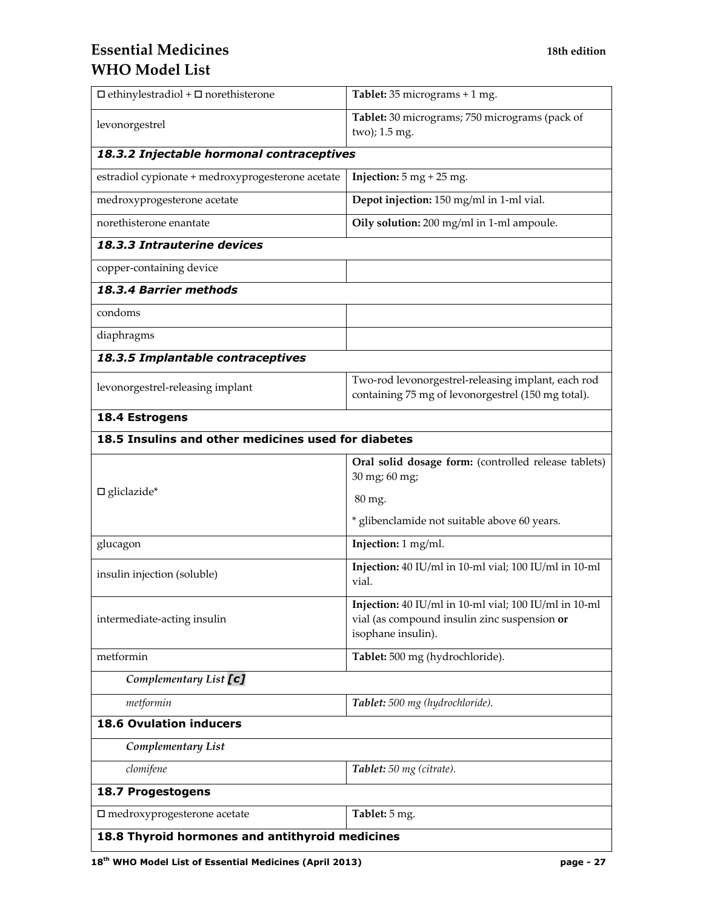| | |
|---|---|
| □ ethinylestradiol + □ norethisterone | **Tablet:** 35 micrograms + 1 mg. |
| levonorgestrel | **Tablet:** 30 micrograms; 750 micrograms (pack of two); 1.5 mg. |
| ***18.3.2 Injectable hormonal contraceptives*** | |
| estradiol cypionate + medroxyprogesterone acetate | **Injection:** 5 mg + 25 mg. |
| medroxyprogesterone acetate | **Depot injection:** 150 mg/ml in 1-ml vial. |
| norethisterone enantate | **Oily solution:** 200 mg/ml in 1-ml ampoule. |
| ***18.3.3 Intrauterine devices*** | |
| copper-containing device | |
| ***18.3.4 Barrier methods*** | |
| condoms | |
| diaphragms | |
| ***18.3.5 Implantable contraceptives*** | |
| levonorgestrel-releasing implant | Two-rod levonorgestrel-releasing implant, each rod containing 75 mg of levonorgestrel (150 mg total). |
| **18.4 Estrogens** | |
| **18.5 Insulins and other medicines used for diabetes** | |
| □ gliclazide* | **Oral solid dosage form:** (controlled release tablets) 30 mg; 60 mg; 80 mg. * glibenclamide not suitable above 60 years. |
| glucagon | **Injection:** 1 mg/ml. |
| insulin injection (soluble) | **Injection:** 40 IU/ml in 10-ml vial; 100 IU/ml in 10-ml vial. |
| intermediate-acting insulin | **Injection:** 40 IU/ml in 10-ml vial; 100 IU/ml in 10-ml vial (as compound insulin zinc suspension **or** isophane insulin). |
| metformin | **Tablet:** 500 mg (hydrochloride). |
| *Complementary List* ***[c]*** | |
| *metformin* | ***Tablet:*** *500 mg (hydrochloride).* |
| **18.6 Ovulation inducers** | |
| *Complementary List* | |
| *clomifene* | ***Tablet:*** *50 mg (citrate).* |
| **18.7 Progestogens** | |
| □ medroxyprogesterone acetate | **Tablet:** 5 mg. |
| **18.8 Thyroid hormones and antithyroid medicines** | |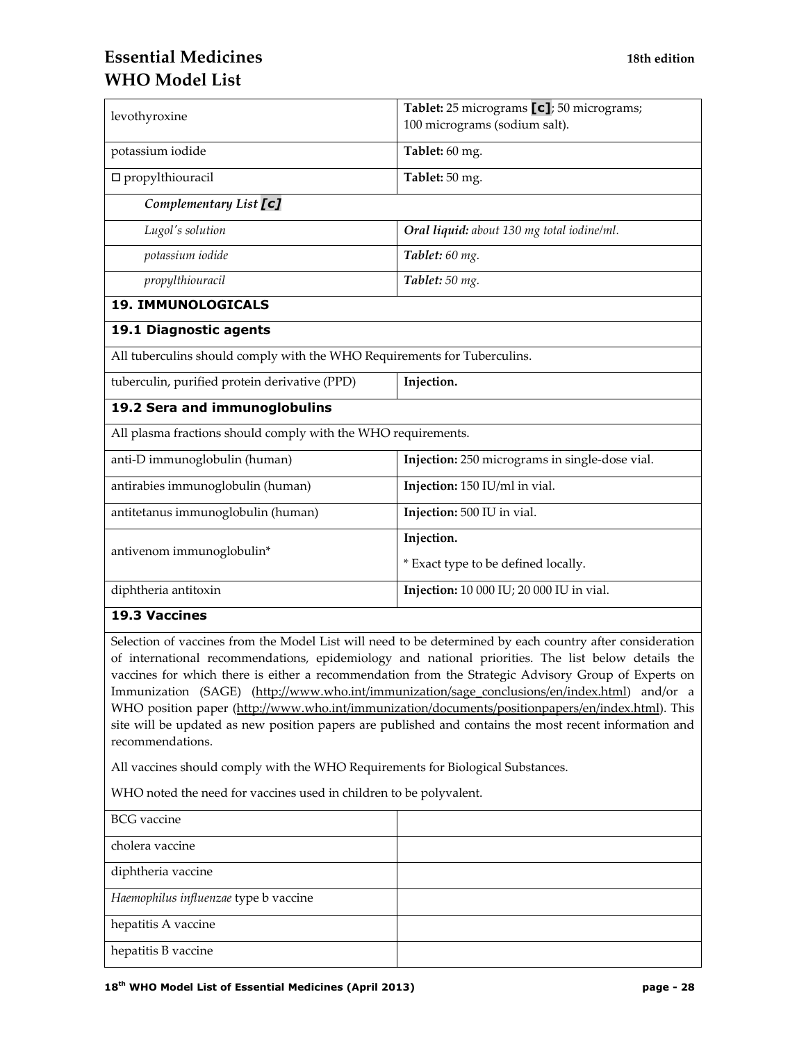| | |
|---|---|
| levothyroxine | **Tablet:** 25 micrograms **[c]**; 50 micrograms; 100 micrograms (sodium salt). |
| potassium iodide | **Tablet:** 60 mg. |
| □ propylthiouracil | **Tablet:** 50 mg. |
| ***Complementary List [c]*** | |
| *Lugol's solution* | ***Oral liquid:*** *about 130 mg total iodine/ml.* |
| *potassium iodide* | ***Tablet:*** *60 mg.* |
| *propylthiouracil* | ***Tablet:*** *50 mg.* |

## 19. IMMUNOLOGICALS

### 19.1 Diagnostic agents

All tuberculins should comply with the WHO Requirements for Tuberculins.

| | |
|---|---|
| tuberculin, purified protein derivative (PPD) | **Injection.** |

### 19.2 Sera and immunoglobulins

All plasma fractions should comply with the WHO requirements.

| | |
|---|---|
| anti-D immunoglobulin (human) | **Injection:** 250 micrograms in single-dose vial. |
| antirabies immunoglobulin (human) | **Injection:** 150 IU/ml in vial. |
| antitetanus immunoglobulin (human) | **Injection:** 500 IU in vial. |
| antivenom immunoglobulin* | **Injection.** * Exact type to be defined locally. |
| diphtheria antitoxin | **Injection:** 10 000 IU; 20 000 IU in vial. |

### 19.3 Vaccines

Selection of vaccines from the Model List will need to be determined by each country after consideration of international recommendations, epidemiology and national priorities. The list below details the vaccines for which there is either a recommendation from the Strategic Advisory Group of Experts on Immunization (SAGE) (http://www.who.int/immunization/sage_conclusions/en/index.html) and/or a WHO position paper (http://www.who.int/immunization/documents/positionpapers/en/index.html). This site will be updated as new position papers are published and contains the most recent information and recommendations.

All vaccines should comply with the WHO Requirements for Biological Substances.

WHO noted the need for vaccines used in children to be polyvalent.

| | |
|---|---|
| BCG vaccine | |
| cholera vaccine | |
| diphtheria vaccine | |
| *Haemophilus influenzae* type b vaccine | |
| hepatitis A vaccine | |
| hepatitis B vaccine | |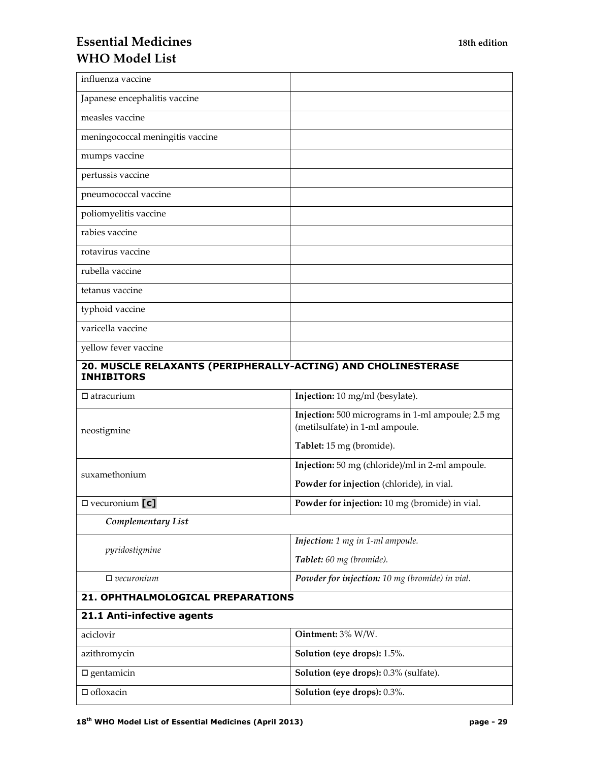| | |
|---|---|
| influenza vaccine | |
| Japanese encephalitis vaccine | |
| measles vaccine | |
| meningococcal meningitis vaccine | |
| mumps vaccine | |
| pertussis vaccine | |
| pneumococcal vaccine | |
| poliomyelitis vaccine | |
| rabies vaccine | |
| rotavirus vaccine | |
| rubella vaccine | |
| tetanus vaccine | |
| typhoid vaccine | |
| varicella vaccine | |
| yellow fever vaccine | |
| **20. MUSCLE RELAXANTS (PERIPHERALLY-ACTING) AND CHOLINESTERASE INHIBITORS** | |
| □ atracurium | **Injection:** 10 mg/ml (besylate). |
| neostigmine | **Injection:** 500 micrograms in 1-ml ampoule; 2.5 mg (metilsulfate) in 1-ml ampoule.<br>**Tablet:** 15 mg (bromide). |
| suxamethonium | **Injection:** 50 mg (chloride)/ml in 2-ml ampoule.<br>**Powder for injection** (chloride), in vial. |
| □ vecuronium **[c]** | **Powder for injection:** 10 mg (bromide) in vial. |
| ***Complementary List*** | |
| *pyridostigmine* | ***Injection:** 1 mg in 1-ml ampoule.*<br>***Tablet:** 60 mg (bromide).* |
| □ *vecuronium* | ***Powder for injection:** 10 mg (bromide) in vial.* |
| **21. OPHTHALMOLOGICAL PREPARATIONS** | |
| **21.1 Anti-infective agents** | |
| aciclovir | **Ointment:** 3% W/W. |
| azithromycin | **Solution (eye drops):** 1.5%. |
| □ gentamicin | **Solution (eye drops):** 0.3% (sulfate). |
| □ ofloxacin | **Solution (eye drops):** 0.3%. |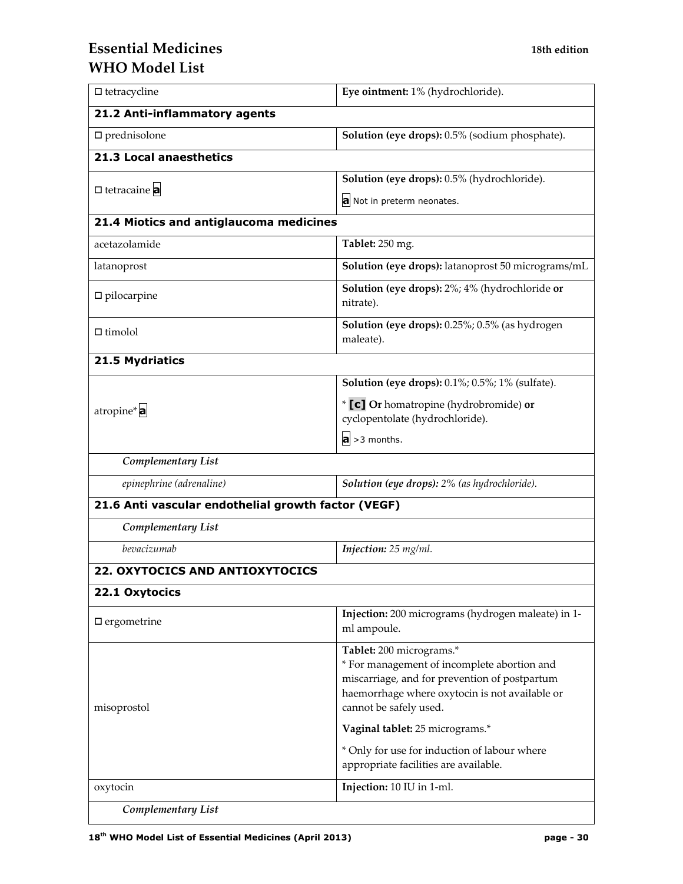| | |
|---|---|
| □ tetracycline | **Eye ointment:** 1% (hydrochloride). |
| **21.2 Anti-inflammatory agents** | |
| □ prednisolone | **Solution (eye drops):** 0.5% (sodium phosphate). |
| **21.3 Local anaesthetics** | |
| □ tetracaine **a** | **Solution (eye drops):** 0.5% (hydrochloride).<br>**a** Not in preterm neonates. |
| **21.4 Miotics and antiglaucoma medicines** | |
| acetazolamide | **Tablet:** 250 mg. |
| latanoprost | **Solution (eye drops):** latanoprost 50 micrograms/mL |
| □ pilocarpine | **Solution (eye drops):** 2%; 4% (hydrochloride **or** nitrate). |
| □ timolol | **Solution (eye drops):** 0.25%; 0.5% (as hydrogen maleate). |
| **21.5 Mydriatics** | |
| atropine* **a** | **Solution (eye drops):** 0.1%; 0.5%; 1% (sulfate).<br>* **[c]** **Or** homatropine (hydrobromide) **or** cyclopentolate (hydrochloride).<br>**a** >3 months. |
| *Complementary List* | |
| *epinephrine (adrenaline)* | ***Solution (eye drops):** 2% (as hydrochloride).* |
| **21.6 Anti vascular endothelial growth factor (VEGF)** | |
| *Complementary List* | |
| *bevacizumab* | ***Injection:** 25 mg/ml.* |
| **22. OXYTOCICS AND ANTIOXYTOCICS** | |
| **22.1 Oxytocics** | |
| □ ergometrine | **Injection:** 200 micrograms (hydrogen maleate) in 1-ml ampoule. |
| misoprostol | **Tablet:** 200 micrograms.*<br>* For management of incomplete abortion and miscarriage, and for prevention of postpartum haemorrhage where oxytocin is not available or cannot be safely used.<br>**Vaginal tablet:** 25 micrograms.*<br>* Only for use for induction of labour where appropriate facilities are available. |
| oxytocin | **Injection:** 10 IU in 1-ml. |
| *Complementary List* | |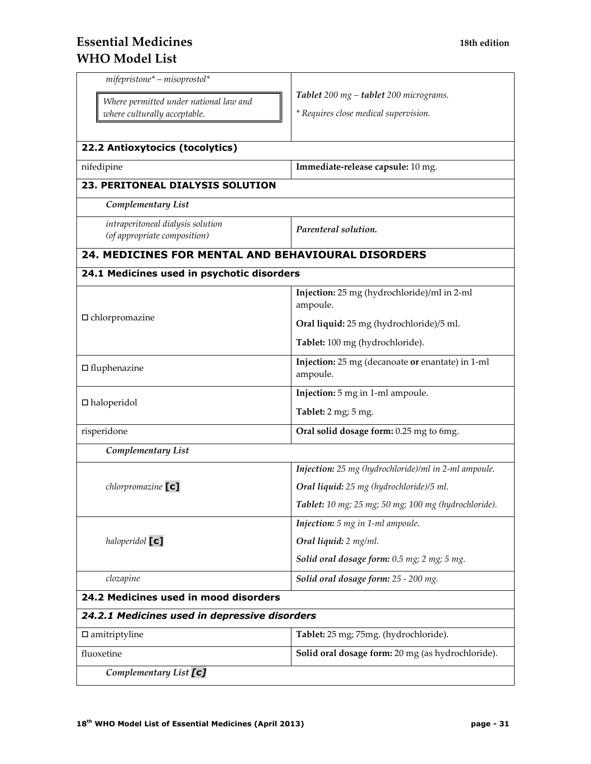| | |
|---|---|
| *mifepristone\* – misoprostol\**<br>*Where permitted under national law and where culturally acceptable.* | ***Tablet*** *200 mg –* ***tablet*** *200 micrograms.*<br>*\* Requires close medical supervision.* |
| **22.2 Antioxytocics (tocolytics)** | |
| nifedipine | **Immediate-release capsule:** 10 mg. |
| **23. PERITONEAL DIALYSIS SOLUTION** | |
| *Complementary List* | |
| *intraperitoneal dialysis solution (of appropriate composition)* | ***Parenteral solution.*** |
| **24. MEDICINES FOR MENTAL AND BEHAVIOURAL DISORDERS** | |
| **24.1 Medicines used in psychotic disorders** | |
| □ chlorpromazine | **Injection:** 25 mg (hydrochloride)/ml in 2-ml ampoule.<br>**Oral liquid:** 25 mg (hydrochloride)/5 ml.<br>**Tablet:** 100 mg (hydrochloride). |
| □ fluphenazine | **Injection:** 25 mg (decanoate **or** enantate) in 1-ml ampoule. |
| □ haloperidol | **Injection:** 5 mg in 1-ml ampoule.<br>**Tablet:** 2 mg; 5 mg. |
| risperidone | **Oral solid dosage form:** 0.25 mg to 6mg. |
| *Complementary List* | |
| *chlorpromazine* **[c]** | ***Injection:*** *25 mg (hydrochloride)/ml in 2-ml ampoule.*<br>***Oral liquid:*** *25 mg (hydrochloride)/5 ml.*<br>***Tablet:*** *10 mg; 25 mg; 50 mg; 100 mg (hydrochloride).* |
| *haloperidol* **[c]** | ***Injection:*** *5 mg in 1-ml ampoule.*<br>***Oral liquid:*** *2 mg/ml.*<br>***Solid oral dosage form:*** *0.5 mg; 2 mg; 5 mg.* |
| *clozapine* | ***Solid oral dosage form:*** *25 - 200 mg.* |
| **24.2 Medicines used in mood disorders** | |
| ***24.2.1 Medicines used in depressive disorders*** | |
| □ amitriptyline | **Tablet:** 25 mg; 75mg. (hydrochloride). |
| fluoxetine | **Solid oral dosage form:** 20 mg (as hydrochloride). |
| *Complementary List* ***[c]*** | |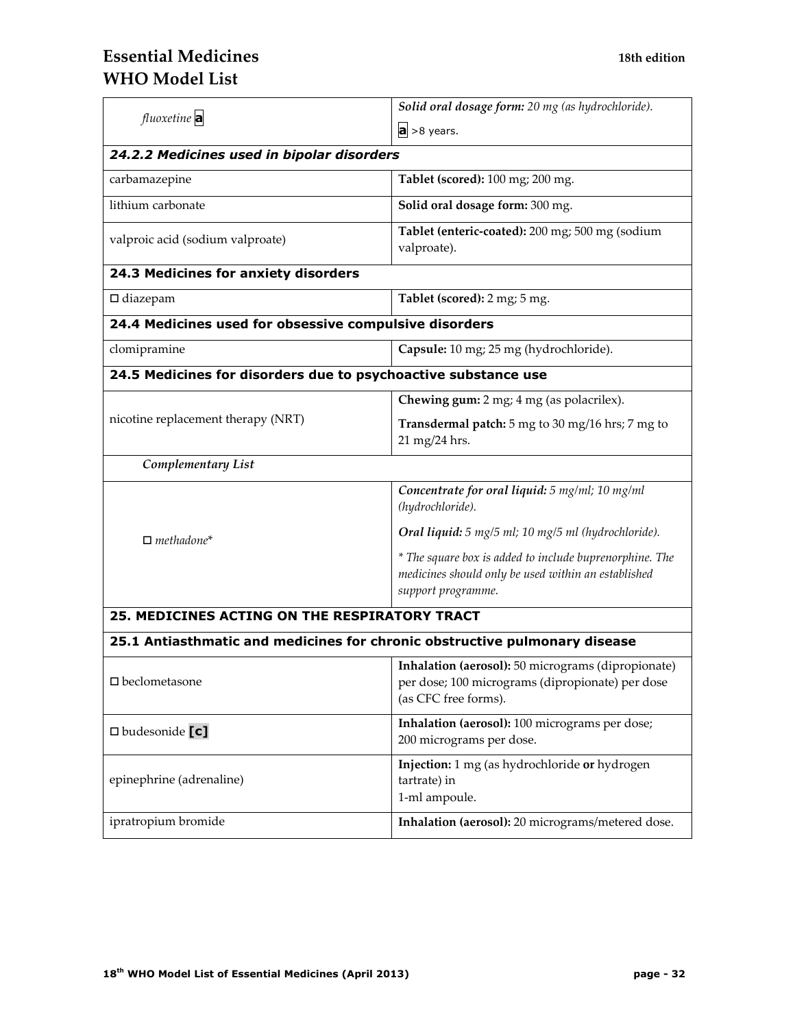| | |
|---|---|
| *fluoxetine* **a** | ***Solid oral dosage form:*** *20 mg (as hydrochloride).*<br>**a** >8 years. |
| ***24.2.2 Medicines used in bipolar disorders*** | |
| carbamazepine | **Tablet (scored):** 100 mg; 200 mg. |
| lithium carbonate | **Solid oral dosage form:** 300 mg. |
| valproic acid (sodium valproate) | **Tablet (enteric-coated):** 200 mg; 500 mg (sodium valproate). |
| **24.3 Medicines for anxiety disorders** | |
| □ diazepam | **Tablet (scored):** 2 mg; 5 mg. |
| **24.4 Medicines used for obsessive compulsive disorders** | |
| clomipramine | **Capsule:** 10 mg; 25 mg (hydrochloride). |
| **24.5 Medicines for disorders due to psychoactive substance use** | |
| nicotine replacement therapy (NRT) | **Chewing gum:** 2 mg; 4 mg (as polacrilex).<br>**Transdermal patch:** 5 mg to 30 mg/16 hrs; 7 mg to 21 mg/24 hrs. |
| ***Complementary List*** | |
| □ *methadone** | ***Concentrate for oral liquid:*** *5 mg/ml; 10 mg/ml (hydrochloride).*<br>***Oral liquid:*** *5 mg/5 ml; 10 mg/5 ml (hydrochloride).*<br>** The square box is added to include buprenorphine. The medicines should only be used within an established support programme.* |
| **25. MEDICINES ACTING ON THE RESPIRATORY TRACT** | |
| **25.1 Antiasthmatic and medicines for chronic obstructive pulmonary disease** | |
| □ beclometasone | **Inhalation (aerosol):** 50 micrograms (dipropionate) per dose; 100 micrograms (dipropionate) per dose (as CFC free forms). |
| □ budesonide **[c]** | **Inhalation (aerosol):** 100 micrograms per dose; 200 micrograms per dose. |
| epinephrine (adrenaline) | **Injection:** 1 mg (as hydrochloride **or** hydrogen tartrate) in 1-ml ampoule. |
| ipratropium bromide | **Inhalation (aerosol):** 20 micrograms/metered dose. |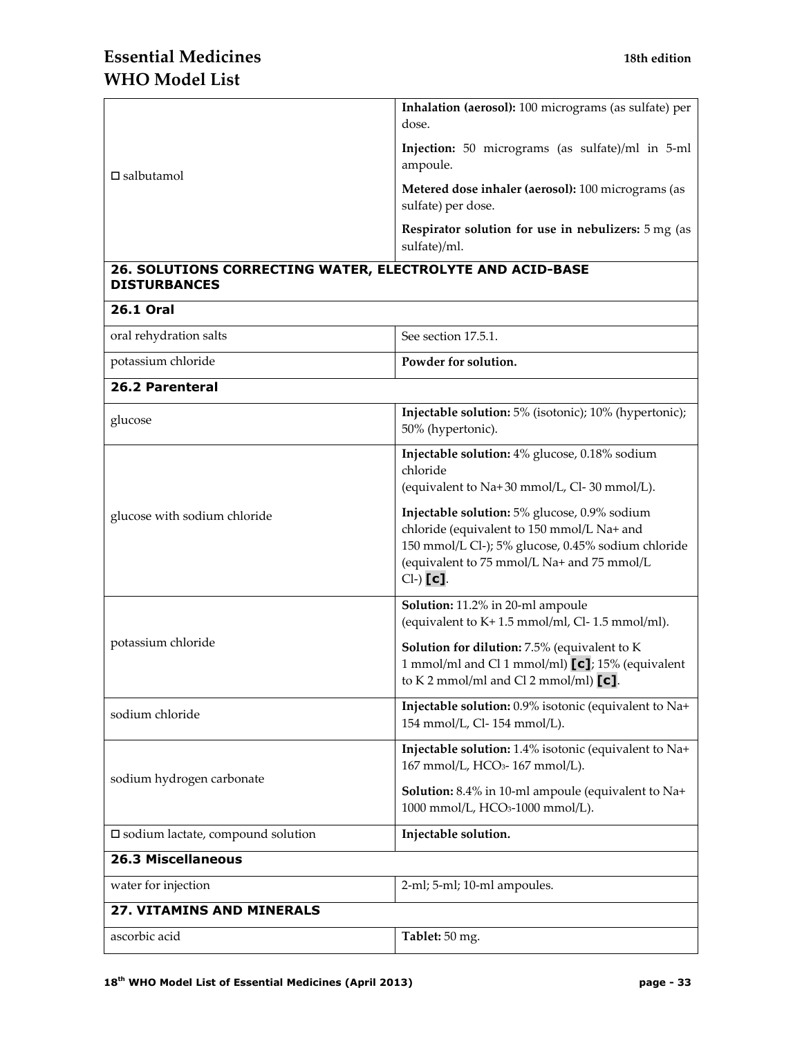| | |
|---|---|
| □ salbutamol | **Inhalation (aerosol):** 100 micrograms (as sulfate) per dose.<br>**Injection:** 50 micrograms (as sulfate)/ml in 5-ml ampoule.<br>**Metered dose inhaler (aerosol):** 100 micrograms (as sulfate) per dose.<br>**Respirator solution for use in nebulizers:** 5 mg (as sulfate)/ml. |
| **26. SOLUTIONS CORRECTING WATER, ELECTROLYTE AND ACID-BASE DISTURBANCES** | |
| **26.1 Oral** | |
| oral rehydration salts | See section 17.5.1. |
| potassium chloride | **Powder for solution.** |
| **26.2 Parenteral** | |
| glucose | **Injectable solution:** 5% (isotonic); 10% (hypertonic); 50% (hypertonic). |
| glucose with sodium chloride | **Injectable solution:** 4% glucose, 0.18% sodium chloride (equivalent to Na+ 30 mmol/L, Cl- 30 mmol/L).<br>**Injectable solution:** 5% glucose, 0.9% sodium chloride (equivalent to 150 mmol/L Na+ and 150 mmol/L Cl-); 5% glucose, 0.45% sodium chloride (equivalent to 75 mmol/L Na+ and 75 mmol/L Cl-) **[c]**. |
| potassium chloride | **Solution:** 11.2% in 20-ml ampoule (equivalent to K+ 1.5 mmol/ml, Cl- 1.5 mmol/ml).<br>**Solution for dilution:** 7.5% (equivalent to K 1 mmol/ml and Cl 1 mmol/ml) **[c]**; 15% (equivalent to K 2 mmol/ml and Cl 2 mmol/ml) **[c]**. |
| sodium chloride | **Injectable solution:** 0.9% isotonic (equivalent to Na+ 154 mmol/L, Cl- 154 mmol/L). |
| sodium hydrogen carbonate | **Injectable solution:** 1.4% isotonic (equivalent to Na+ 167 mmol/L, $HCO_3$- 167 mmol/L).<br>**Solution:** 8.4% in 10-ml ampoule (equivalent to Na+ 1000 mmol/L, $HCO_3$-1000 mmol/L). |
| □ sodium lactate, compound solution | **Injectable solution.** |
| **26.3 Miscellaneous** | |
| water for injection | 2-ml; 5-ml; 10-ml ampoules. |
| **27. VITAMINS AND MINERALS** | |
| ascorbic acid | **Tablet:** 50 mg. |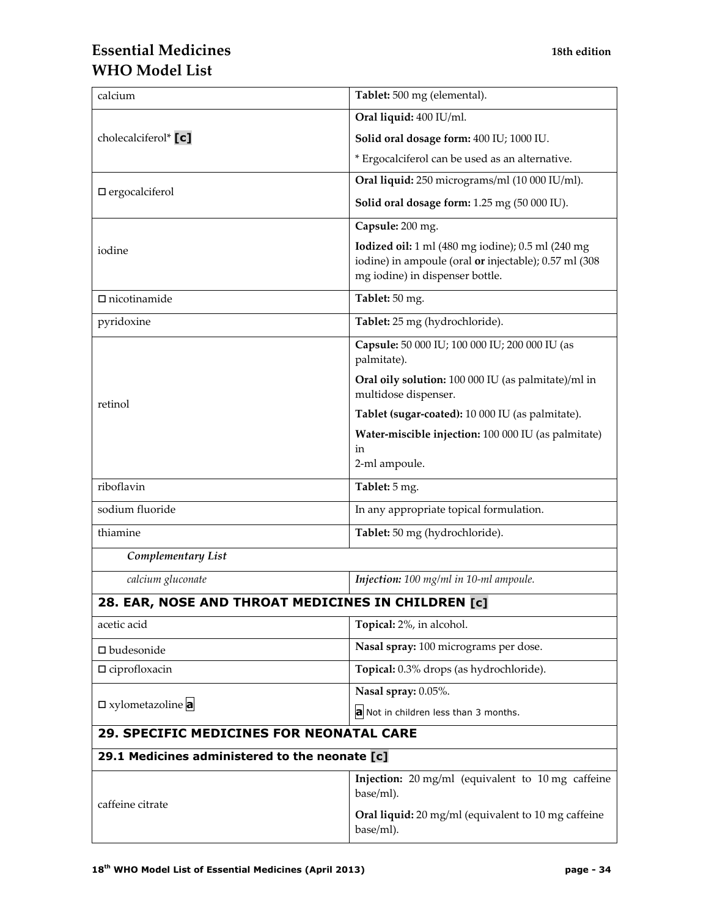| | |
|---|---|
| calcium | **Tablet:** 500 mg (elemental). |
| cholecalciferol* **[c]** | **Oral liquid:** 400 IU/ml.<br>**Solid oral dosage form:** 400 IU; 1000 IU.<br>* Ergocalciferol can be used as an alternative. |
| □ ergocalciferol | **Oral liquid:** 250 micrograms/ml (10 000 IU/ml).<br>**Solid oral dosage form:** 1.25 mg (50 000 IU). |
| iodine | **Capsule:** 200 mg.<br>**Iodized oil:** 1 ml (480 mg iodine); 0.5 ml (240 mg iodine) in ampoule (oral **or** injectable); 0.57 ml (308 mg iodine) in dispenser bottle. |
| □ nicotinamide | **Tablet:** 50 mg. |
| pyridoxine | **Tablet:** 25 mg (hydrochloride). |
| retinol | **Capsule:** 50 000 IU; 100 000 IU; 200 000 IU (as palmitate).<br>**Oral oily solution:** 100 000 IU (as palmitate)/ml in multidose dispenser.<br>**Tablet (sugar-coated):** 10 000 IU (as palmitate).<br>**Water-miscible injection:** 100 000 IU (as palmitate) in 2-ml ampoule. |
| riboflavin | **Tablet:** 5 mg. |
| sodium fluoride | In any appropriate topical formulation. |
| thiamine | **Tablet:** 50 mg (hydrochloride). |
| ***Complementary List*** | |
| *calcium gluconate* | ***Injection:*** *100 mg/ml in 10-ml ampoule.* |

## 28. EAR, NOSE AND THROAT MEDICINES IN CHILDREN [c]

| | |
|---|---|
| acetic acid | **Topical:** 2%, in alcohol. |
| □ budesonide | **Nasal spray:** 100 micrograms per dose. |
| □ ciprofloxacin | **Topical:** 0.3% drops (as hydrochloride). |
| □ xylometazoline **a** | **Nasal spray:** 0.05%.<br>**a** Not in children less than 3 months. |

## 29. SPECIFIC MEDICINES FOR NEONATAL CARE

### 29.1 Medicines administered to the neonate [c]

| | |
|---|---|
| caffeine citrate | **Injection:** 20 mg/ml (equivalent to 10 mg caffeine base/ml).<br>**Oral liquid:** 20 mg/ml (equivalent to 10 mg caffeine base/ml). |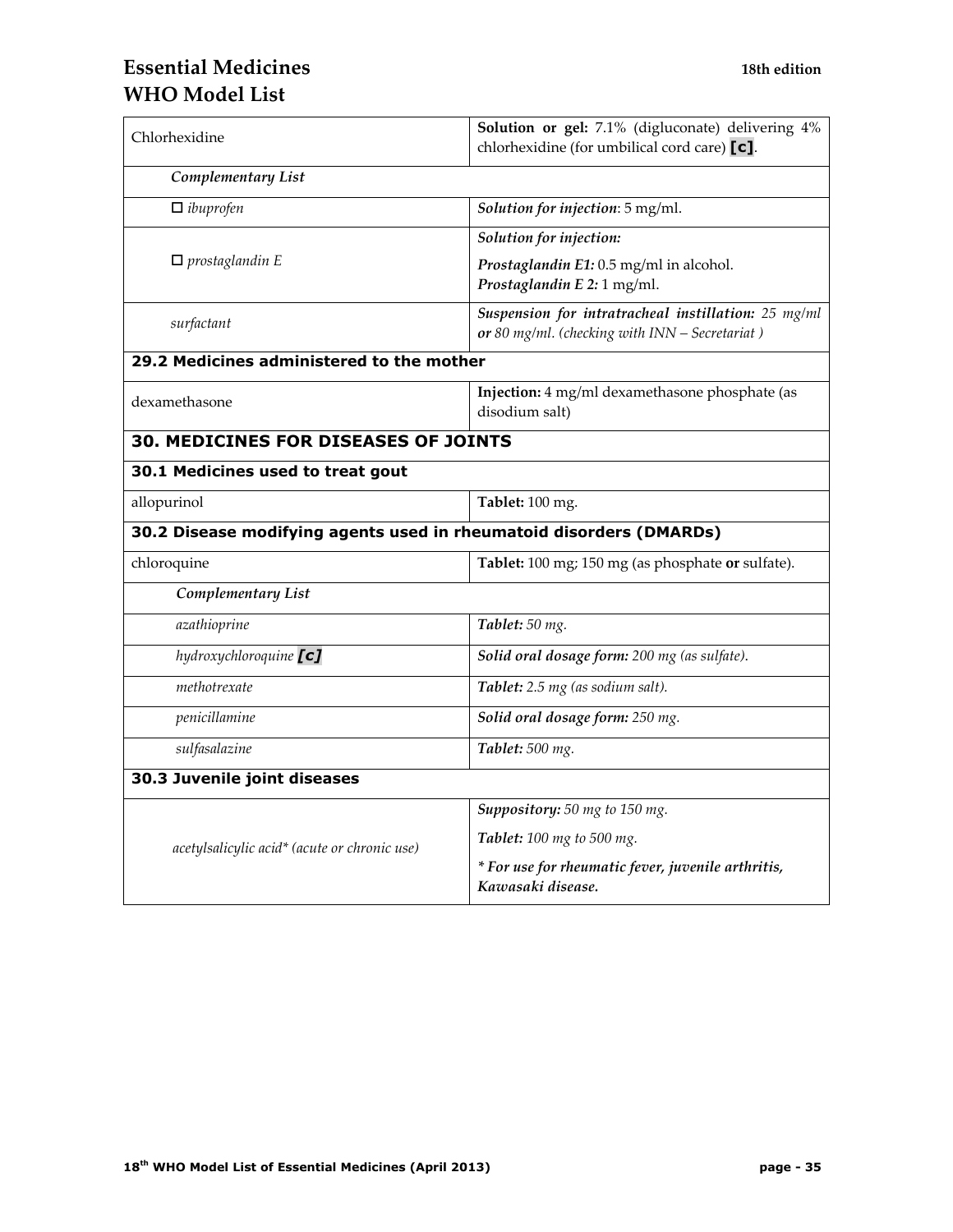| | |
|---|---|
| Chlorhexidine | **Solution or gel:** 7.1% (digluconate) delivering 4% chlorhexidine (for umbilical cord care) **[c]**. |
| ***Complementary List*** | |
| □ *ibuprofen* | ***Solution for injection***: 5 mg/ml. |
| □ *prostaglandin E* | ***Solution for injection:*** <br> ***Prostaglandin E1:*** 0.5 mg/ml in alcohol. <br> ***Prostaglandin E 2:*** 1 mg/ml. |
| *surfactant* | ***Suspension for intratracheal instillation:*** *25 mg/ml* ***or*** *80 mg/ml. (checking with INN – Secretariat )* |
| **29.2 Medicines administered to the mother** | |
| dexamethasone | **Injection:** 4 mg/ml dexamethasone phosphate (as disodium salt) |
| **30. MEDICINES FOR DISEASES OF JOINTS** | |
| **30.1 Medicines used to treat gout** | |
| allopurinol | **Tablet:** 100 mg. |
| **30.2 Disease modifying agents used in rheumatoid disorders (DMARDs)** | |
| chloroquine | **Tablet:** 100 mg; 150 mg (as phosphate **or** sulfate). |
| ***Complementary List*** | |
| *azathioprine* | ***Tablet:*** *50 mg.* |
| *hydroxychloroquine* ***[c]*** | ***Solid oral dosage form:*** *200 mg (as sulfate).* |
| *methotrexate* | ***Tablet:*** *2.5 mg (as sodium salt).* |
| *penicillamine* | ***Solid oral dosage form:*** *250 mg.* |
| *sulfasalazine* | ***Tablet:*** *500 mg.* |
| **30.3 Juvenile joint diseases** | |
| *acetylsalicylic acid\* (acute or chronic use)* | ***Suppository:*** *50 mg to 150 mg.* <br> ***Tablet:*** *100 mg to 500 mg.* <br> ***\* For use for rheumatic fever, juvenile arthritis, Kawasaki disease.*** |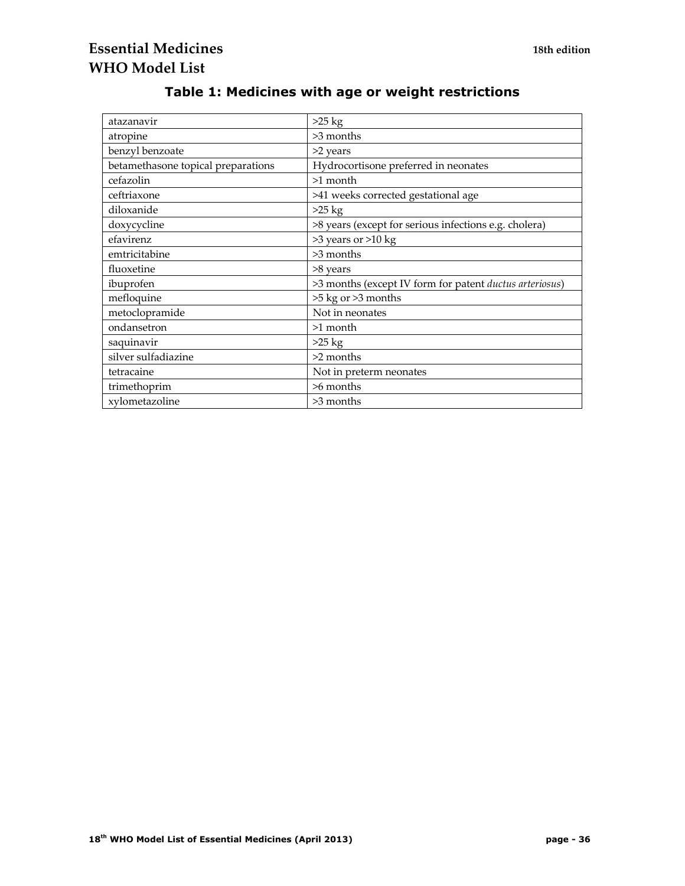## Table 1: Medicines with age or weight restrictions

| | |
|---|---|
| atazanavir | >25 kg |
| atropine | >3 months |
| benzyl benzoate | >2 years |
| betamethasone topical preparations | Hydrocortisone preferred in neonates |
| cefazolin | >1 month |
| ceftriaxone | >41 weeks corrected gestational age |
| diloxanide | >25 kg |
| doxycycline | >8 years (except for serious infections e.g. cholera) |
| efavirenz | >3 years or >10 kg |
| emtricitabine | >3 months |
| fluoxetine | >8 years |
| ibuprofen | >3 months (except IV form for patent *ductus arteriosus*) |
| mefloquine | >5 kg or >3 months |
| metoclopramide | Not in neonates |
| ondansetron | >1 month |
| saquinavir | >25 kg |
| silver sulfadiazine | >2 months |
| tetracaine | Not in preterm neonates |
| trimethoprim | >6 months |
| xylometazoline | >3 months |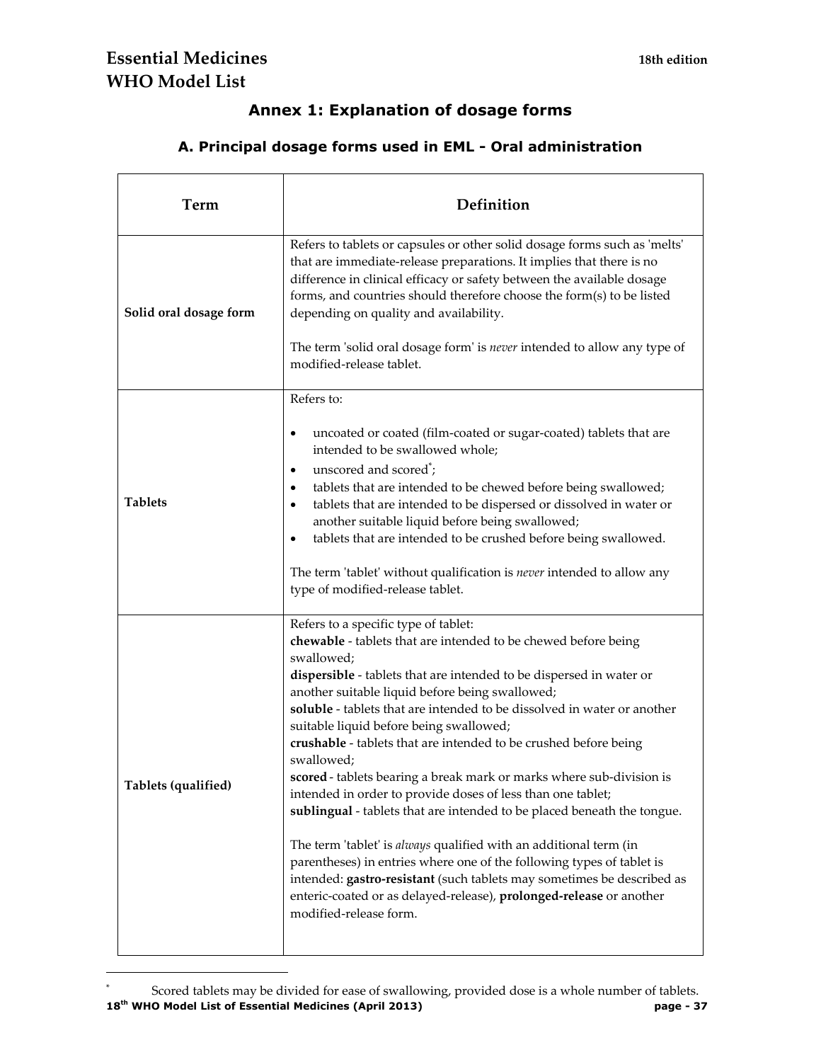## Annex 1: Explanation of dosage forms

### A. Principal dosage forms used in EML - Oral administration

| Term | Definition |
|---|---|
| **Solid oral dosage form** | Refers to tablets or capsules or other solid dosage forms such as 'melts' that are immediate-release preparations. It implies that there is no difference in clinical efficacy or safety between the available dosage forms, and countries should therefore choose the form(s) to be listed depending on quality and availability.<br><br>The term 'solid oral dosage form' is *never* intended to allow any type of modified-release tablet. |
| **Tablets** | Refers to:<br>• uncoated or coated (film-coated or sugar-coated) tablets that are intended to be swallowed whole;<br>• unscored and scored*;<br>• tablets that are intended to be chewed before being swallowed;<br>• tablets that are intended to be dispersed or dissolved in water or another suitable liquid before being swallowed;<br>• tablets that are intended to be crushed before being swallowed.<br><br>The term 'tablet' without qualification is *never* intended to allow any type of modified-release tablet. |
| **Tablets (qualified)** | Refers to a specific type of tablet:<br>**chewable** - tablets that are intended to be chewed before being swallowed;<br>**dispersible** - tablets that are intended to be dispersed in water or another suitable liquid before being swallowed;<br>**soluble** - tablets that are intended to be dissolved in water or another suitable liquid before being swallowed;<br>**crushable** - tablets that are intended to be crushed before being swallowed;<br>**scored** - tablets bearing a break mark or marks where sub-division is intended in order to provide doses of less than one tablet;<br>**sublingual** - tablets that are intended to be placed beneath the tongue.<br><br>The term 'tablet' is *always* qualified with an additional term (in parentheses) in entries where one of the following types of tablet is intended: **gastro-resistant** (such tablets may sometimes be described as enteric-coated or as delayed-release), **prolonged-release** or another modified-release form. |

* Scored tablets may be divided for ease of swallowing, provided dose is a whole number of tablets.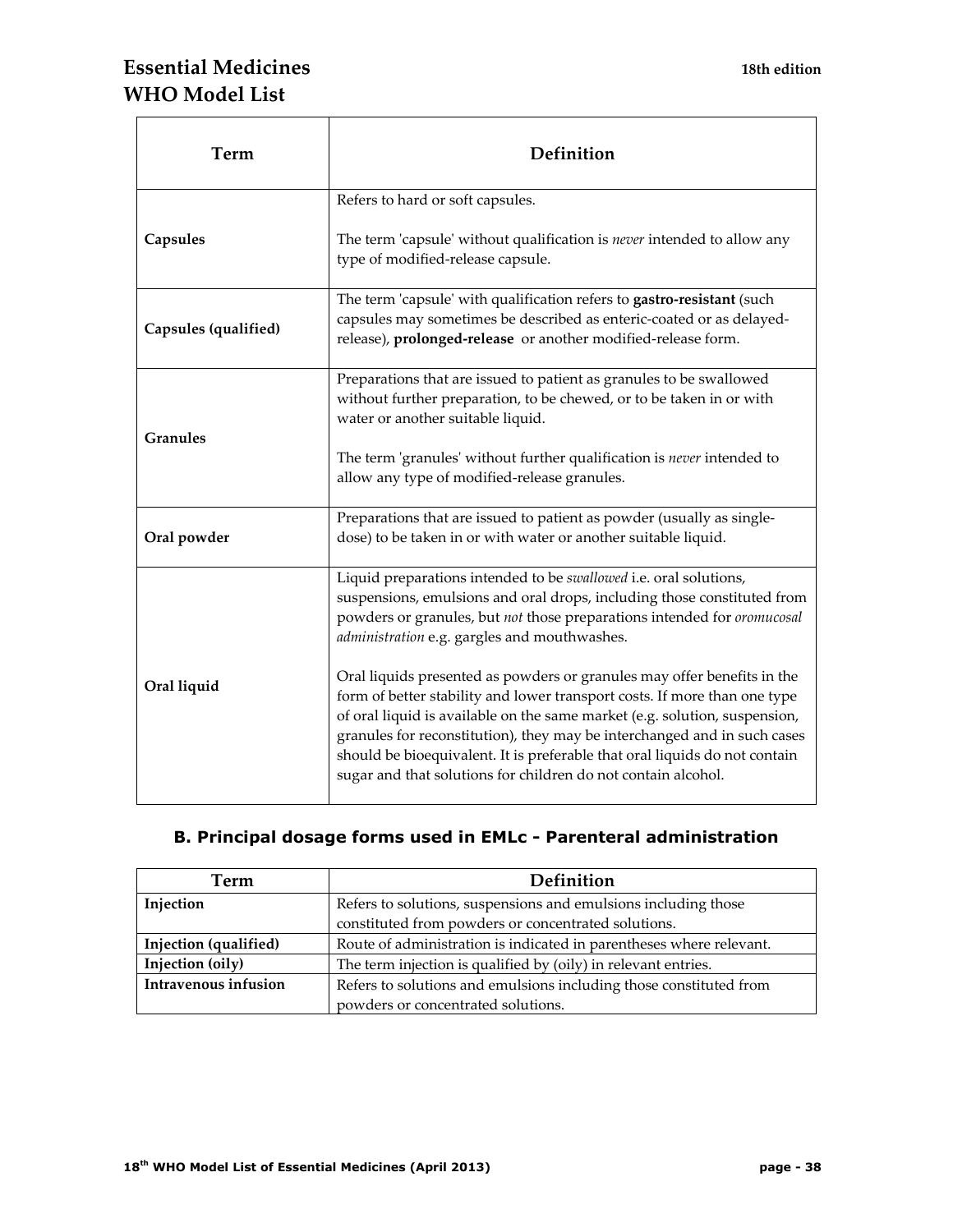| Term | Definition |
|---|---|
| **Capsules** | Refers to hard or soft capsules. The term 'capsule' without qualification is *never* intended to allow any type of modified-release capsule. |
| **Capsules (qualified)** | The term 'capsule' with qualification refers to **gastro-resistant** (such capsules may sometimes be described as enteric-coated or as delayed-release), **prolonged-release** or another modified-release form. |
| **Granules** | Preparations that are issued to patient as granules to be swallowed without further preparation, to be chewed, or to be taken in or with water or another suitable liquid. The term 'granules' without further qualification is *never* intended to allow any type of modified-release granules. |
| **Oral powder** | Preparations that are issued to patient as powder (usually as single-dose) to be taken in or with water or another suitable liquid. |
| **Oral liquid** | Liquid preparations intended to be *swallowed* i.e. oral solutions, suspensions, emulsions and oral drops, including those constituted from powders or granules, but *not* those preparations intended for *oromucosal administration* e.g. gargles and mouthwashes. Oral liquids presented as powders or granules may offer benefits in the form of better stability and lower transport costs. If more than one type of oral liquid is available on the same market (e.g. solution, suspension, granules for reconstitution), they may be interchanged and in such cases should be bioequivalent. It is preferable that oral liquids do not contain sugar and that solutions for children do not contain alcohol. |

## B. Principal dosage forms used in EMLc - Parenteral administration

| Term | Definition |
|---|---|
| **Injection** | Refers to solutions, suspensions and emulsions including those constituted from powders or concentrated solutions. |
| **Injection (qualified)** | Route of administration is indicated in parentheses where relevant. |
| **Injection (oily)** | The term injection is qualified by (oily) in relevant entries. |
| **Intravenous infusion** | Refers to solutions and emulsions including those constituted from powders or concentrated solutions. |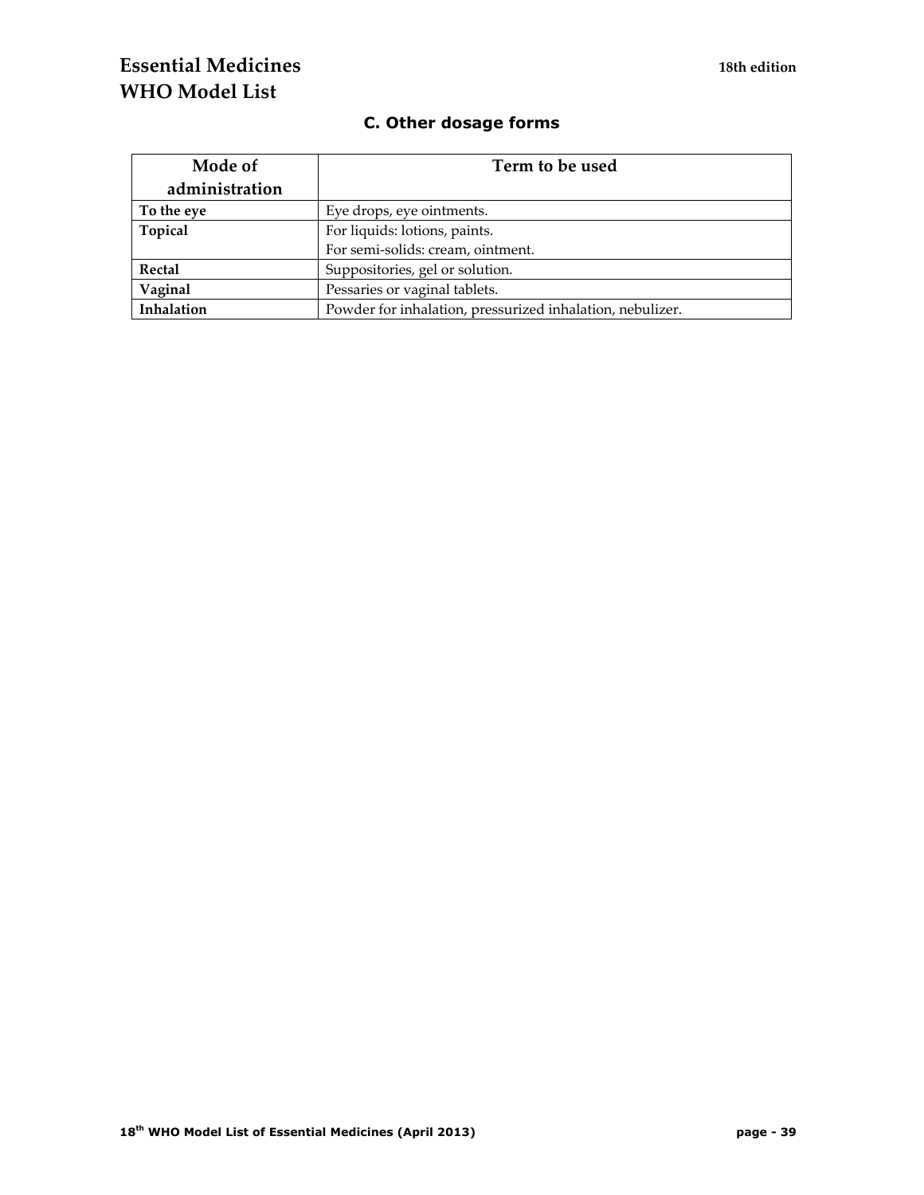### C. Other dosage forms

| Mode of administration | Term to be used |
| --- | --- |
| **To the eye** | Eye drops, eye ointments. |
| **Topical** | For liquids: lotions, paints.<br>For semi-solids: cream, ointment. |
| **Rectal** | Suppositories, gel or solution. |
| **Vaginal** | Pessaries or vaginal tablets. |
| **Inhalation** | Powder for inhalation, pressurized inhalation, nebulizer. |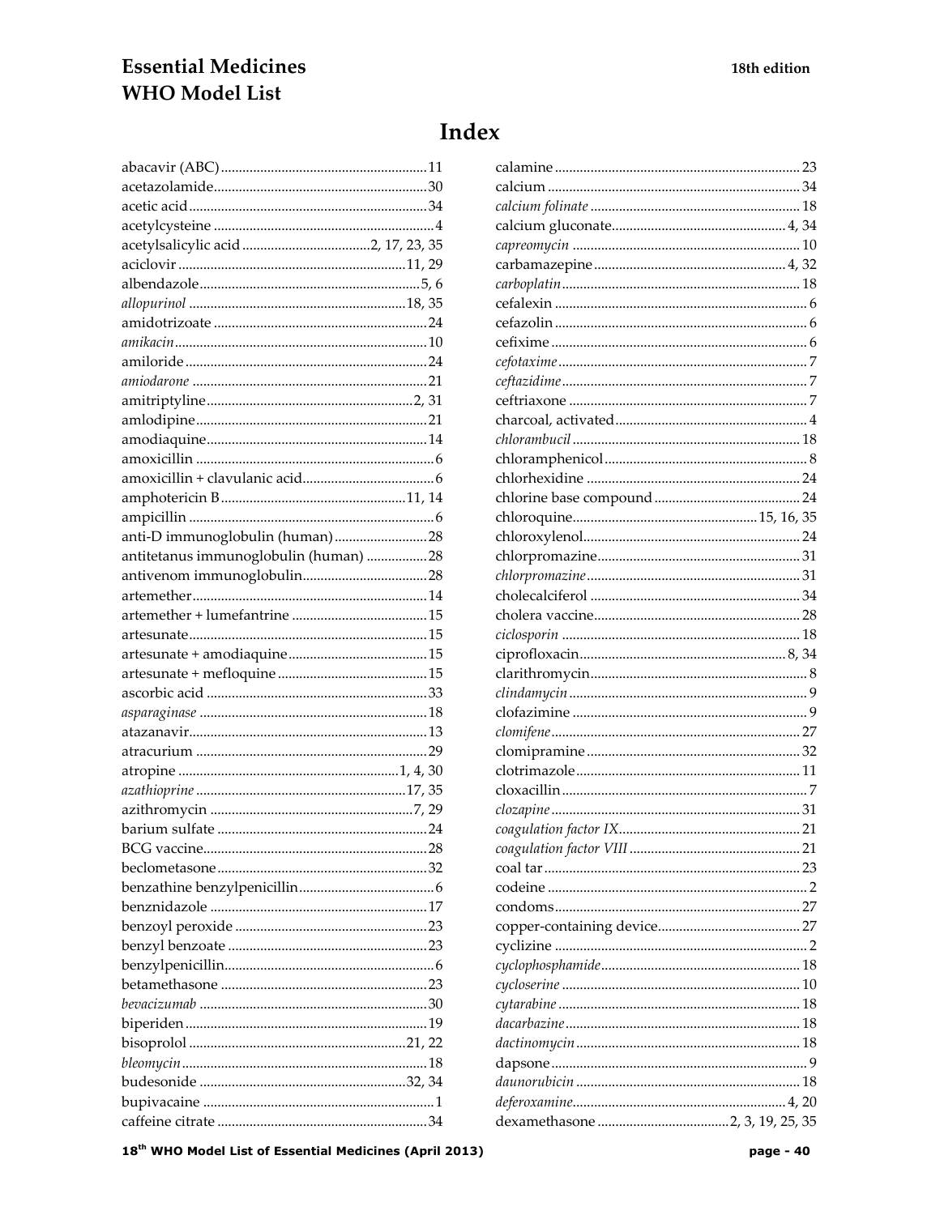# Index

abacavir (ABC) ........................................................ 11
acetazolamide ........................................................ 30
acetic acid ........................................................ 34
acetylcysteine ........................................................ 4
acetylsalicylic acid ........................................................ 2, 17, 23, 35
aciclovir ........................................................ 11, 29
albendazole ........................................................ 5, 6
*allopurinol* ........................................................ 18, 35
amidotrizoate ........................................................ 24
*amikacin* ........................................................ 10
amiloride ........................................................ 24
*amiodarone* ........................................................ 21
amitriptyline ........................................................ 2, 31
amlodipine ........................................................ 21
amodiaquine ........................................................ 14
amoxicillin ........................................................ 6
amoxicillin + clavulanic acid ........................................................ 6
amphotericin B ........................................................ 11, 14
ampicillin ........................................................ 6
anti-D immunoglobulin (human) ........................................................ 28
antitetanus immunoglobulin (human) ........................................................ 28
antivenom immunoglobulin ........................................................ 28
artemether ........................................................ 14
artemether + lumefantrine ........................................................ 15
artesunate ........................................................ 15
artesunate + amodiaquine ........................................................ 15
artesunate + mefloquine ........................................................ 15
ascorbic acid ........................................................ 33
*asparaginase* ........................................................ 18
atazanavir ........................................................ 13
atracurium ........................................................ 29
atropine ........................................................ 1, 4, 30
*azathioprine* ........................................................ 17, 35
azithromycin ........................................................ 7, 29
barium sulfate ........................................................ 24
BCG vaccine ........................................................ 28
beclometasone ........................................................ 32
benzathine benzylpenicillin ........................................................ 6
benznidazole ........................................................ 17
benzoyl peroxide ........................................................ 23
benzyl benzoate ........................................................ 23
benzylpenicillin ........................................................ 6
betamethasone ........................................................ 23
*bevacizumab* ........................................................ 30
biperiden ........................................................ 19
bisoprolol ........................................................ 21, 22
*bleomycin* ........................................................ 18
budesonide ........................................................ 32, 34
bupivacaine ........................................................ 1
caffeine citrate ........................................................ 34
calamine ........................................................ 23
calcium ........................................................ 34
*calcium folinate* ........................................................ 18
calcium gluconate ........................................................ 4, 34
*capreomycin* ........................................................ 10
carbamazepine ........................................................ 4, 32
*carboplatin* ........................................................ 18
cefalexin ........................................................ 6
cefazolin ........................................................ 6
cefixime ........................................................ 6
*cefotaxime* ........................................................ 7
*ceftazidime* ........................................................ 7
ceftriaxone ........................................................ 7
charcoal, activated ........................................................ 4
*chlorambucil* ........................................................ 18
chloramphenicol ........................................................ 8
chlorhexidine ........................................................ 24
chlorine base compound ........................................................ 24
chloroquine ........................................................ 15, 16, 35
chloroxylenol ........................................................ 24
chlorpromazine ........................................................ 31
*chlorpromazine* ........................................................ 31
cholecalciferol ........................................................ 34
cholera vaccine ........................................................ 28
*ciclosporin* ........................................................ 18
ciprofloxacin ........................................................ 8, 34
clarithromycin ........................................................ 8
*clindamycin* ........................................................ 9
clofazimine ........................................................ 9
*clomifene* ........................................................ 27
clomipramine ........................................................ 32
clotrimazole ........................................................ 11
cloxacillin ........................................................ 7
*clozapine* ........................................................ 31
*coagulation factor IX* ........................................................ 21
*coagulation factor VIII* ........................................................ 21
coal tar ........................................................ 23
codeine ........................................................ 2
condoms ........................................................ 27
copper-containing device ........................................................ 27
cyclizine ........................................................ 2
*cyclophosphamide* ........................................................ 18
*cycloserine* ........................................................ 10
*cytarabine* ........................................................ 18
*dacarbazine* ........................................................ 18
*dactinomycin* ........................................................ 18
dapsone ........................................................ 9
*daunorubicin* ........................................................ 18
*deferoxamine* ........................................................ 4, 20
dexamethasone ........................................................ 2, 3, 19, 25, 35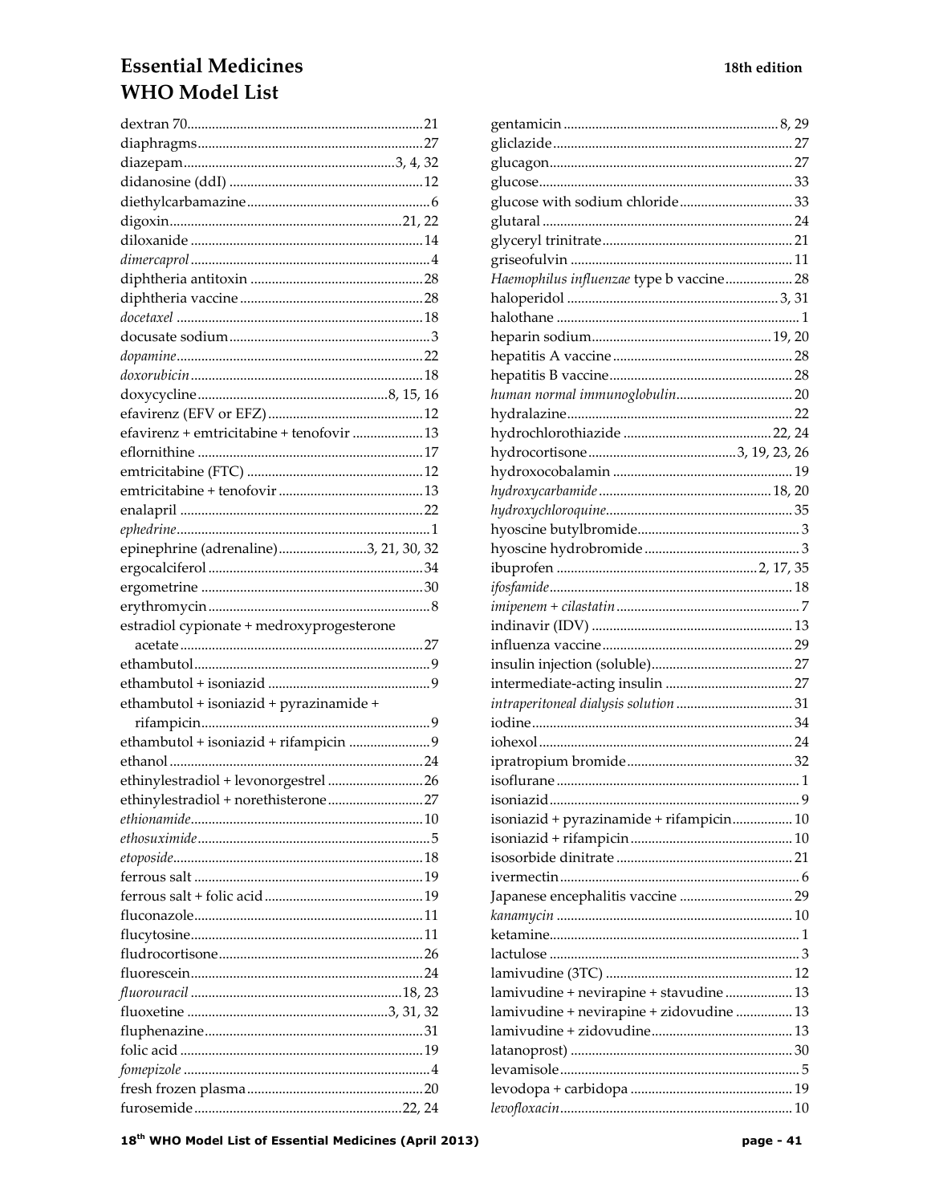dextran 70 ... 21
diaphragms ... 27
diazepam ... 3, 4, 32
didanosine (ddI) ... 12
diethylcarbamazine ... 6
digoxin ... 21, 22
diloxanide ... 14
*dimercaprol* ... 4
diphtheria antitoxin ... 28
diphtheria vaccine ... 28
*docetaxel* ... 18
docusate sodium ... 3
*dopamine* ... 22
*doxorubicin* ... 18
doxycycline ... 8, 15, 16
efavirenz (EFV or EFZ) ... 12
efavirenz + emtricitabine + tenofovir ... 13
eflornithine ... 17
emtricitabine (FTC) ... 12
emtricitabine + tenofovir ... 13
enalapril ... 22
*ephedrine* ... 1
epinephrine (adrenaline) ... 3, 21, 30, 32
ergocalciferol ... 34
ergometrine ... 30
erythromycin ... 8
estradiol cypionate + medroxyprogesterone acetate ... 27
ethambutol ... 9
ethambutol + isoniazid ... 9
ethambutol + isoniazid + pyrazinamide + rifampicin ... 9
ethambutol + isoniazid + rifampicin ... 9
ethanol ... 24
ethinylestradiol + levonorgestrel ... 26
ethinylestradiol + norethisterone ... 27
*ethionamide* ... 10
*ethosuximide* ... 5
*etoposide* ... 18
ferrous salt ... 19
ferrous salt + folic acid ... 19
fluconazole ... 11
flucytosine ... 11
fludrocortisone ... 26
fluorescein ... 24
*fluorouracil* ... 18, 23
fluoxetine ... 3, 31, 32
fluphenazine ... 31
folic acid ... 19
*fomepizole* ... 4
fresh frozen plasma ... 20
furosemide ... 22, 24

gentamicin ... 8, 29
gliclazide ... 27
glucagon ... 27
glucose ... 33
glucose with sodium chloride ... 33
glutaral ... 24
glyceryl trinitrate ... 21
griseofulvin ... 11
*Haemophilus influenzae* type b vaccine ... 28
haloperidol ... 3, 31
halothane ... 1
heparin sodium ... 19, 20
hepatitis A vaccine ... 28
hepatitis B vaccine ... 28
*human normal immunoglobulin* ... 20
hydralazine ... 22
hydrochlorothiazide ... 22, 24
hydrocortisone ... 3, 19, 23, 26
hydroxocobalamin ... 19
*hydroxycarbamide* ... 18, 20
*hydroxychloroquine* ... 35
hyoscine butylbromide ... 3
hyoscine hydrobromide ... 3
ibuprofen ... 2, 17, 35
*ifosfamide* ... 18
*imipenem + cilastatin* ... 7
indinavir (IDV) ... 13
influenza vaccine ... 29
insulin injection (soluble) ... 27
intermediate-acting insulin ... 27
*intraperitoneal dialysis solution* ... 31
iodine ... 34
iohexol ... 24
ipratropium bromide ... 32
isoflurane ... 1
isoniazid ... 9
isoniazid + pyrazinamide + rifampicin ... 10
isoniazid + rifampicin ... 10
isosorbide dinitrate ... 21
ivermectin ... 6
Japanese encephalitis vaccine ... 29
*kanamycin* ... 10
ketamine ... 1
lactulose ... 3
lamivudine (3TC) ... 12
lamivudine + nevirapine + stavudine ... 13
lamivudine + nevirapine + zidovudine ... 13
lamivudine + zidovudine ... 13
latanoprost) ... 30
levamisole ... 5
levodopa + carbidopa ... 19
*levofloxacin* ... 10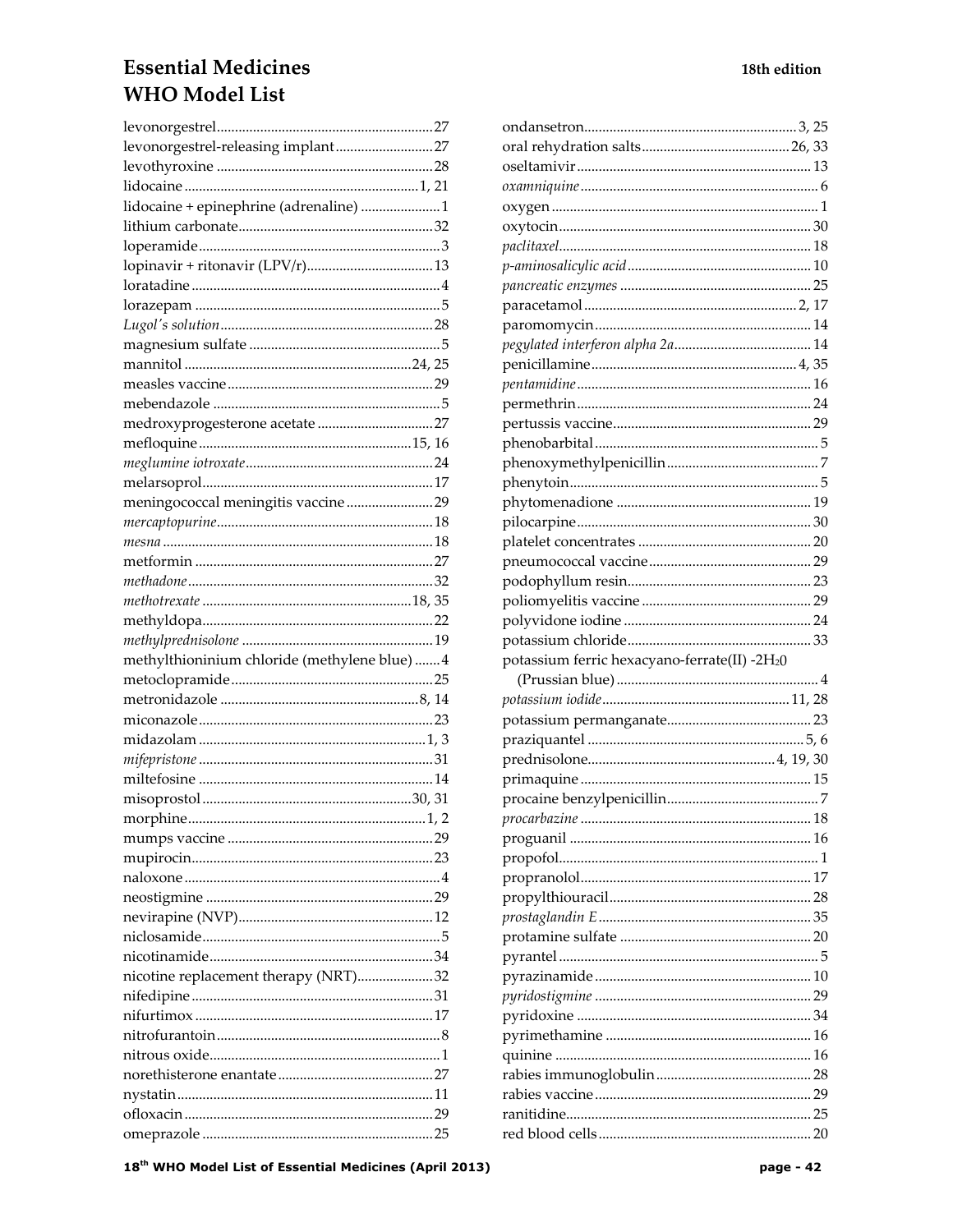levonorgestrel ........ 27
levonorgestrel-releasing implant ........ 27
levothyroxine ........ 28
lidocaine ........ 1, 21
lidocaine + epinephrine (adrenaline) ........ 1
lithium carbonate ........ 32
loperamide ........ 3
lopinavir + ritonavir (LPV/r) ........ 13
loratadine ........ 4
lorazepam ........ 5
*Lugol's solution* ........ 28
magnesium sulfate ........ 5
mannitol ........ 24, 25
measles vaccine ........ 29
mebendazole ........ 5
medroxyprogesterone acetate ........ 27
mefloquine ........ 15, 16
*meglumine iotroxate* ........ 24
melarsoprol ........ 17
meningococcal meningitis vaccine ........ 29
*mercaptopurine* ........ 18
*mesna* ........ 18
metformin ........ 27
*methadone* ........ 32
*methotrexate* ........ 18, 35
methyldopa ........ 22
*methylprednisolone* ........ 19
methylthioninium chloride (methylene blue) ........ 4
metoclopramide ........ 25
metronidazole ........ 8, 14
miconazole ........ 23
midazolam ........ 1, 3
*mifepristone* ........ 31
miltefosine ........ 14
misoprostol ........ 30, 31
morphine ........ 1, 2
mumps vaccine ........ 29
mupirocin ........ 23
naloxone ........ 4
neostigmine ........ 29
nevirapine (NVP) ........ 12
niclosamide ........ 5
nicotinamide ........ 34
nicotine replacement therapy (NRT) ........ 32
nifedipine ........ 31
nifurtimox ........ 17
nitrofurantoin ........ 8
nitrous oxide ........ 1
norethisterone enantate ........ 27
nystatin ........ 11
ofloxacin ........ 29
omeprazole ........ 25
ondansetron ........ 3, 25
oral rehydration salts ........ 26, 33
oseltamivir ........ 13
*oxamniquine* ........ 6
oxygen ........ 1
oxytocin ........ 30
*paclitaxel* ........ 18
*p-aminosalicylic acid* ........ 10
*pancreatic enzymes* ........ 25
paracetamol ........ 2, 17
paromomycin ........ 14
*pegylated interferon alpha 2a* ........ 14
penicillamine ........ 4, 35
*pentamidine* ........ 16
permethrin ........ 24
pertussis vaccine ........ 29
phenobarbital ........ 5
phenoxymethylpenicillin ........ 7
phenytoin ........ 5
phytomenadione ........ 19
pilocarpine ........ 30
platelet concentrates ........ 20
pneumococcal vaccine ........ 29
podophyllum resin ........ 23
poliomyelitis vaccine ........ 29
polyvidone iodine ........ 24
potassium chloride ........ 33
potassium ferric hexacyano-ferrate(II) $-2H_2O$ (Prussian blue) ........ 4
*potassium iodide* ........ 11, 28
potassium permanganate ........ 23
praziquantel ........ 5, 6
prednisolone ........ 4, 19, 30
primaquine ........ 15
procaine benzylpenicillin ........ 7
*procarbazine* ........ 18
proguanil ........ 16
propofol ........ 1
propranolol ........ 17
propylthiouracil ........ 28
*prostaglandin E* ........ 35
protamine sulfate ........ 20
pyrantel ........ 5
pyrazinamide ........ 10
*pyridostigmine* ........ 29
pyridoxine ........ 34
pyrimethamine ........ 16
quinine ........ 16
rabies immunoglobulin ........ 28
rabies vaccine ........ 29
ranitidine ........ 25
red blood cells ........ 20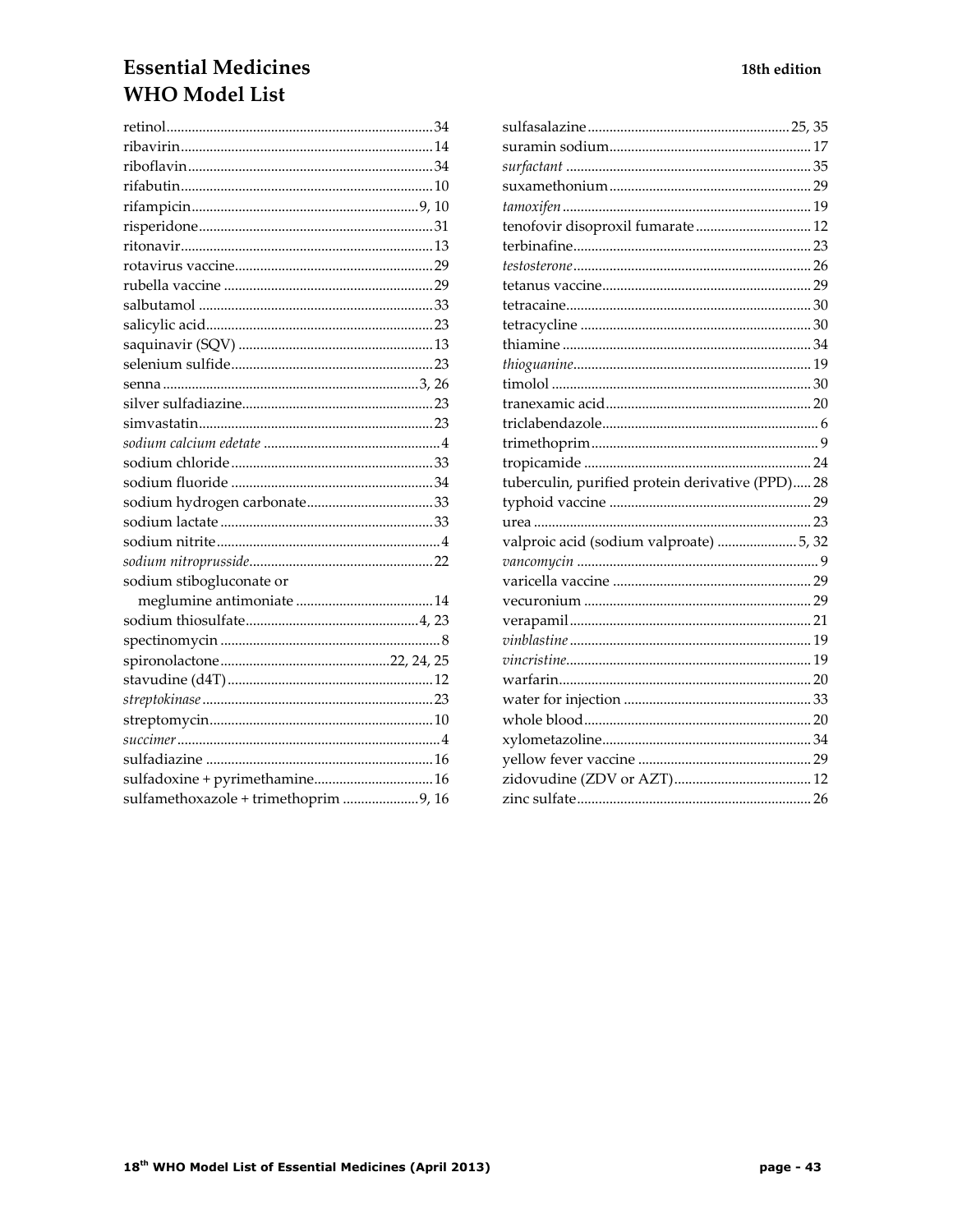retinol.........................................................................34
ribavirin.......................................................................14
riboflavin.....................................................................34
rifabutin.......................................................................10
rifampicin...................................................................9, 10
risperidone..................................................................31
ritonavir........................................................................13
rotavirus vaccine.........................................................29
rubella vaccine ............................................................29
salbutamol ...................................................................33
salicylic acid.................................................................23
saquinavir (SQV) ........................................................13
selenium sulfide...........................................................23
senna ........................................................................3, 26
silver sulfadiazine........................................................23
simvastatin...................................................................23
*sodium calcium edetate* ...................................................4
sodium chloride ...........................................................33
sodium fluoride ...........................................................34
sodium hydrogen carbonate......................................33
sodium lactate ..............................................................33
sodium nitrite .................................................................4
*sodium nitroprusside*.....................................................22
sodium stibogluconate or
    meglumine antimoniate ........................................14
sodium thiosulfate..................................................4, 23
spectinomycin ................................................................8
spironolactone ...................................................22, 24, 25
stavudine (d4T) ...........................................................12
*streptokinase* .................................................................23
streptomycin................................................................10
*succimer* ...........................................................................4
sulfadiazine .................................................................16
sulfadoxine + pyrimethamine...................................16
sulfamethoxazole + trimethoprim ......................9, 16
sulfasalazine ............................................................25, 35
suramin sodium............................................................17
*surfactant* ........................................................................35
suxamethonium............................................................29
*tamoxifen* .........................................................................19
tenofovir disoproxil fumarate ....................................12
terbinafine......................................................................23
*testosterone* ......................................................................26
tetanus vaccine..............................................................29
tetracaine........................................................................30
tetracycline ....................................................................30
thiamine .........................................................................34
*thioguanine*.......................................................................19
timolol ............................................................................30
tranexamic acid.............................................................20
triclabendazole................................................................6
trimethoprim ...................................................................9
tropicamide ...................................................................24
tuberculin, purified protein derivative (PPD).....28
typhoid vaccine ............................................................29
urea .................................................................................23
valproic acid (sodium valproate) .......................5, 32
*vancomycin* ........................................................................9
varicella vaccine ...........................................................29
vecuronium ...................................................................29
verapamil ......................................................................21
*vinblastine* .......................................................................19
*vincristine*........................................................................19
warfarin..........................................................................20
water for injection ........................................................33
whole blood...................................................................20
xylometazoline..............................................................34
yellow fever vaccine ....................................................29
zidovudine (ZDV or AZT)...........................................12
zinc sulfate.....................................................................26